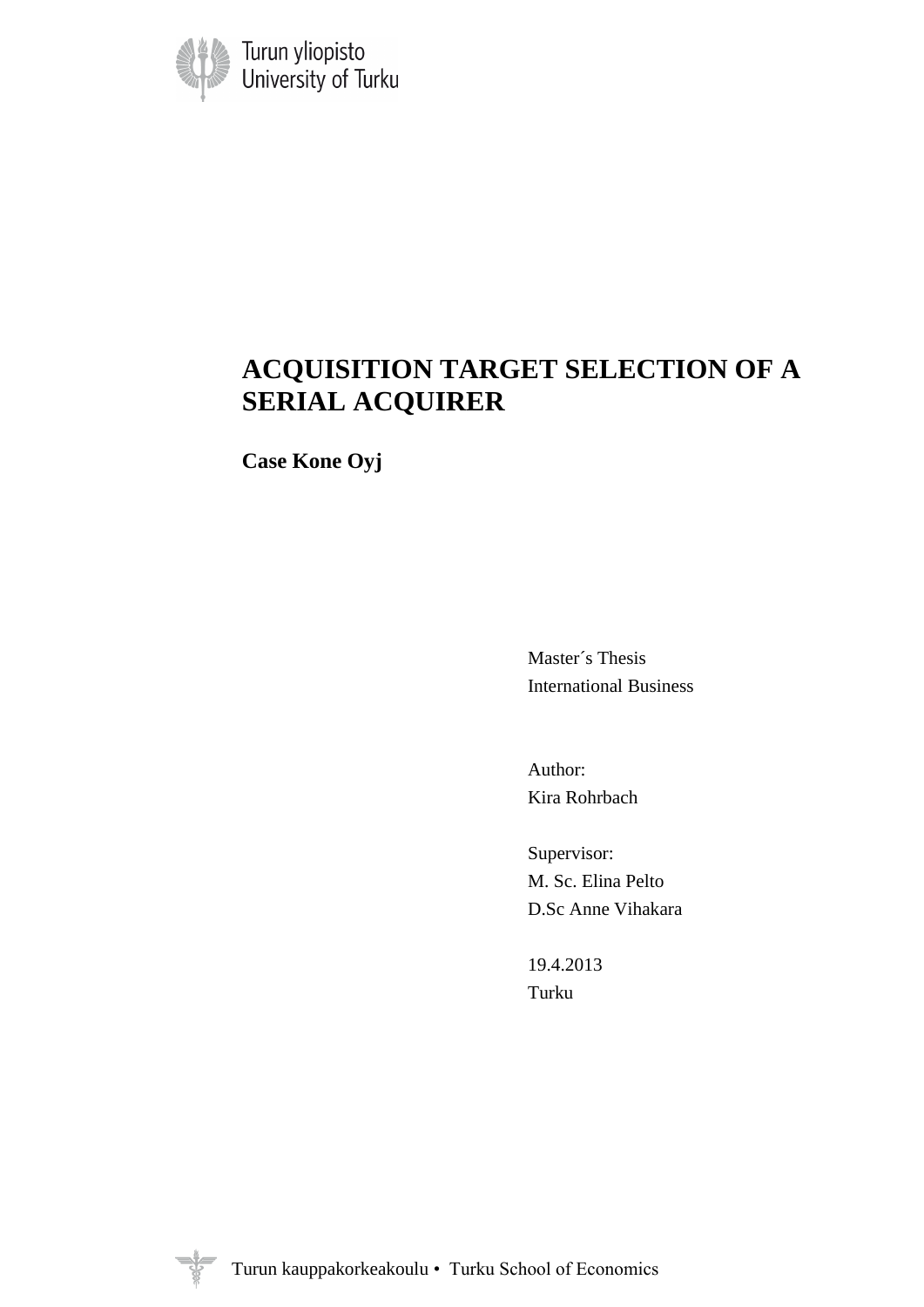Turun yliopisto
University of Turku

# ACQUISITION TARGET SELECTION OF A SERIAL ACQUIRER

**Case Kone Oyj**

Master´s Thesis
International Business

Author:
Kira Rohrbach

Supervisor:
M. Sc. Elina Pelto
D.Sc Anne Vihakara

19.4.2013
Turku

Turun kauppakorkeakoulu • Turku School of Economics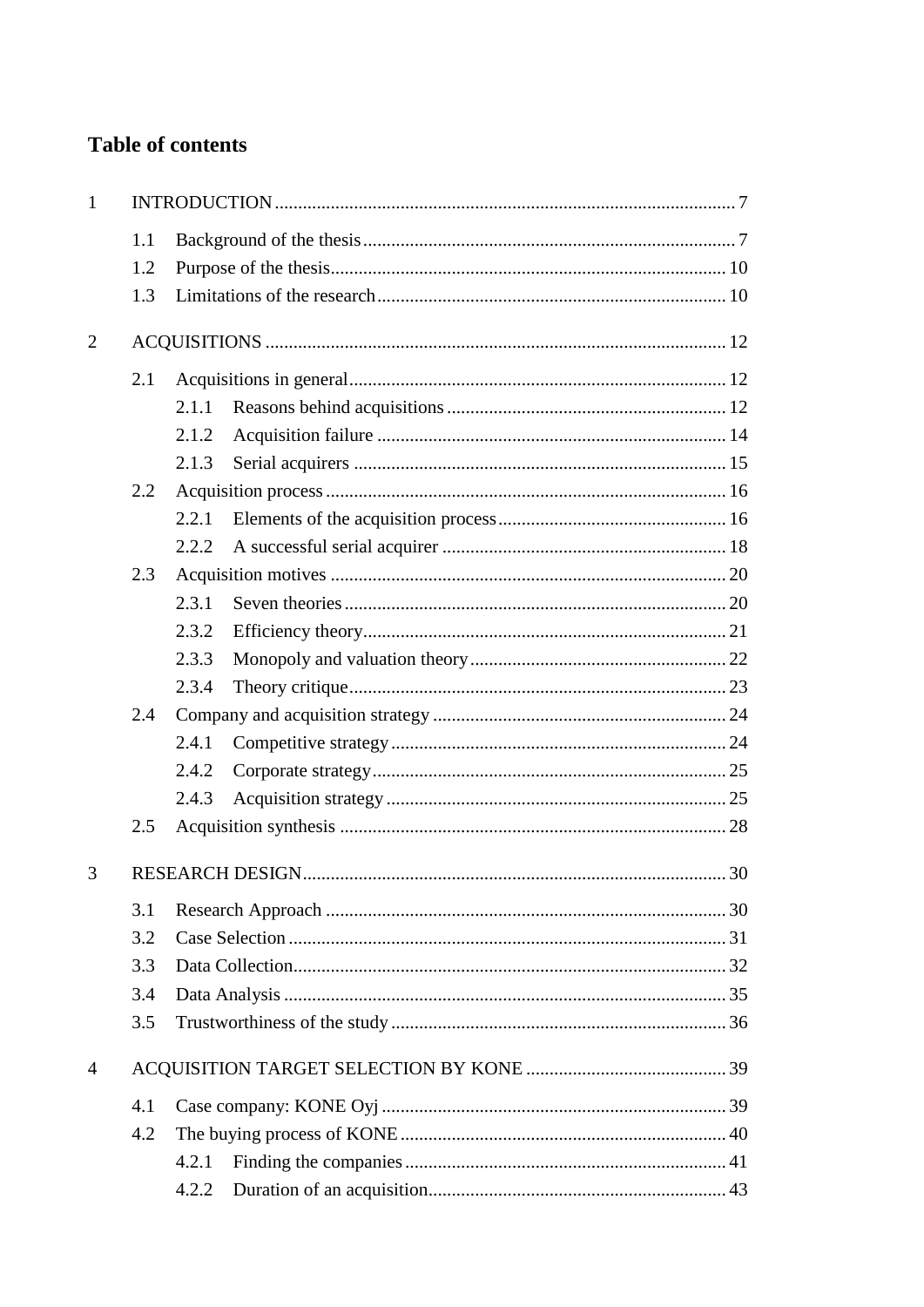# Table of contents

- 1 INTRODUCTION ... 7
  - 1.1 Background of the thesis ... 7
  - 1.2 Purpose of the thesis ... 10
  - 1.3 Limitations of the research ... 10
- 2 ACQUISITIONS ... 12
  - 2.1 Acquisitions in general ... 12
    - 2.1.1 Reasons behind acquisitions ... 12
    - 2.1.2 Acquisition failure ... 14
    - 2.1.3 Serial acquirers ... 15
  - 2.2 Acquisition process ... 16
    - 2.2.1 Elements of the acquisition process ... 16
    - 2.2.2 A successful serial acquirer ... 18
  - 2.3 Acquisition motives ... 20
    - 2.3.1 Seven theories ... 20
    - 2.3.2 Efficiency theory ... 21
    - 2.3.3 Monopoly and valuation theory ... 22
    - 2.3.4 Theory critique ... 23
  - 2.4 Company and acquisition strategy ... 24
    - 2.4.1 Competitive strategy ... 24
    - 2.4.2 Corporate strategy ... 25
    - 2.4.3 Acquisition strategy ... 25
  - 2.5 Acquisition synthesis ... 28
- 3 RESEARCH DESIGN ... 30
  - 3.1 Research Approach ... 30
  - 3.2 Case Selection ... 31
  - 3.3 Data Collection ... 32
  - 3.4 Data Analysis ... 35
  - 3.5 Trustworthiness of the study ... 36
- 4 ACQUISITION TARGET SELECTION BY KONE ... 39
  - 4.1 Case company: KONE Oyj ... 39
  - 4.2 The buying process of KONE ... 40
    - 4.2.1 Finding the companies ... 41
    - 4.2.2 Duration of an acquisition ... 43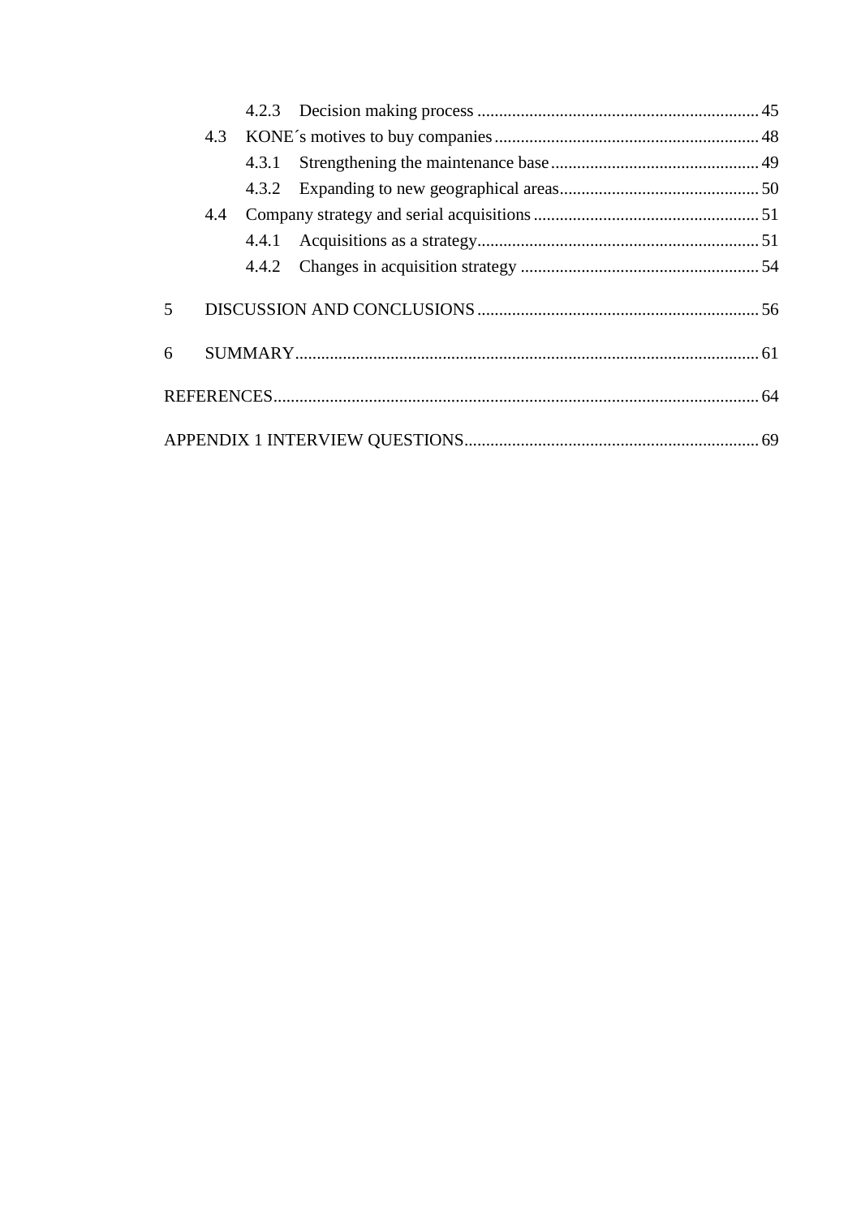4.2.3 Decision making process ........................................................................ 45

4.3 KONE´s motives to buy companies ............................................................. 48

4.3.1 Strengthening the maintenance base ................................................ 49

4.3.2 Expanding to new geographical areas .............................................. 50

4.4 Company strategy and serial acquisitions .................................................... 51

4.4.1 Acquisitions as a strategy ................................................................ 51

4.4.2 Changes in acquisition strategy ....................................................... 54

5 DISCUSSION AND CONCLUSIONS ............................................................... 56

6 SUMMARY ........................................................................................................ 61

REFERENCES ............................................................................................................. 64

APPENDIX 1 INTERVIEW QUESTIONS ................................................................... 69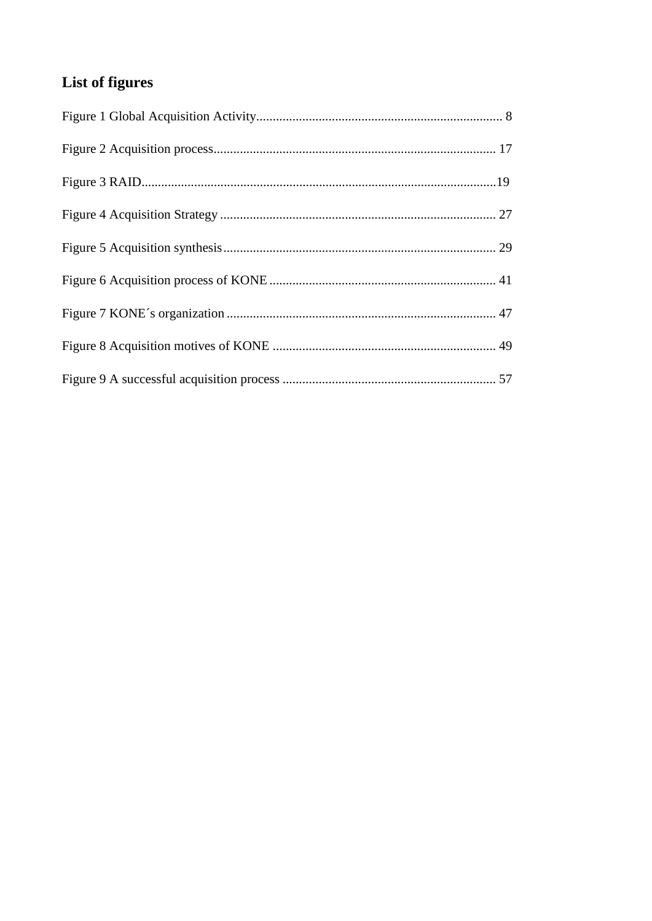## List of figures

Figure 1 Global Acquisition Activity........................................................................... 8

Figure 2 Acquisition process...................................................................................... 17

Figure 3 RAID...........................................................................................................19

Figure 4 Acquisition Strategy .................................................................................... 27

Figure 5 Acquisition synthesis................................................................................... 29

Figure 6 Acquisition process of KONE ..................................................................... 41

Figure 7 KONE´s organization .................................................................................. 47

Figure 8 Acquisition motives of KONE .................................................................... 49

Figure 9 A successful acquisition process ................................................................. 57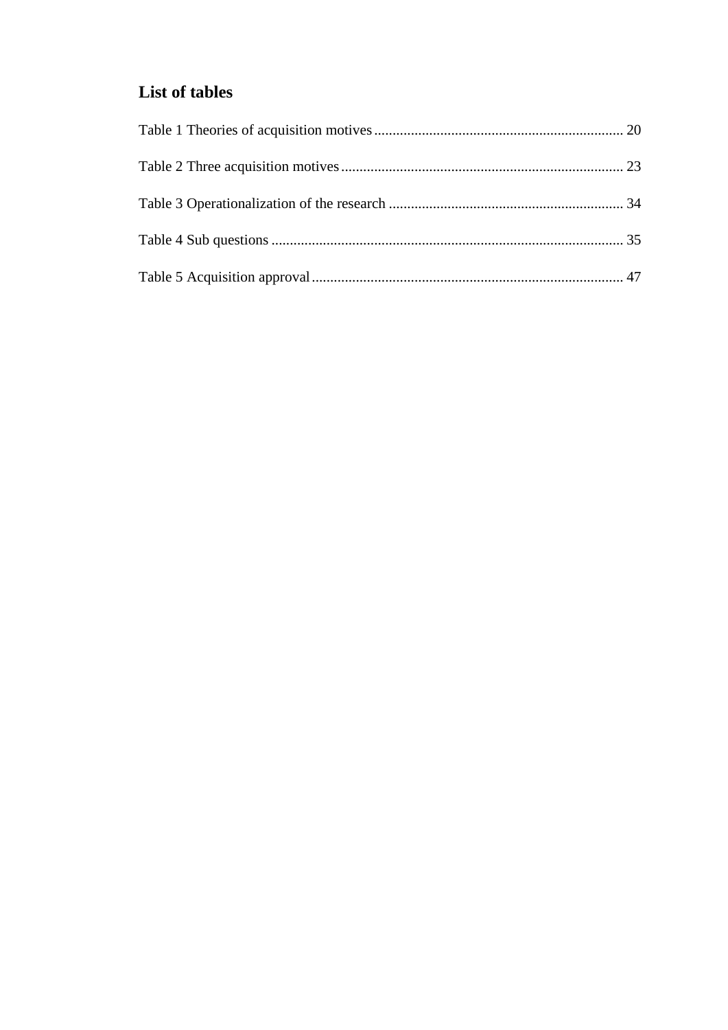## List of tables

Table 1 Theories of acquisition motives .................................................................... 20

Table 2 Three acquisition motives ............................................................................ 23

Table 3 Operationalization of the research ................................................................ 34

Table 4 Sub questions ................................................................................................ 35

Table 5 Acquisition approval ..................................................................................... 47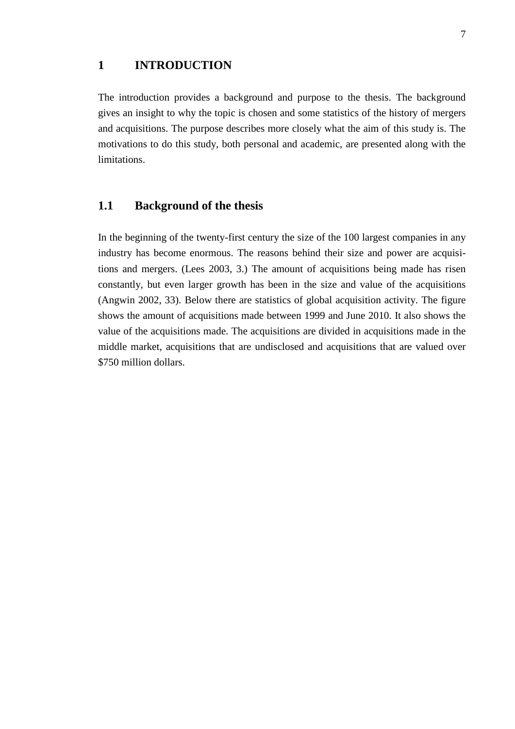# 1 INTRODUCTION

The introduction provides a background and purpose to the thesis. The background gives an insight to why the topic is chosen and some statistics of the history of mergers and acquisitions. The purpose describes more closely what the aim of this study is. The motivations to do this study, both personal and academic, are presented along with the limitations.

## 1.1 Background of the thesis

In the beginning of the twenty-first century the size of the 100 largest companies in any industry has become enormous. The reasons behind their size and power are acquisitions and mergers. (Lees 2003, 3.) The amount of acquisitions being made has risen constantly, but even larger growth has been in the size and value of the acquisitions (Angwin 2002, 33). Below there are statistics of global acquisition activity. The figure shows the amount of acquisitions made between 1999 and June 2010. It also shows the value of the acquisitions made. The acquisitions are divided in acquisitions made in the middle market, acquisitions that are undisclosed and acquisitions that are valued over $750 million dollars.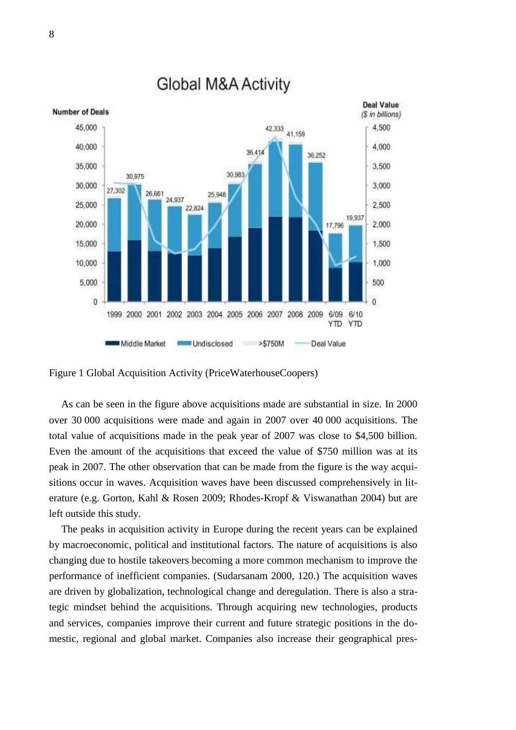Figure 1 Global Acquisition Activity (PriceWaterhouseCoopers)

As can be seen in the figure above acquisitions made are substantial in size. In 2000 over 30 000 acquisitions were made and again in 2007 over 40 000 acquisitions. The total value of acquisitions made in the peak year of 2007 was close to $4,500 billion. Even the amount of the acquisitions that exceed the value of $750 million was at its peak in 2007. The other observation that can be made from the figure is the way acquisitions occur in waves. Acquisition waves have been discussed comprehensively in literature (e.g. Gorton, Kahl & Rosen 2009; Rhodes-Kropf & Viswanathan 2004) but are left outside this study.

The peaks in acquisition activity in Europe during the recent years can be explained by macroeconomic, political and institutional factors. The nature of acquisitions is also changing due to hostile takeovers becoming a more common mechanism to improve the performance of inefficient companies. (Sudarsanam 2000, 120.) The acquisition waves are driven by globalization, technological change and deregulation. There is also a strategic mindset behind the acquisitions. Through acquiring new technologies, products and services, companies improve their current and future strategic positions in the domestic, regional and global market. Companies also increase their geographical pres-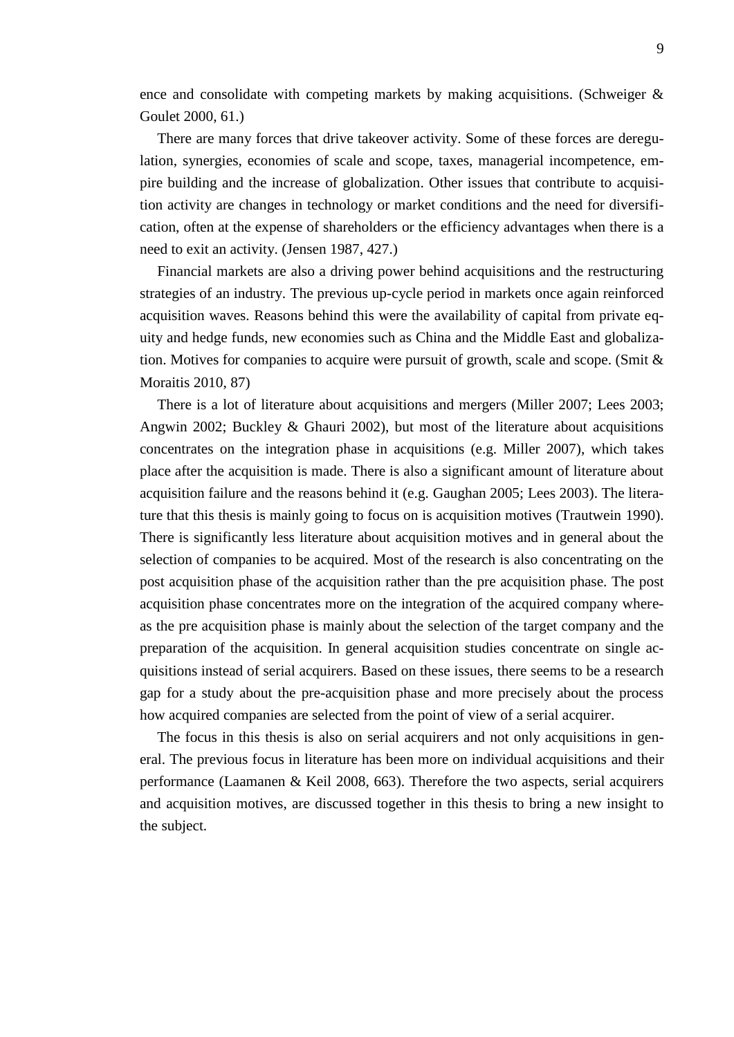ence and consolidate with competing markets by making acquisitions. (Schweiger & Goulet 2000, 61.)

There are many forces that drive takeover activity. Some of these forces are deregulation, synergies, economies of scale and scope, taxes, managerial incompetence, empire building and the increase of globalization. Other issues that contribute to acquisition activity are changes in technology or market conditions and the need for diversification, often at the expense of shareholders or the efficiency advantages when there is a need to exit an activity. (Jensen 1987, 427.)

Financial markets are also a driving power behind acquisitions and the restructuring strategies of an industry. The previous up-cycle period in markets once again reinforced acquisition waves. Reasons behind this were the availability of capital from private equity and hedge funds, new economies such as China and the Middle East and globalization. Motives for companies to acquire were pursuit of growth, scale and scope. (Smit & Moraitis 2010, 87)

There is a lot of literature about acquisitions and mergers (Miller 2007; Lees 2003; Angwin 2002; Buckley & Ghauri 2002), but most of the literature about acquisitions concentrates on the integration phase in acquisitions (e.g. Miller 2007), which takes place after the acquisition is made. There is also a significant amount of literature about acquisition failure and the reasons behind it (e.g. Gaughan 2005; Lees 2003). The literature that this thesis is mainly going to focus on is acquisition motives (Trautwein 1990). There is significantly less literature about acquisition motives and in general about the selection of companies to be acquired. Most of the research is also concentrating on the post acquisition phase of the acquisition rather than the pre acquisition phase. The post acquisition phase concentrates more on the integration of the acquired company whereas the pre acquisition phase is mainly about the selection of the target company and the preparation of the acquisition. In general acquisition studies concentrate on single acquisitions instead of serial acquirers. Based on these issues, there seems to be a research gap for a study about the pre-acquisition phase and more precisely about the process how acquired companies are selected from the point of view of a serial acquirer.

The focus in this thesis is also on serial acquirers and not only acquisitions in general. The previous focus in literature has been more on individual acquisitions and their performance (Laamanen & Keil 2008, 663). Therefore the two aspects, serial acquirers and acquisition motives, are discussed together in this thesis to bring a new insight to the subject.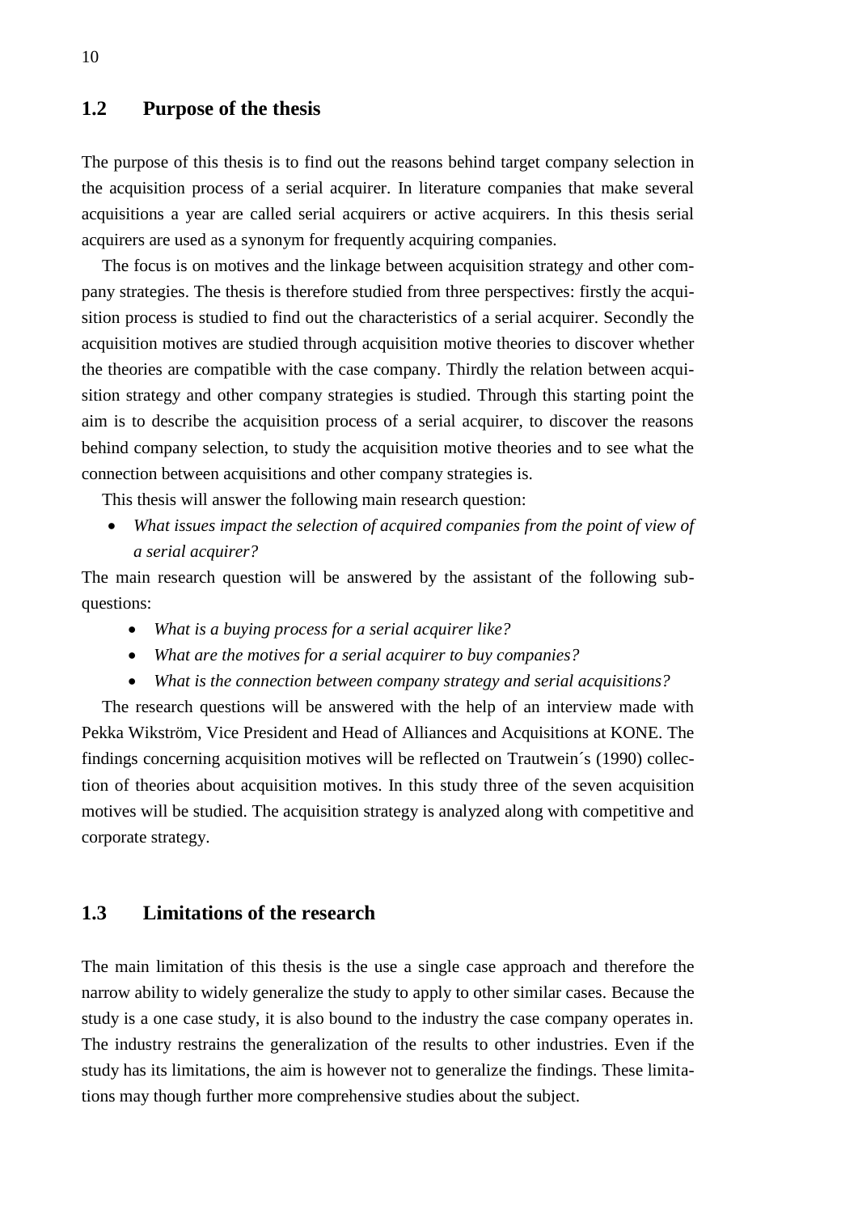## 1.2 Purpose of the thesis

The purpose of this thesis is to find out the reasons behind target company selection in the acquisition process of a serial acquirer. In literature companies that make several acquisitions a year are called serial acquirers or active acquirers. In this thesis serial acquirers are used as a synonym for frequently acquiring companies.

The focus is on motives and the linkage between acquisition strategy and other company strategies. The thesis is therefore studied from three perspectives: firstly the acquisition process is studied to find out the characteristics of a serial acquirer. Secondly the acquisition motives are studied through acquisition motive theories to discover whether the theories are compatible with the case company. Thirdly the relation between acquisition strategy and other company strategies is studied. Through this starting point the aim is to describe the acquisition process of a serial acquirer, to discover the reasons behind company selection, to study the acquisition motive theories and to see what the connection between acquisitions and other company strategies is.

This thesis will answer the following main research question:

- *What issues impact the selection of acquired companies from the point of view of a serial acquirer?*

The main research question will be answered by the assistant of the following sub-questions:

- *What is a buying process for a serial acquirer like?*
- *What are the motives for a serial acquirer to buy companies?*
- *What is the connection between company strategy and serial acquisitions?*

The research questions will be answered with the help of an interview made with Pekka Wikström, Vice President and Head of Alliances and Acquisitions at KONE. The findings concerning acquisition motives will be reflected on Trautwein´s (1990) collection of theories about acquisition motives. In this study three of the seven acquisition motives will be studied. The acquisition strategy is analyzed along with competitive and corporate strategy.

## 1.3 Limitations of the research

The main limitation of this thesis is the use a single case approach and therefore the narrow ability to widely generalize the study to apply to other similar cases. Because the study is a one case study, it is also bound to the industry the case company operates in. The industry restrains the generalization of the results to other industries. Even if the study has its limitations, the aim is however not to generalize the findings. These limitations may though further more comprehensive studies about the subject.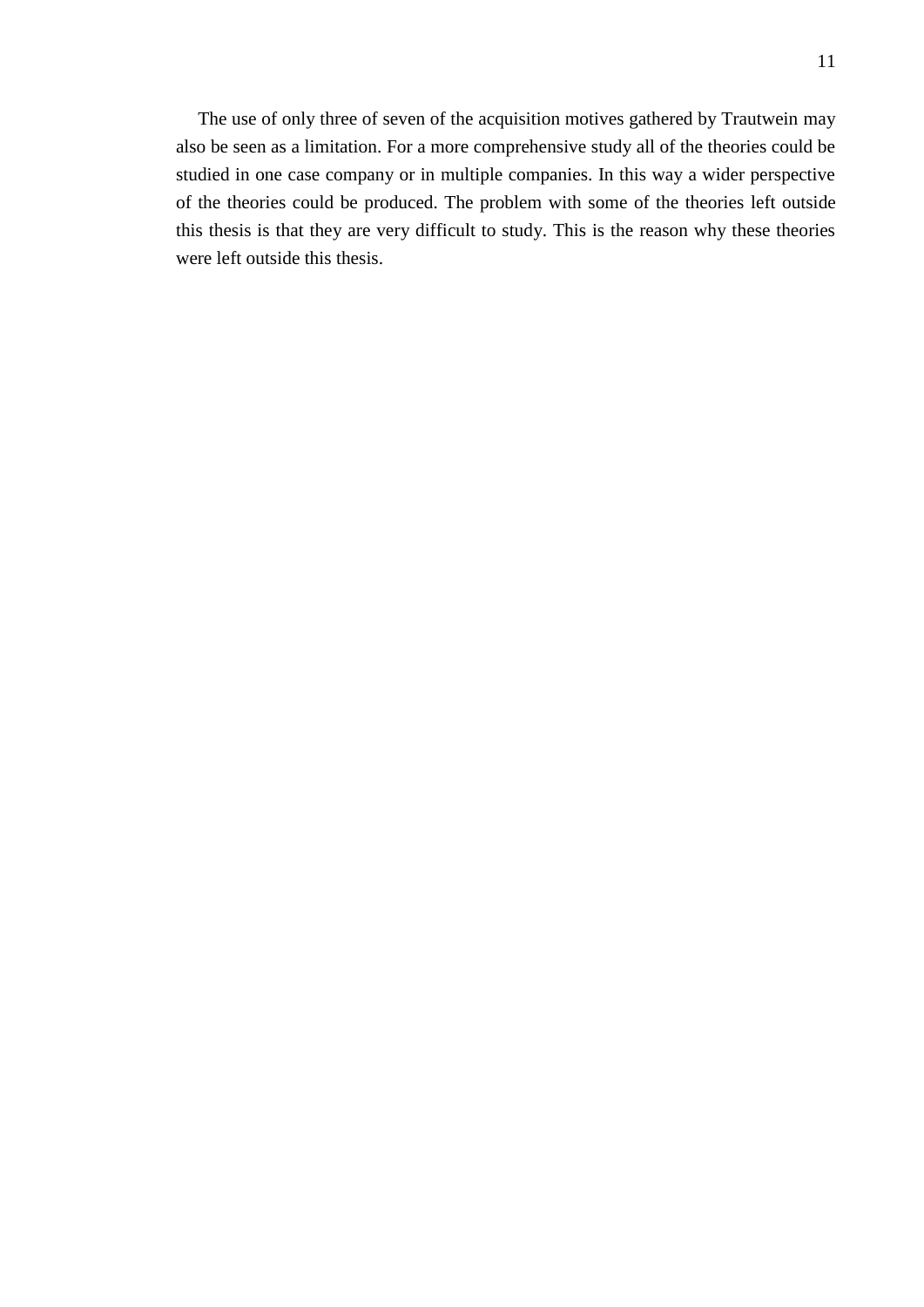The use of only three of seven of the acquisition motives gathered by Trautwein may also be seen as a limitation. For a more comprehensive study all of the theories could be studied in one case company or in multiple companies. In this way a wider perspective of the theories could be produced. The problem with some of the theories left outside this thesis is that they are very difficult to study. This is the reason why these theories were left outside this thesis.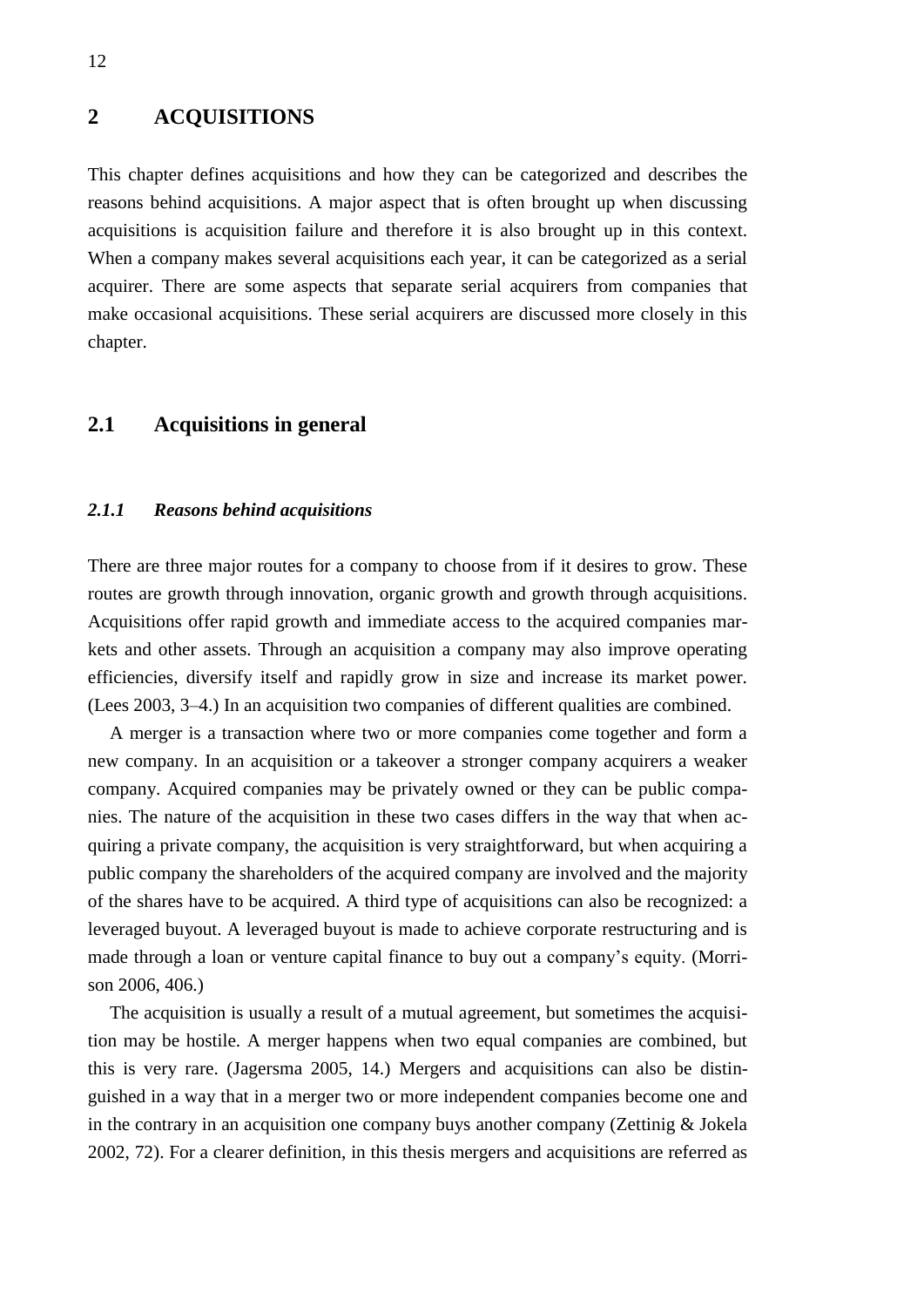# 2 ACQUISITIONS

This chapter defines acquisitions and how they can be categorized and describes the reasons behind acquisitions. A major aspect that is often brought up when discussing acquisitions is acquisition failure and therefore it is also brought up in this context. When a company makes several acquisitions each year, it can be categorized as a serial acquirer. There are some aspects that separate serial acquirers from companies that make occasional acquisitions. These serial acquirers are discussed more closely in this chapter.

## 2.1 Acquisitions in general

### *2.1.1 Reasons behind acquisitions*

There are three major routes for a company to choose from if it desires to grow. These routes are growth through innovation, organic growth and growth through acquisitions. Acquisitions offer rapid growth and immediate access to the acquired companies markets and other assets. Through an acquisition a company may also improve operating efficiencies, diversify itself and rapidly grow in size and increase its market power. (Lees 2003, 3–4.) In an acquisition two companies of different qualities are combined.

A merger is a transaction where two or more companies come together and form a new company. In an acquisition or a takeover a stronger company acquirers a weaker company. Acquired companies may be privately owned or they can be public companies. The nature of the acquisition in these two cases differs in the way that when acquiring a private company, the acquisition is very straightforward, but when acquiring a public company the shareholders of the acquired company are involved and the majority of the shares have to be acquired. A third type of acquisitions can also be recognized: a leveraged buyout. A leveraged buyout is made to achieve corporate restructuring and is made through a loan or venture capital finance to buy out a company's equity. (Morrison 2006, 406.)

The acquisition is usually a result of a mutual agreement, but sometimes the acquisition may be hostile. A merger happens when two equal companies are combined, but this is very rare. (Jagersma 2005, 14.) Mergers and acquisitions can also be distinguished in a way that in a merger two or more independent companies become one and in the contrary in an acquisition one company buys another company (Zettinig & Jokela 2002, 72). For a clearer definition, in this thesis mergers and acquisitions are referred as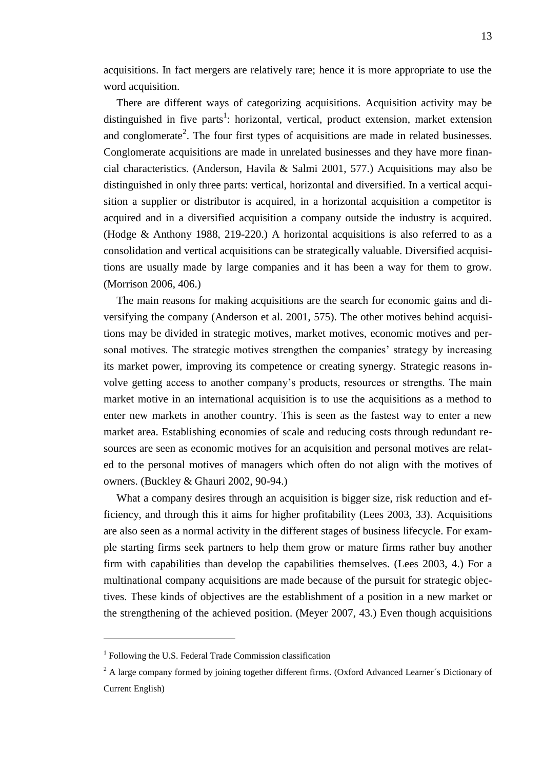acquisitions. In fact mergers are relatively rare; hence it is more appropriate to use the word acquisition.

There are different ways of categorizing acquisitions. Acquisition activity may be distinguished in five parts[1]: horizontal, vertical, product extension, market extension and conglomerate[2]. The four first types of acquisitions are made in related businesses. Conglomerate acquisitions are made in unrelated businesses and they have more financial characteristics. (Anderson, Havila & Salmi 2001, 577.) Acquisitions may also be distinguished in only three parts: vertical, horizontal and diversified. In a vertical acquisition a supplier or distributor is acquired, in a horizontal acquisition a competitor is acquired and in a diversified acquisition a company outside the industry is acquired. (Hodge & Anthony 1988, 219-220.) A horizontal acquisitions is also referred to as a consolidation and vertical acquisitions can be strategically valuable. Diversified acquisitions are usually made by large companies and it has been a way for them to grow. (Morrison 2006, 406.)

The main reasons for making acquisitions are the search for economic gains and diversifying the company (Anderson et al. 2001, 575). The other motives behind acquisitions may be divided in strategic motives, market motives, economic motives and personal motives. The strategic motives strengthen the companies' strategy by increasing its market power, improving its competence or creating synergy. Strategic reasons involve getting access to another company's products, resources or strengths. The main market motive in an international acquisition is to use the acquisitions as a method to enter new markets in another country. This is seen as the fastest way to enter a new market area. Establishing economies of scale and reducing costs through redundant resources are seen as economic motives for an acquisition and personal motives are related to the personal motives of managers which often do not align with the motives of owners. (Buckley & Ghauri 2002, 90-94.)

What a company desires through an acquisition is bigger size, risk reduction and efficiency, and through this it aims for higher profitability (Lees 2003, 33). Acquisitions are also seen as a normal activity in the different stages of business lifecycle. For example starting firms seek partners to help them grow or mature firms rather buy another firm with capabilities than develop the capabilities themselves. (Lees 2003, 4.) For a multinational company acquisitions are made because of the pursuit for strategic objectives. These kinds of objectives are the establishment of a position in a new market or the strengthening of the achieved position. (Meyer 2007, 43.) Even though acquisitions

---

[1] Following the U.S. Federal Trade Commission classification

[2] A large company formed by joining together different firms. (Oxford Advanced Learner´s Dictionary of Current English)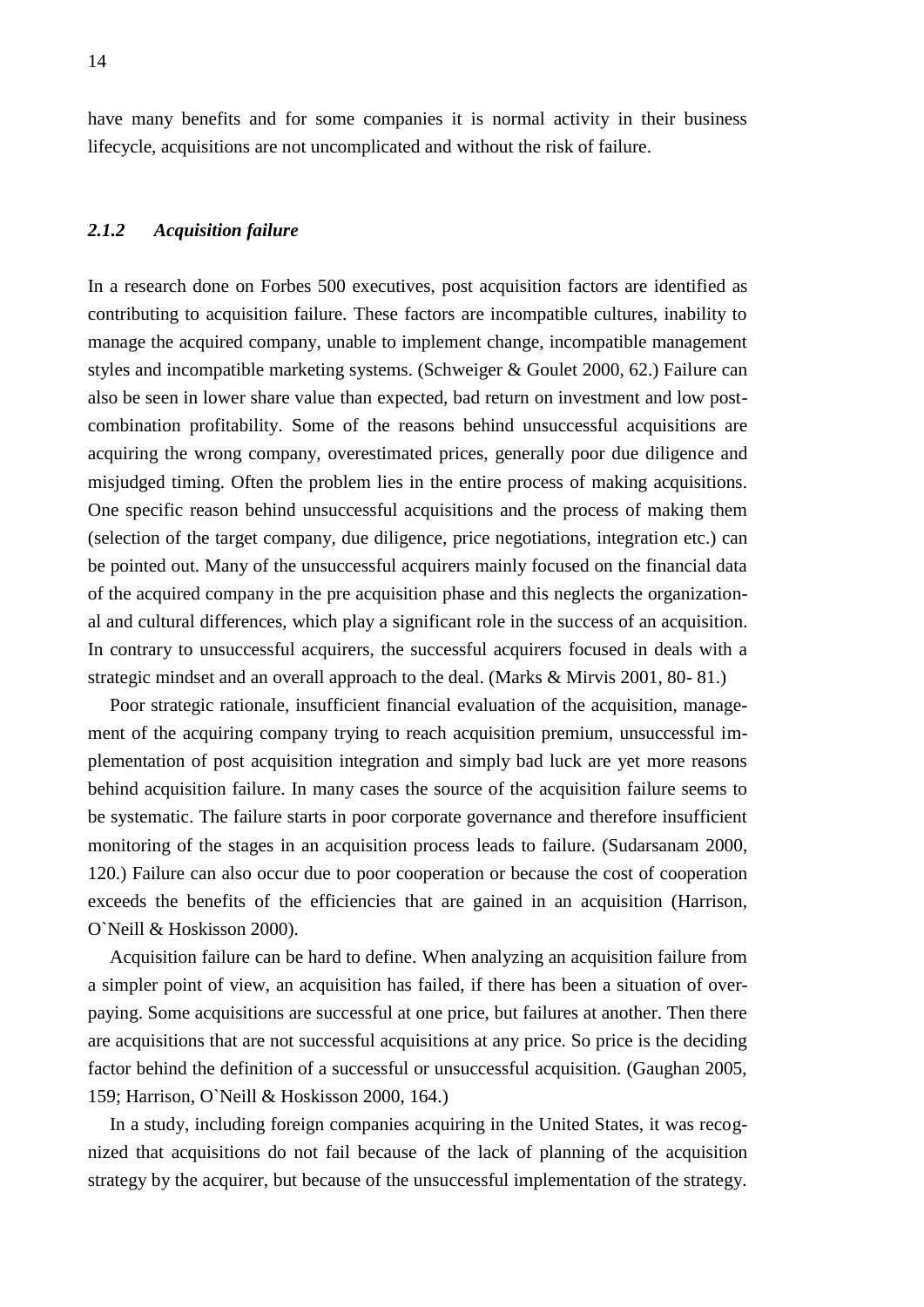have many benefits and for some companies it is normal activity in their business lifecycle, acquisitions are not uncomplicated and without the risk of failure.

### *2.1.2 Acquisition failure*

In a research done on Forbes 500 executives, post acquisition factors are identified as contributing to acquisition failure. These factors are incompatible cultures, inability to manage the acquired company, unable to implement change, incompatible management styles and incompatible marketing systems. (Schweiger & Goulet 2000, 62.) Failure can also be seen in lower share value than expected, bad return on investment and low post-combination profitability. Some of the reasons behind unsuccessful acquisitions are acquiring the wrong company, overestimated prices, generally poor due diligence and misjudged timing. Often the problem lies in the entire process of making acquisitions. One specific reason behind unsuccessful acquisitions and the process of making them (selection of the target company, due diligence, price negotiations, integration etc.) can be pointed out. Many of the unsuccessful acquirers mainly focused on the financial data of the acquired company in the pre acquisition phase and this neglects the organizational and cultural differences, which play a significant role in the success of an acquisition. In contrary to unsuccessful acquirers, the successful acquirers focused in deals with a strategic mindset and an overall approach to the deal. (Marks & Mirvis 2001, 80- 81.)

Poor strategic rationale, insufficient financial evaluation of the acquisition, management of the acquiring company trying to reach acquisition premium, unsuccessful implementation of post acquisition integration and simply bad luck are yet more reasons behind acquisition failure. In many cases the source of the acquisition failure seems to be systematic. The failure starts in poor corporate governance and therefore insufficient monitoring of the stages in an acquisition process leads to failure. (Sudarsanam 2000, 120.) Failure can also occur due to poor cooperation or because the cost of cooperation exceeds the benefits of the efficiencies that are gained in an acquisition (Harrison, O`Neill & Hoskisson 2000).

Acquisition failure can be hard to define. When analyzing an acquisition failure from a simpler point of view, an acquisition has failed, if there has been a situation of overpaying. Some acquisitions are successful at one price, but failures at another. Then there are acquisitions that are not successful acquisitions at any price. So price is the deciding factor behind the definition of a successful or unsuccessful acquisition. (Gaughan 2005, 159; Harrison, O`Neill & Hoskisson 2000, 164.)

In a study, including foreign companies acquiring in the United States, it was recognized that acquisitions do not fail because of the lack of planning of the acquisition strategy by the acquirer, but because of the unsuccessful implementation of the strategy.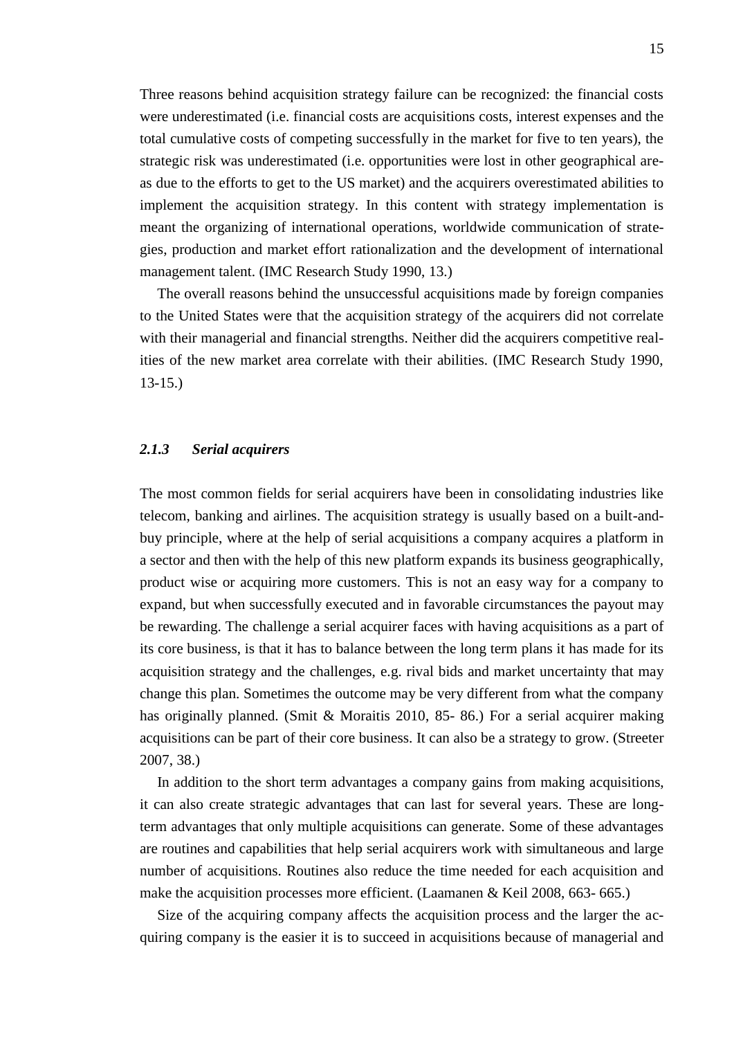Three reasons behind acquisition strategy failure can be recognized: the financial costs were underestimated (i.e. financial costs are acquisitions costs, interest expenses and the total cumulative costs of competing successfully in the market for five to ten years), the strategic risk was underestimated (i.e. opportunities were lost in other geographical areas due to the efforts to get to the US market) and the acquirers overestimated abilities to implement the acquisition strategy. In this content with strategy implementation is meant the organizing of international operations, worldwide communication of strategies, production and market effort rationalization and the development of international management talent. (IMC Research Study 1990, 13.)

The overall reasons behind the unsuccessful acquisitions made by foreign companies to the United States were that the acquisition strategy of the acquirers did not correlate with their managerial and financial strengths. Neither did the acquirers competitive realities of the new market area correlate with their abilities. (IMC Research Study 1990, 13-15.)

### *2.1.3 Serial acquirers*

The most common fields for serial acquirers have been in consolidating industries like telecom, banking and airlines. The acquisition strategy is usually based on a built-and-buy principle, where at the help of serial acquisitions a company acquires a platform in a sector and then with the help of this new platform expands its business geographically, product wise or acquiring more customers. This is not an easy way for a company to expand, but when successfully executed and in favorable circumstances the payout may be rewarding. The challenge a serial acquirer faces with having acquisitions as a part of its core business, is that it has to balance between the long term plans it has made for its acquisition strategy and the challenges, e.g. rival bids and market uncertainty that may change this plan. Sometimes the outcome may be very different from what the company has originally planned. (Smit & Moraitis 2010, 85- 86.) For a serial acquirer making acquisitions can be part of their core business. It can also be a strategy to grow. (Streeter 2007, 38.)

In addition to the short term advantages a company gains from making acquisitions, it can also create strategic advantages that can last for several years. These are long-term advantages that only multiple acquisitions can generate. Some of these advantages are routines and capabilities that help serial acquirers work with simultaneous and large number of acquisitions. Routines also reduce the time needed for each acquisition and make the acquisition processes more efficient. (Laamanen & Keil 2008, 663- 665.)

Size of the acquiring company affects the acquisition process and the larger the acquiring company is the easier it is to succeed in acquisitions because of managerial and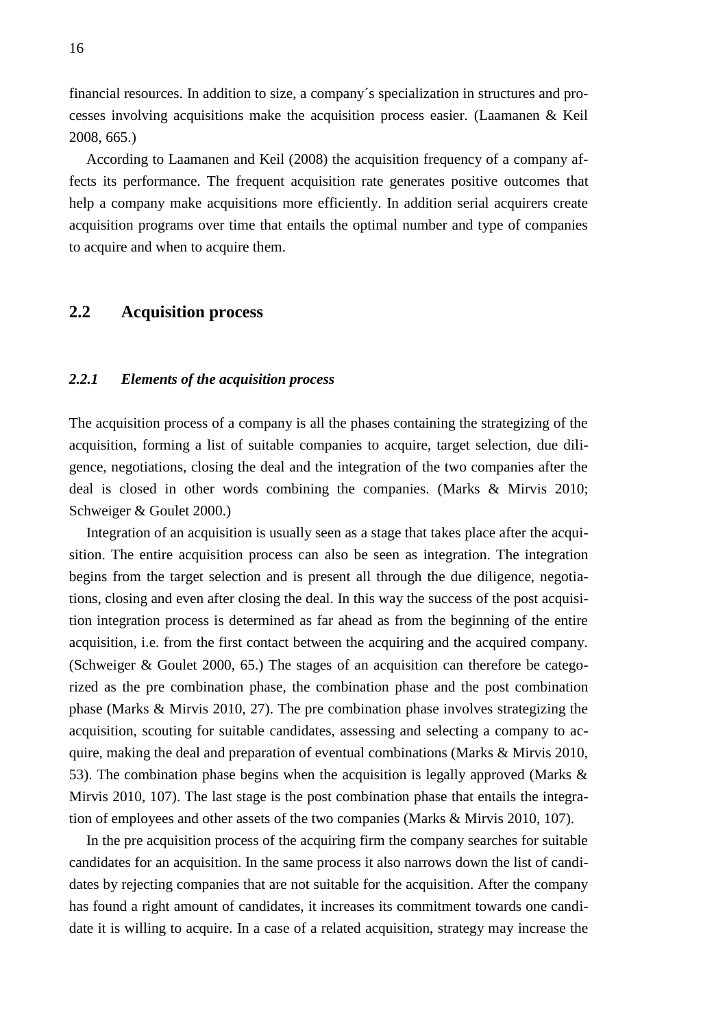financial resources. In addition to size, a company´s specialization in structures and processes involving acquisitions make the acquisition process easier. (Laamanen & Keil 2008, 665.)

According to Laamanen and Keil (2008) the acquisition frequency of a company affects its performance. The frequent acquisition rate generates positive outcomes that help a company make acquisitions more efficiently. In addition serial acquirers create acquisition programs over time that entails the optimal number and type of companies to acquire and when to acquire them.

## 2.2 Acquisition process

### *2.2.1 Elements of the acquisition process*

The acquisition process of a company is all the phases containing the strategizing of the acquisition, forming a list of suitable companies to acquire, target selection, due diligence, negotiations, closing the deal and the integration of the two companies after the deal is closed in other words combining the companies. (Marks & Mirvis 2010; Schweiger & Goulet 2000.)

Integration of an acquisition is usually seen as a stage that takes place after the acquisition. The entire acquisition process can also be seen as integration. The integration begins from the target selection and is present all through the due diligence, negotiations, closing and even after closing the deal. In this way the success of the post acquisition integration process is determined as far ahead as from the beginning of the entire acquisition, i.e. from the first contact between the acquiring and the acquired company. (Schweiger & Goulet 2000, 65.) The stages of an acquisition can therefore be categorized as the pre combination phase, the combination phase and the post combination phase (Marks & Mirvis 2010, 27). The pre combination phase involves strategizing the acquisition, scouting for suitable candidates, assessing and selecting a company to acquire, making the deal and preparation of eventual combinations (Marks & Mirvis 2010, 53). The combination phase begins when the acquisition is legally approved (Marks & Mirvis 2010, 107). The last stage is the post combination phase that entails the integration of employees and other assets of the two companies (Marks & Mirvis 2010, 107).

In the pre acquisition process of the acquiring firm the company searches for suitable candidates for an acquisition. In the same process it also narrows down the list of candidates by rejecting companies that are not suitable for the acquisition. After the company has found a right amount of candidates, it increases its commitment towards one candidate it is willing to acquire. In a case of a related acquisition, strategy may increase the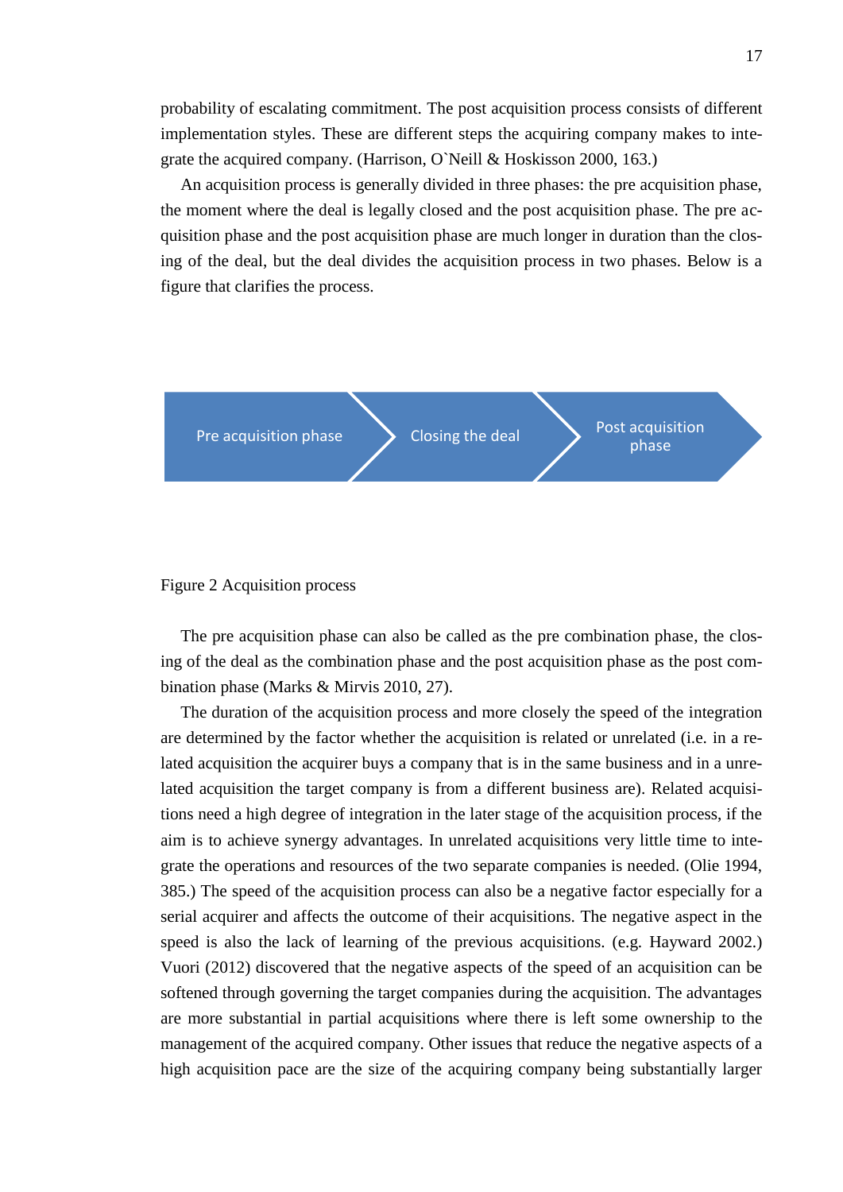probability of escalating commitment. The post acquisition process consists of different implementation styles. These are different steps the acquiring company makes to integrate the acquired company. (Harrison, O`Neill & Hoskisson 2000, 163.)

An acquisition process is generally divided in three phases: the pre acquisition phase, the moment where the deal is legally closed and the post acquisition phase. The pre acquisition phase and the post acquisition phase are much longer in duration than the closing of the deal, but the deal divides the acquisition process in two phases. Below is a figure that clarifies the process.

Pre acquisition phase → Closing the deal → Post acquisition phase

Figure 2 Acquisition process

The pre acquisition phase can also be called as the pre combination phase, the closing of the deal as the combination phase and the post acquisition phase as the post combination phase (Marks & Mirvis 2010, 27).

The duration of the acquisition process and more closely the speed of the integration are determined by the factor whether the acquisition is related or unrelated (i.e. in a related acquisition the acquirer buys a company that is in the same business and in a unrelated acquisition the target company is from a different business are). Related acquisitions need a high degree of integration in the later stage of the acquisition process, if the aim is to achieve synergy advantages. In unrelated acquisitions very little time to integrate the operations and resources of the two separate companies is needed. (Olie 1994, 385.) The speed of the acquisition process can also be a negative factor especially for a serial acquirer and affects the outcome of their acquisitions. The negative aspect in the speed is also the lack of learning of the previous acquisitions. (e.g. Hayward 2002.) Vuori (2012) discovered that the negative aspects of the speed of an acquisition can be softened through governing the target companies during the acquisition. The advantages are more substantial in partial acquisitions where there is left some ownership to the management of the acquired company. Other issues that reduce the negative aspects of a high acquisition pace are the size of the acquiring company being substantially larger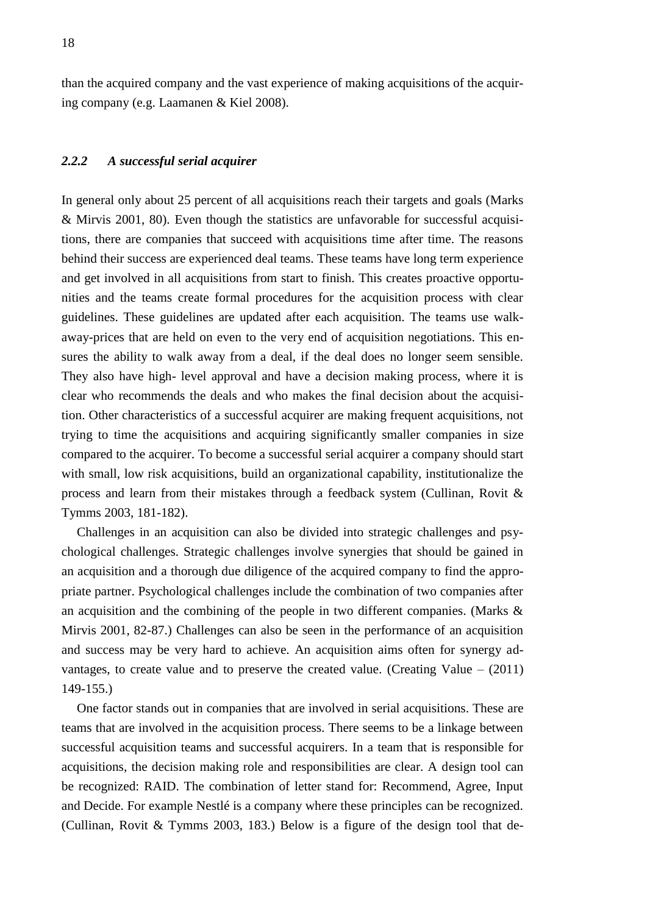than the acquired company and the vast experience of making acquisitions of the acquiring company (e.g. Laamanen & Kiel 2008).

### *2.2.2 A successful serial acquirer*

In general only about 25 percent of all acquisitions reach their targets and goals (Marks & Mirvis 2001, 80). Even though the statistics are unfavorable for successful acquisitions, there are companies that succeed with acquisitions time after time. The reasons behind their success are experienced deal teams. These teams have long term experience and get involved in all acquisitions from start to finish. This creates proactive opportunities and the teams create formal procedures for the acquisition process with clear guidelines. These guidelines are updated after each acquisition. The teams use walk-away-prices that are held on even to the very end of acquisition negotiations. This ensures the ability to walk away from a deal, if the deal does no longer seem sensible. They also have high- level approval and have a decision making process, where it is clear who recommends the deals and who makes the final decision about the acquisition. Other characteristics of a successful acquirer are making frequent acquisitions, not trying to time the acquisitions and acquiring significantly smaller companies in size compared to the acquirer. To become a successful serial acquirer a company should start with small, low risk acquisitions, build an organizational capability, institutionalize the process and learn from their mistakes through a feedback system (Cullinan, Rovit & Tymms 2003, 181-182).

Challenges in an acquisition can also be divided into strategic challenges and psychological challenges. Strategic challenges involve synergies that should be gained in an acquisition and a thorough due diligence of the acquired company to find the appropriate partner. Psychological challenges include the combination of two companies after an acquisition and the combining of the people in two different companies. (Marks & Mirvis 2001, 82-87.) Challenges can also be seen in the performance of an acquisition and success may be very hard to achieve. An acquisition aims often for synergy advantages, to create value and to preserve the created value. (Creating Value – (2011) 149-155.)

One factor stands out in companies that are involved in serial acquisitions. These are teams that are involved in the acquisition process. There seems to be a linkage between successful acquisition teams and successful acquirers. In a team that is responsible for acquisitions, the decision making role and responsibilities are clear. A design tool can be recognized: RAID. The combination of letter stand for: Recommend, Agree, Input and Decide. For example Nestlé is a company where these principles can be recognized. (Cullinan, Rovit & Tymms 2003, 183.) Below is a figure of the design tool that de-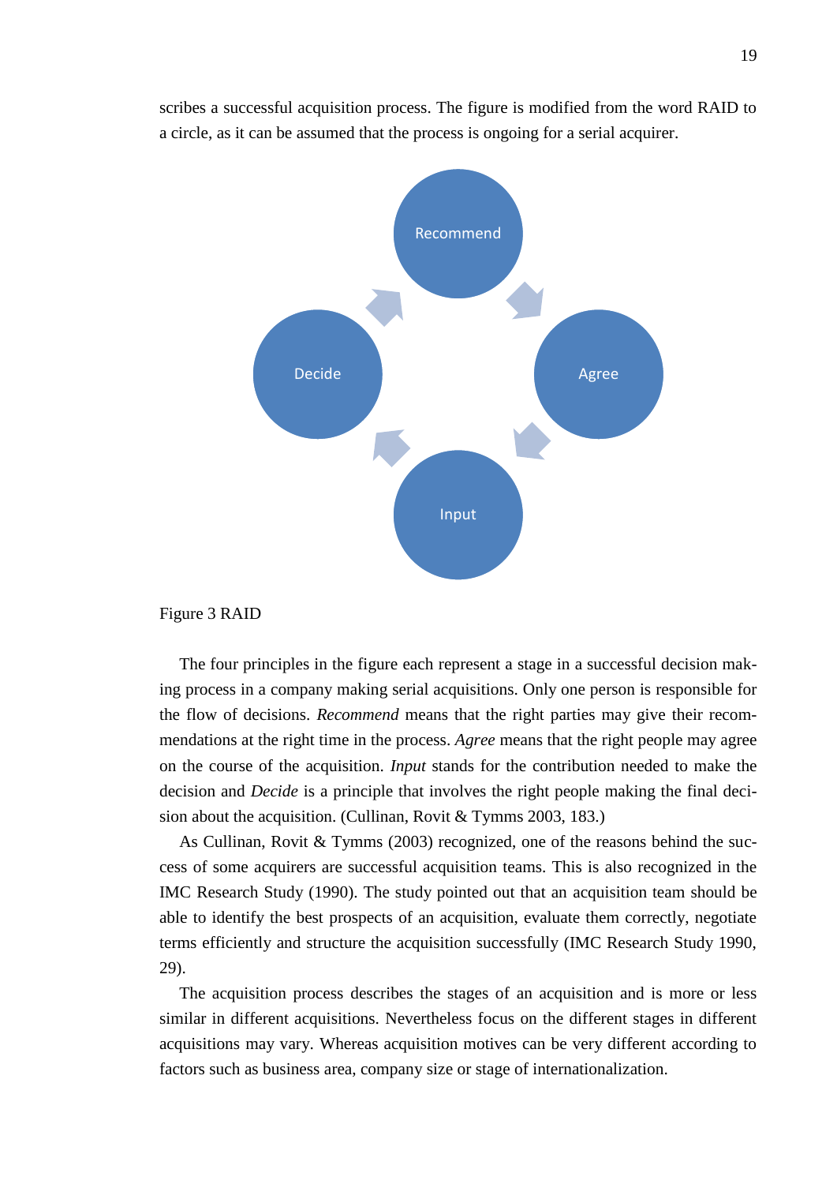scribes a successful acquisition process. The figure is modified from the word RAID to a circle, as it can be assumed that the process is ongoing for a serial acquirer.

Figure 3 RAID

The four principles in the figure each represent a stage in a successful decision making process in a company making serial acquisitions. Only one person is responsible for the flow of decisions. *Recommend* means that the right parties may give their recommendations at the right time in the process. *Agree* means that the right people may agree on the course of the acquisition. *Input* stands for the contribution needed to make the decision and *Decide* is a principle that involves the right people making the final decision about the acquisition. (Cullinan, Rovit & Tymms 2003, 183.)

As Cullinan, Rovit & Tymms (2003) recognized, one of the reasons behind the success of some acquirers are successful acquisition teams. This is also recognized in the IMC Research Study (1990). The study pointed out that an acquisition team should be able to identify the best prospects of an acquisition, evaluate them correctly, negotiate terms efficiently and structure the acquisition successfully (IMC Research Study 1990, 29).

The acquisition process describes the stages of an acquisition and is more or less similar in different acquisitions. Nevertheless focus on the different stages in different acquisitions may vary. Whereas acquisition motives can be very different according to factors such as business area, company size or stage of internationalization.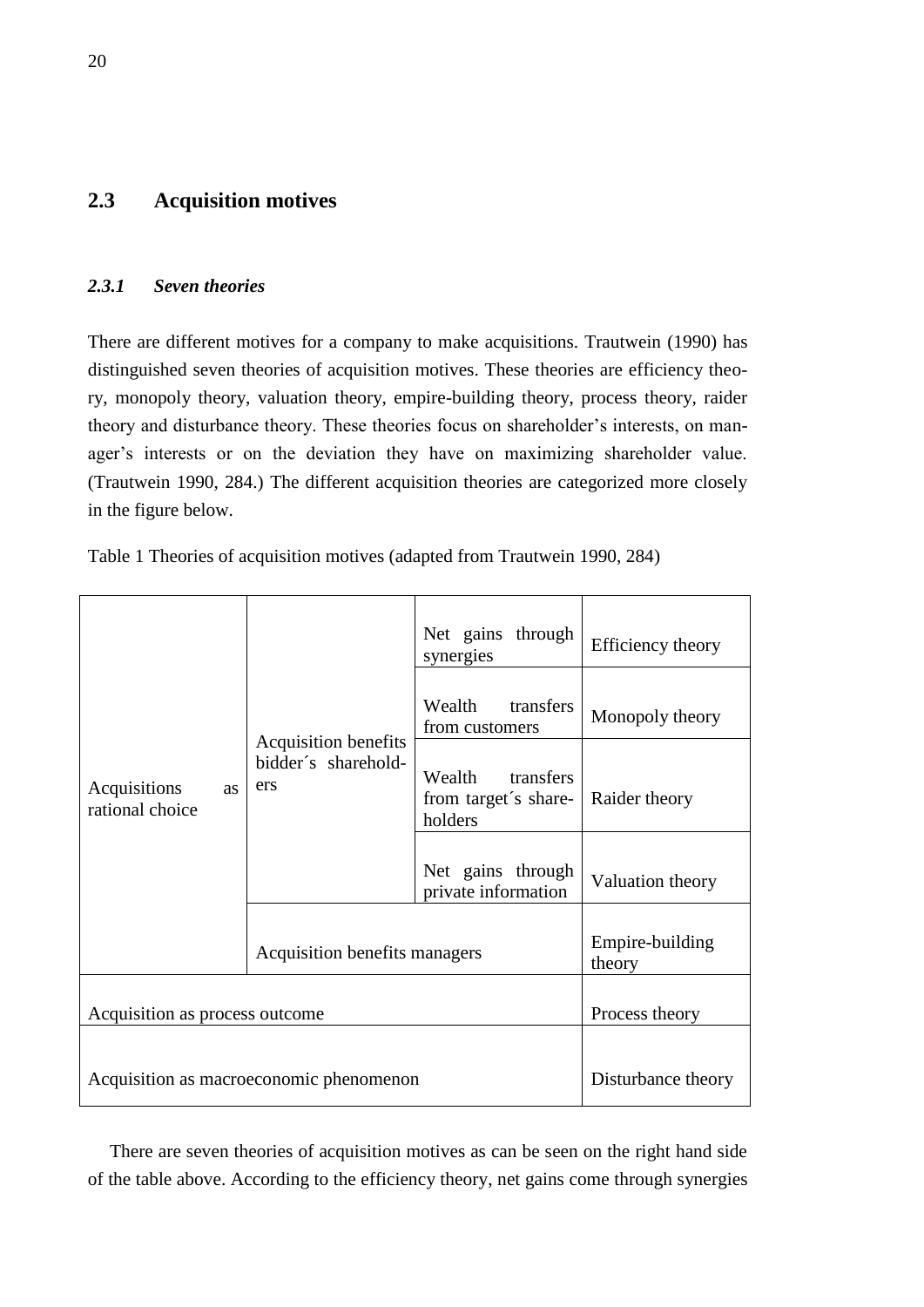## 2.3 Acquisition motives

### *2.3.1 Seven theories*

There are different motives for a company to make acquisitions. Trautwein (1990) has distinguished seven theories of acquisition motives. These theories are efficiency theory, monopoly theory, valuation theory, empire-building theory, process theory, raider theory and disturbance theory. These theories focus on shareholder's interests, on manager's interests or on the deviation they have on maximizing shareholder value. (Trautwein 1990, 284.) The different acquisition theories are categorized more closely in the figure below.

Table 1 Theories of acquisition motives (adapted from Trautwein 1990, 284)

| | | | |
|---|---|---|---|
| Acquisitions as rational choice | Acquisition benefits bidder´s shareholders | Net gains through synergies | Efficiency theory |
| | | Wealth transfers from customers | Monopoly theory |
| | | Wealth transfers from target´s shareholders | Raider theory |
| | | Net gains through private information | Valuation theory |
| | Acquisition benefits managers | | Empire-building theory |
| Acquisition as process outcome | | | Process theory |
| Acquisition as macroeconomic phenomenon | | | Disturbance theory |

There are seven theories of acquisition motives as can be seen on the right hand side of the table above. According to the efficiency theory, net gains come through synergies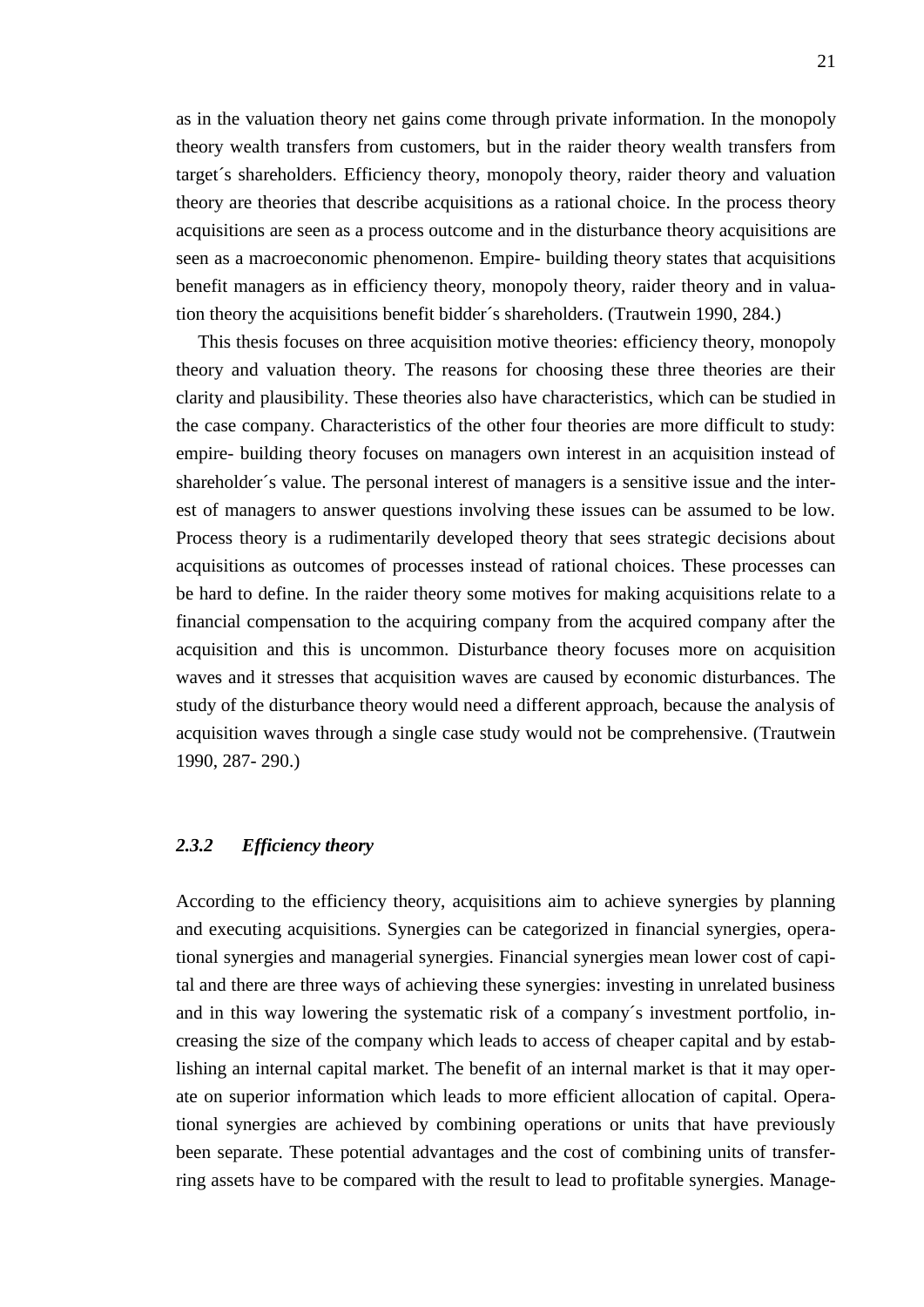as in the valuation theory net gains come through private information. In the monopoly theory wealth transfers from customers, but in the raider theory wealth transfers from target´s shareholders. Efficiency theory, monopoly theory, raider theory and valuation theory are theories that describe acquisitions as a rational choice. In the process theory acquisitions are seen as a process outcome and in the disturbance theory acquisitions are seen as a macroeconomic phenomenon. Empire- building theory states that acquisitions benefit managers as in efficiency theory, monopoly theory, raider theory and in valuation theory the acquisitions benefit bidder´s shareholders. (Trautwein 1990, 284.)

This thesis focuses on three acquisition motive theories: efficiency theory, monopoly theory and valuation theory. The reasons for choosing these three theories are their clarity and plausibility. These theories also have characteristics, which can be studied in the case company. Characteristics of the other four theories are more difficult to study: empire- building theory focuses on managers own interest in an acquisition instead of shareholder´s value. The personal interest of managers is a sensitive issue and the interest of managers to answer questions involving these issues can be assumed to be low. Process theory is a rudimentarily developed theory that sees strategic decisions about acquisitions as outcomes of processes instead of rational choices. These processes can be hard to define. In the raider theory some motives for making acquisitions relate to a financial compensation to the acquiring company from the acquired company after the acquisition and this is uncommon. Disturbance theory focuses more on acquisition waves and it stresses that acquisition waves are caused by economic disturbances. The study of the disturbance theory would need a different approach, because the analysis of acquisition waves through a single case study would not be comprehensive. (Trautwein 1990, 287- 290.)

### *2.3.2 Efficiency theory*

According to the efficiency theory, acquisitions aim to achieve synergies by planning and executing acquisitions. Synergies can be categorized in financial synergies, operational synergies and managerial synergies. Financial synergies mean lower cost of capital and there are three ways of achieving these synergies: investing in unrelated business and in this way lowering the systematic risk of a company´s investment portfolio, increasing the size of the company which leads to access of cheaper capital and by establishing an internal capital market. The benefit of an internal market is that it may operate on superior information which leads to more efficient allocation of capital. Operational synergies are achieved by combining operations or units that have previously been separate. These potential advantages and the cost of combining units of transferring assets have to be compared with the result to lead to profitable synergies. Manage-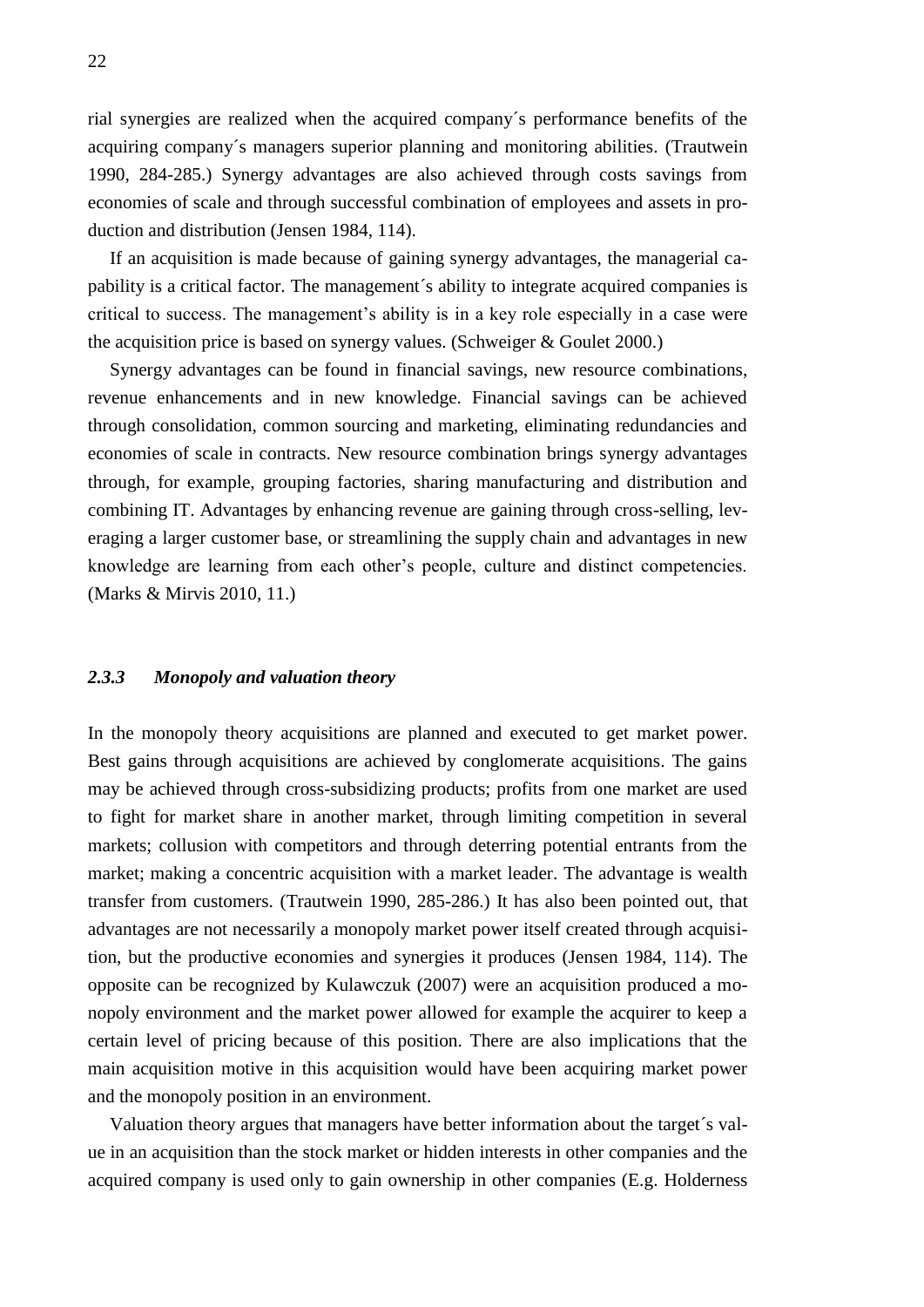rial synergies are realized when the acquired company´s performance benefits of the acquiring company´s managers superior planning and monitoring abilities. (Trautwein 1990, 284-285.) Synergy advantages are also achieved through costs savings from economies of scale and through successful combination of employees and assets in production and distribution (Jensen 1984, 114).

If an acquisition is made because of gaining synergy advantages, the managerial capability is a critical factor. The management´s ability to integrate acquired companies is critical to success. The management's ability is in a key role especially in a case were the acquisition price is based on synergy values. (Schweiger & Goulet 2000.)

Synergy advantages can be found in financial savings, new resource combinations, revenue enhancements and in new knowledge. Financial savings can be achieved through consolidation, common sourcing and marketing, eliminating redundancies and economies of scale in contracts. New resource combination brings synergy advantages through, for example, grouping factories, sharing manufacturing and distribution and combining IT. Advantages by enhancing revenue are gaining through cross-selling, leveraging a larger customer base, or streamlining the supply chain and advantages in new knowledge are learning from each other's people, culture and distinct competencies. (Marks & Mirvis 2010, 11.)

### *2.3.3 Monopoly and valuation theory*

In the monopoly theory acquisitions are planned and executed to get market power. Best gains through acquisitions are achieved by conglomerate acquisitions. The gains may be achieved through cross-subsidizing products; profits from one market are used to fight for market share in another market, through limiting competition in several markets; collusion with competitors and through deterring potential entrants from the market; making a concentric acquisition with a market leader. The advantage is wealth transfer from customers. (Trautwein 1990, 285-286.) It has also been pointed out, that advantages are not necessarily a monopoly market power itself created through acquisition, but the productive economies and synergies it produces (Jensen 1984, 114). The opposite can be recognized by Kulawczuk (2007) were an acquisition produced a monopoly environment and the market power allowed for example the acquirer to keep a certain level of pricing because of this position. There are also implications that the main acquisition motive in this acquisition would have been acquiring market power and the monopoly position in an environment.

Valuation theory argues that managers have better information about the target´s value in an acquisition than the stock market or hidden interests in other companies and the acquired company is used only to gain ownership in other companies (E.g. Holderness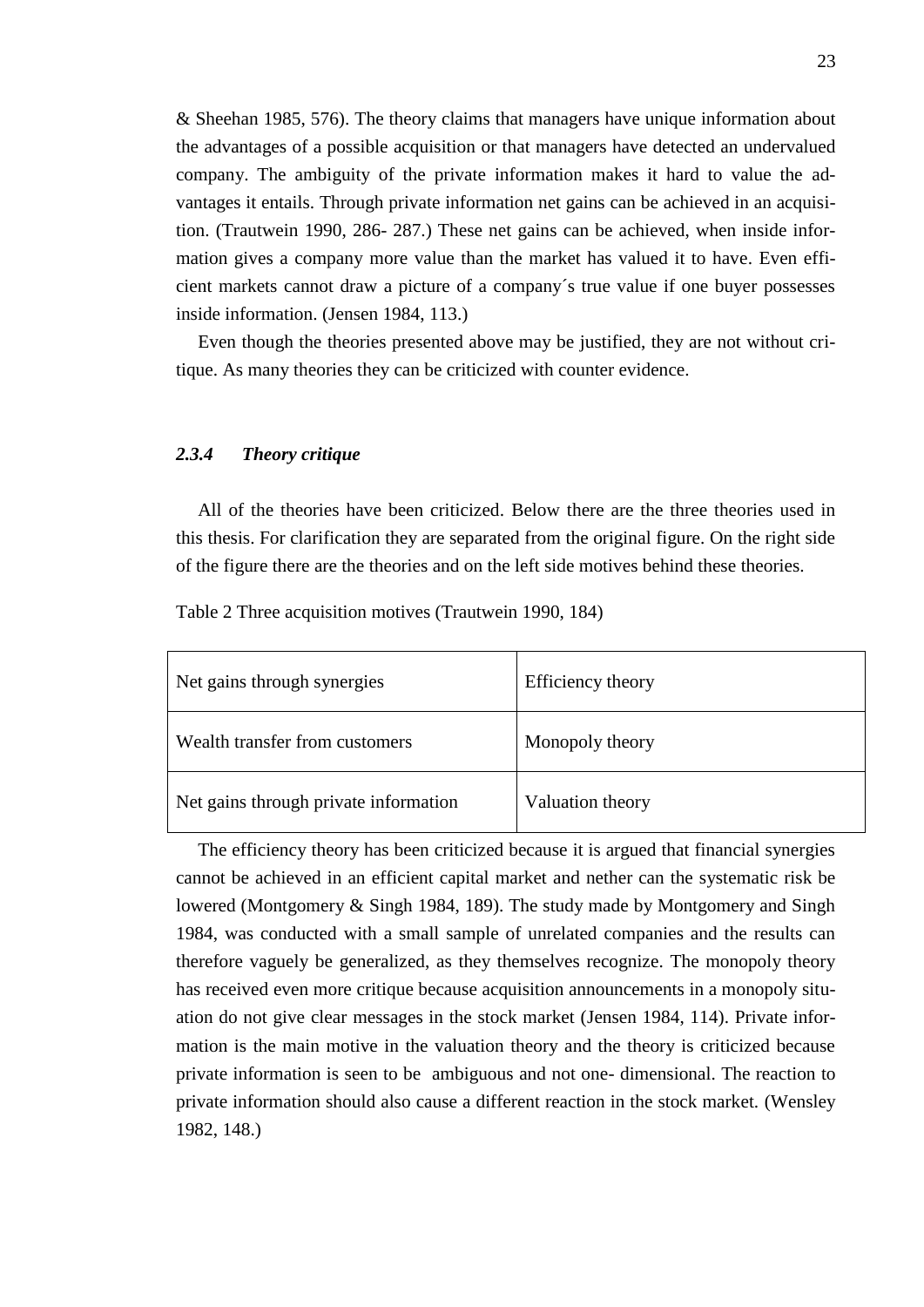& Sheehan 1985, 576). The theory claims that managers have unique information about the advantages of a possible acquisition or that managers have detected an undervalued company. The ambiguity of the private information makes it hard to value the advantages it entails. Through private information net gains can be achieved in an acquisition. (Trautwein 1990, 286- 287.) These net gains can be achieved, when inside information gives a company more value than the market has valued it to have. Even efficient markets cannot draw a picture of a company´s true value if one buyer possesses inside information. (Jensen 1984, 113.)

Even though the theories presented above may be justified, they are not without critique. As many theories they can be criticized with counter evidence.

### *2.3.4 Theory critique*

All of the theories have been criticized. Below there are the three theories used in this thesis. For clarification they are separated from the original figure. On the right side of the figure there are the theories and on the left side motives behind these theories.

Table 2 Three acquisition motives (Trautwein 1990, 184)

| | |
|---|---|
| Net gains through synergies | Efficiency theory |
| Wealth transfer from customers | Monopoly theory |
| Net gains through private information | Valuation theory |

The efficiency theory has been criticized because it is argued that financial synergies cannot be achieved in an efficient capital market and nether can the systematic risk be lowered (Montgomery & Singh 1984, 189). The study made by Montgomery and Singh 1984, was conducted with a small sample of unrelated companies and the results can therefore vaguely be generalized, as they themselves recognize. The monopoly theory has received even more critique because acquisition announcements in a monopoly situation do not give clear messages in the stock market (Jensen 1984, 114). Private information is the main motive in the valuation theory and the theory is criticized because private information is seen to be ambiguous and not one- dimensional. The reaction to private information should also cause a different reaction in the stock market. (Wensley 1982, 148.)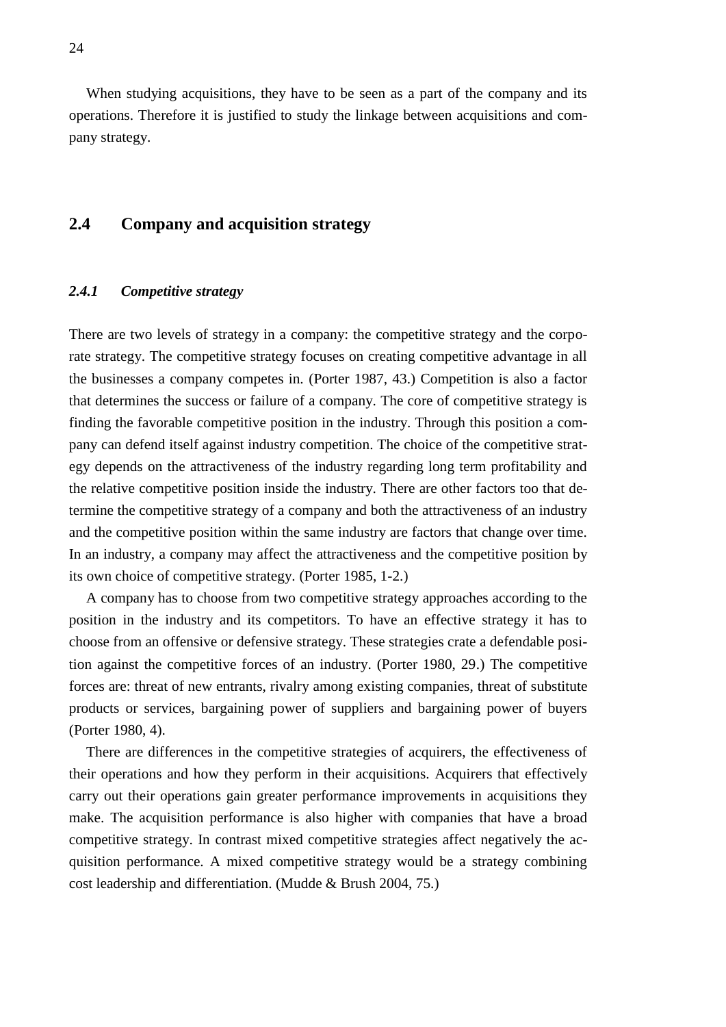When studying acquisitions, they have to be seen as a part of the company and its operations. Therefore it is justified to study the linkage between acquisitions and company strategy.

## 2.4 Company and acquisition strategy

### *2.4.1 Competitive strategy*

There are two levels of strategy in a company: the competitive strategy and the corporate strategy. The competitive strategy focuses on creating competitive advantage in all the businesses a company competes in. (Porter 1987, 43.) Competition is also a factor that determines the success or failure of a company. The core of competitive strategy is finding the favorable competitive position in the industry. Through this position a company can defend itself against industry competition. The choice of the competitive strategy depends on the attractiveness of the industry regarding long term profitability and the relative competitive position inside the industry. There are other factors too that determine the competitive strategy of a company and both the attractiveness of an industry and the competitive position within the same industry are factors that change over time. In an industry, a company may affect the attractiveness and the competitive position by its own choice of competitive strategy. (Porter 1985, 1-2.)

A company has to choose from two competitive strategy approaches according to the position in the industry and its competitors. To have an effective strategy it has to choose from an offensive or defensive strategy. These strategies crate a defendable position against the competitive forces of an industry. (Porter 1980, 29.) The competitive forces are: threat of new entrants, rivalry among existing companies, threat of substitute products or services, bargaining power of suppliers and bargaining power of buyers (Porter 1980, 4).

There are differences in the competitive strategies of acquirers, the effectiveness of their operations and how they perform in their acquisitions. Acquirers that effectively carry out their operations gain greater performance improvements in acquisitions they make. The acquisition performance is also higher with companies that have a broad competitive strategy. In contrast mixed competitive strategies affect negatively the acquisition performance. A mixed competitive strategy would be a strategy combining cost leadership and differentiation. (Mudde & Brush 2004, 75.)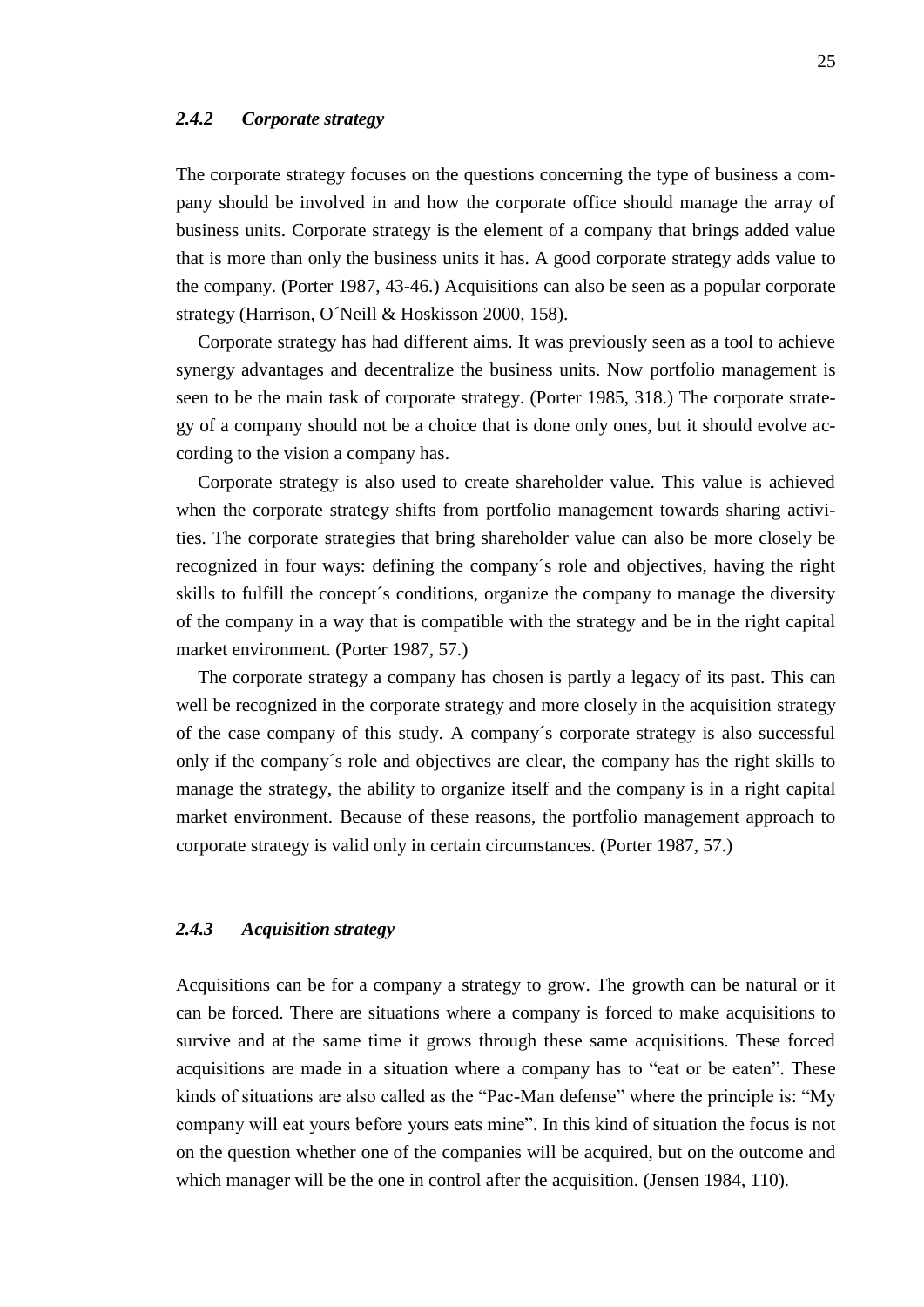### *2.4.2 Corporate strategy*

The corporate strategy focuses on the questions concerning the type of business a company should be involved in and how the corporate office should manage the array of business units. Corporate strategy is the element of a company that brings added value that is more than only the business units it has. A good corporate strategy adds value to the company. (Porter 1987, 43-46.) Acquisitions can also be seen as a popular corporate strategy (Harrison, O´Neill & Hoskisson 2000, 158).

Corporate strategy has had different aims. It was previously seen as a tool to achieve synergy advantages and decentralize the business units. Now portfolio management is seen to be the main task of corporate strategy. (Porter 1985, 318.) The corporate strategy of a company should not be a choice that is done only ones, but it should evolve according to the vision a company has.

Corporate strategy is also used to create shareholder value. This value is achieved when the corporate strategy shifts from portfolio management towards sharing activities. The corporate strategies that bring shareholder value can also be more closely be recognized in four ways: defining the company´s role and objectives, having the right skills to fulfill the concept´s conditions, organize the company to manage the diversity of the company in a way that is compatible with the strategy and be in the right capital market environment. (Porter 1987, 57.)

The corporate strategy a company has chosen is partly a legacy of its past. This can well be recognized in the corporate strategy and more closely in the acquisition strategy of the case company of this study. A company´s corporate strategy is also successful only if the company´s role and objectives are clear, the company has the right skills to manage the strategy, the ability to organize itself and the company is in a right capital market environment. Because of these reasons, the portfolio management approach to corporate strategy is valid only in certain circumstances. (Porter 1987, 57.)

### *2.4.3 Acquisition strategy*

Acquisitions can be for a company a strategy to grow. The growth can be natural or it can be forced. There are situations where a company is forced to make acquisitions to survive and at the same time it grows through these same acquisitions. These forced acquisitions are made in a situation where a company has to "eat or be eaten". These kinds of situations are also called as the "Pac-Man defense" where the principle is: "My company will eat yours before yours eats mine". In this kind of situation the focus is not on the question whether one of the companies will be acquired, but on the outcome and which manager will be the one in control after the acquisition. (Jensen 1984, 110).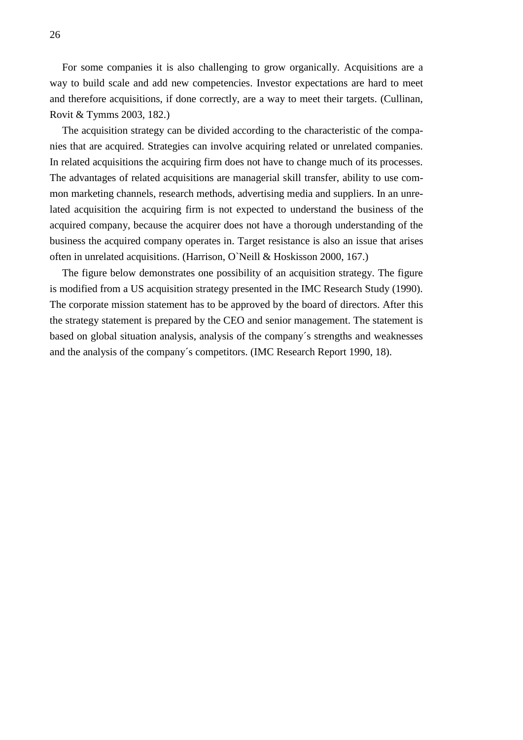For some companies it is also challenging to grow organically. Acquisitions are a way to build scale and add new competencies. Investor expectations are hard to meet and therefore acquisitions, if done correctly, are a way to meet their targets. (Cullinan, Rovit & Tymms 2003, 182.)

The acquisition strategy can be divided according to the characteristic of the companies that are acquired. Strategies can involve acquiring related or unrelated companies. In related acquisitions the acquiring firm does not have to change much of its processes. The advantages of related acquisitions are managerial skill transfer, ability to use common marketing channels, research methods, advertising media and suppliers. In an unrelated acquisition the acquiring firm is not expected to understand the business of the acquired company, because the acquirer does not have a thorough understanding of the business the acquired company operates in. Target resistance is also an issue that arises often in unrelated acquisitions. (Harrison, O`Neill & Hoskisson 2000, 167.)

The figure below demonstrates one possibility of an acquisition strategy. The figure is modified from a US acquisition strategy presented in the IMC Research Study (1990). The corporate mission statement has to be approved by the board of directors. After this the strategy statement is prepared by the CEO and senior management. The statement is based on global situation analysis, analysis of the company´s strengths and weaknesses and the analysis of the company´s competitors. (IMC Research Report 1990, 18).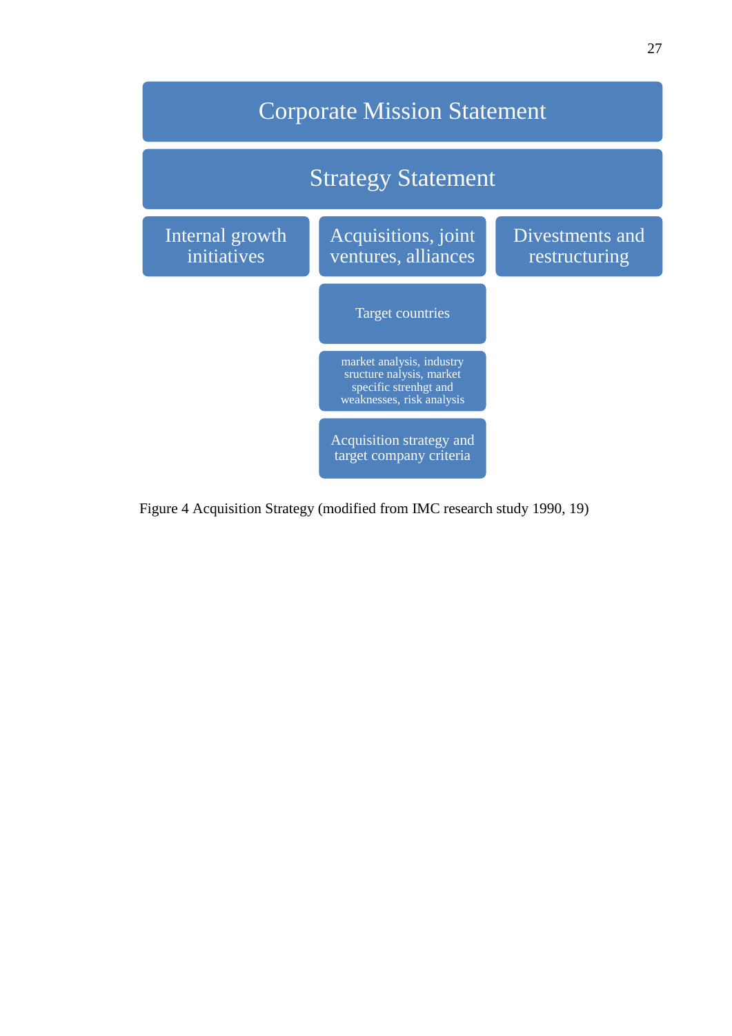Corporate Mission Statement

Strategy Statement

| Internal growth initiatives | Acquisitions, joint ventures, alliances | Divestments and restructuring |
| --- | --- | --- |
| | Target countries | |
| | market analysis, industry sructure nalysis, market specific strenhgt and weaknesses, risk analysis | |
| | Acquisition strategy and target company criteria | |

Figure 4 Acquisition Strategy (modified from IMC research study 1990, 19)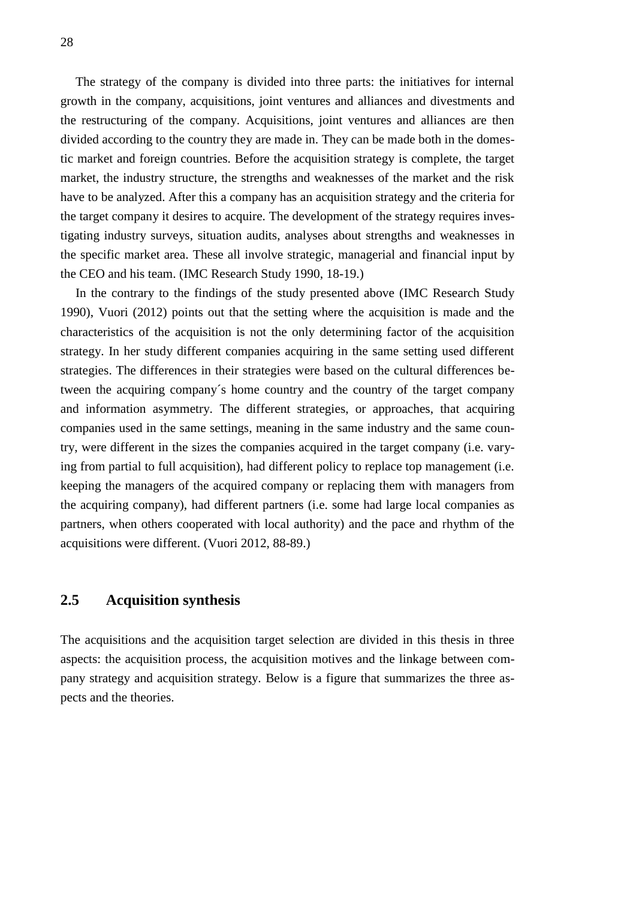The strategy of the company is divided into three parts: the initiatives for internal growth in the company, acquisitions, joint ventures and alliances and divestments and the restructuring of the company. Acquisitions, joint ventures and alliances are then divided according to the country they are made in. They can be made both in the domestic market and foreign countries. Before the acquisition strategy is complete, the target market, the industry structure, the strengths and weaknesses of the market and the risk have to be analyzed. After this a company has an acquisition strategy and the criteria for the target company it desires to acquire. The development of the strategy requires investigating industry surveys, situation audits, analyses about strengths and weaknesses in the specific market area. These all involve strategic, managerial and financial input by the CEO and his team. (IMC Research Study 1990, 18-19.)

In the contrary to the findings of the study presented above (IMC Research Study 1990), Vuori (2012) points out that the setting where the acquisition is made and the characteristics of the acquisition is not the only determining factor of the acquisition strategy. In her study different companies acquiring in the same setting used different strategies. The differences in their strategies were based on the cultural differences between the acquiring company´s home country and the country of the target company and information asymmetry. The different strategies, or approaches, that acquiring companies used in the same settings, meaning in the same industry and the same country, were different in the sizes the companies acquired in the target company (i.e. varying from partial to full acquisition), had different policy to replace top management (i.e. keeping the managers of the acquired company or replacing them with managers from the acquiring company), had different partners (i.e. some had large local companies as partners, when others cooperated with local authority) and the pace and rhythm of the acquisitions were different. (Vuori 2012, 88-89.)

## 2.5 Acquisition synthesis

The acquisitions and the acquisition target selection are divided in this thesis in three aspects: the acquisition process, the acquisition motives and the linkage between company strategy and acquisition strategy. Below is a figure that summarizes the three aspects and the theories.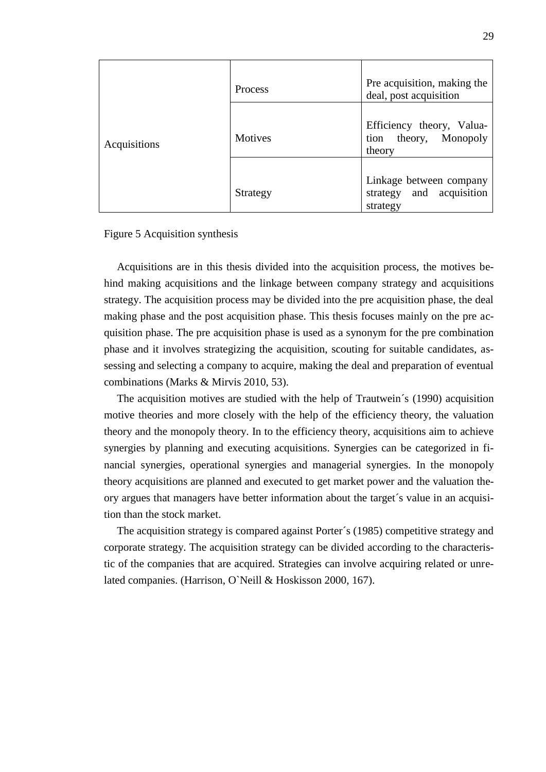| Acquisitions | Process | Pre acquisition, making the deal, post acquisition |
| --- | --- | --- |
| | Motives | Efficiency theory, Valuation theory, Monopoly theory |
| | Strategy | Linkage between company strategy and acquisition strategy |

Figure 5 Acquisition synthesis

Acquisitions are in this thesis divided into the acquisition process, the motives behind making acquisitions and the linkage between company strategy and acquisitions strategy. The acquisition process may be divided into the pre acquisition phase, the deal making phase and the post acquisition phase. This thesis focuses mainly on the pre acquisition phase. The pre acquisition phase is used as a synonym for the pre combination phase and it involves strategizing the acquisition, scouting for suitable candidates, assessing and selecting a company to acquire, making the deal and preparation of eventual combinations (Marks & Mirvis 2010, 53).

The acquisition motives are studied with the help of Trautwein´s (1990) acquisition motive theories and more closely with the help of the efficiency theory, the valuation theory and the monopoly theory. In to the efficiency theory, acquisitions aim to achieve synergies by planning and executing acquisitions. Synergies can be categorized in financial synergies, operational synergies and managerial synergies. In the monopoly theory acquisitions are planned and executed to get market power and the valuation theory argues that managers have better information about the target´s value in an acquisition than the stock market.

The acquisition strategy is compared against Porter´s (1985) competitive strategy and corporate strategy. The acquisition strategy can be divided according to the characteristic of the companies that are acquired. Strategies can involve acquiring related or unrelated companies. (Harrison, O`Neill & Hoskisson 2000, 167).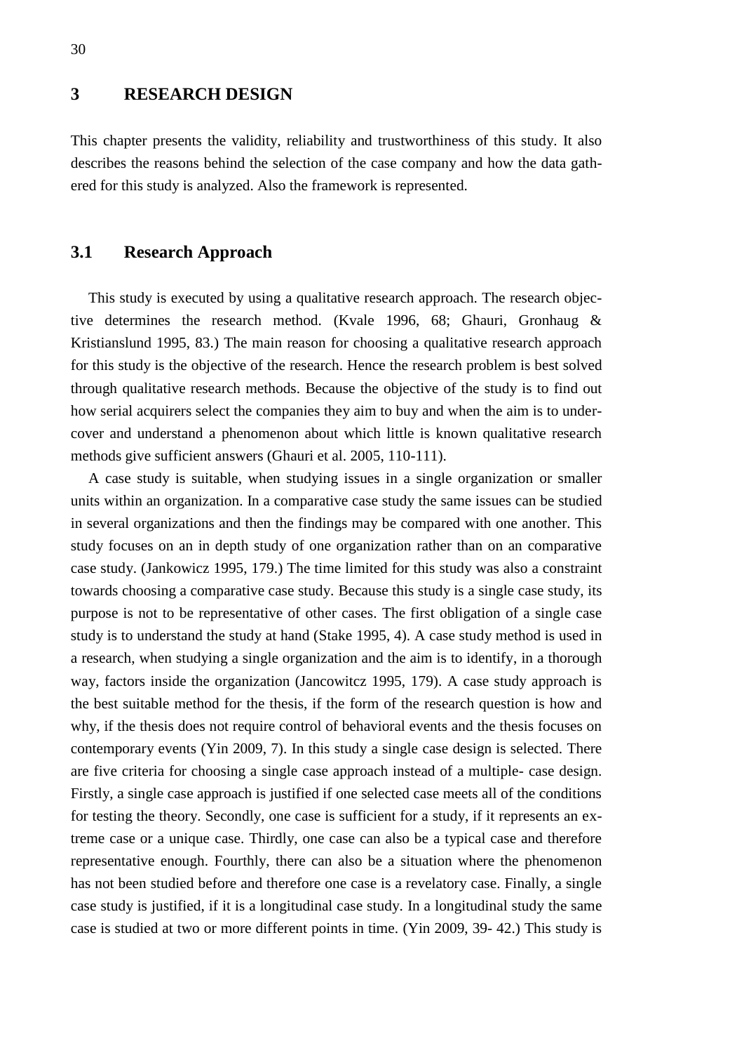# 3 RESEARCH DESIGN

This chapter presents the validity, reliability and trustworthiness of this study. It also describes the reasons behind the selection of the case company and how the data gathered for this study is analyzed. Also the framework is represented.

## 3.1 Research Approach

This study is executed by using a qualitative research approach. The research objective determines the research method. (Kvale 1996, 68; Ghauri, Gronhaug & Kristianslund 1995, 83.) The main reason for choosing a qualitative research approach for this study is the objective of the research. Hence the research problem is best solved through qualitative research methods. Because the objective of the study is to find out how serial acquirers select the companies they aim to buy and when the aim is to undercover and understand a phenomenon about which little is known qualitative research methods give sufficient answers (Ghauri et al. 2005, 110-111).

A case study is suitable, when studying issues in a single organization or smaller units within an organization. In a comparative case study the same issues can be studied in several organizations and then the findings may be compared with one another. This study focuses on an in depth study of one organization rather than on an comparative case study. (Jankowicz 1995, 179.) The time limited for this study was also a constraint towards choosing a comparative case study. Because this study is a single case study, its purpose is not to be representative of other cases. The first obligation of a single case study is to understand the study at hand (Stake 1995, 4). A case study method is used in a research, when studying a single organization and the aim is to identify, in a thorough way, factors inside the organization (Jancowitcz 1995, 179). A case study approach is the best suitable method for the thesis, if the form of the research question is how and why, if the thesis does not require control of behavioral events and the thesis focuses on contemporary events (Yin 2009, 7). In this study a single case design is selected. There are five criteria for choosing a single case approach instead of a multiple- case design. Firstly, a single case approach is justified if one selected case meets all of the conditions for testing the theory. Secondly, one case is sufficient for a study, if it represents an extreme case or a unique case. Thirdly, one case can also be a typical case and therefore representative enough. Fourthly, there can also be a situation where the phenomenon has not been studied before and therefore one case is a revelatory case. Finally, a single case study is justified, if it is a longitudinal case study. In a longitudinal study the same case is studied at two or more different points in time. (Yin 2009, 39- 42.) This study is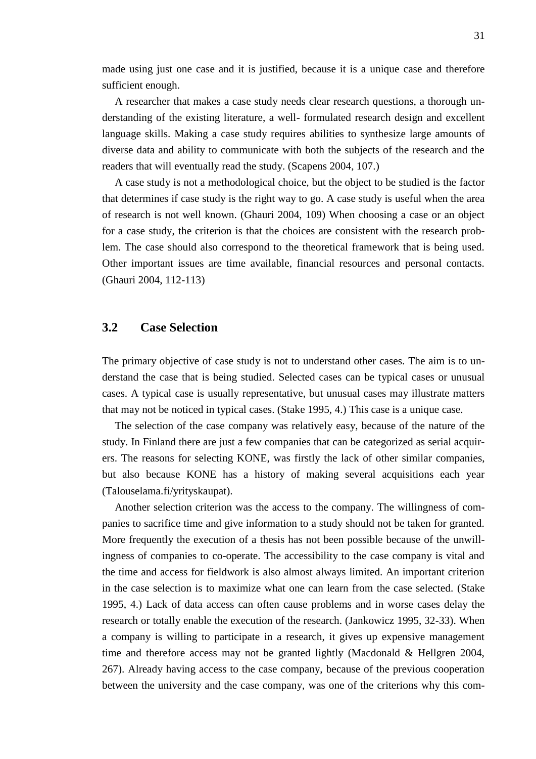made using just one case and it is justified, because it is a unique case and therefore sufficient enough.

A researcher that makes a case study needs clear research questions, a thorough understanding of the existing literature, a well- formulated research design and excellent language skills. Making a case study requires abilities to synthesize large amounts of diverse data and ability to communicate with both the subjects of the research and the readers that will eventually read the study. (Scapens 2004, 107.)

A case study is not a methodological choice, but the object to be studied is the factor that determines if case study is the right way to go. A case study is useful when the area of research is not well known. (Ghauri 2004, 109) When choosing a case or an object for a case study, the criterion is that the choices are consistent with the research problem. The case should also correspond to the theoretical framework that is being used. Other important issues are time available, financial resources and personal contacts. (Ghauri 2004, 112-113)

## 3.2 Case Selection

The primary objective of case study is not to understand other cases. The aim is to understand the case that is being studied. Selected cases can be typical cases or unusual cases. A typical case is usually representative, but unusual cases may illustrate matters that may not be noticed in typical cases. (Stake 1995, 4.) This case is a unique case.

The selection of the case company was relatively easy, because of the nature of the study. In Finland there are just a few companies that can be categorized as serial acquirers. The reasons for selecting KONE, was firstly the lack of other similar companies, but also because KONE has a history of making several acquisitions each year (Talouselama.fi/yrityskaupat).

Another selection criterion was the access to the company. The willingness of companies to sacrifice time and give information to a study should not be taken for granted. More frequently the execution of a thesis has not been possible because of the unwillingness of companies to co-operate. The accessibility to the case company is vital and the time and access for fieldwork is also almost always limited. An important criterion in the case selection is to maximize what one can learn from the case selected. (Stake 1995, 4.) Lack of data access can often cause problems and in worse cases delay the research or totally enable the execution of the research. (Jankowicz 1995, 32-33). When a company is willing to participate in a research, it gives up expensive management time and therefore access may not be granted lightly (Macdonald & Hellgren 2004, 267). Already having access to the case company, because of the previous cooperation between the university and the case company, was one of the criterions why this com-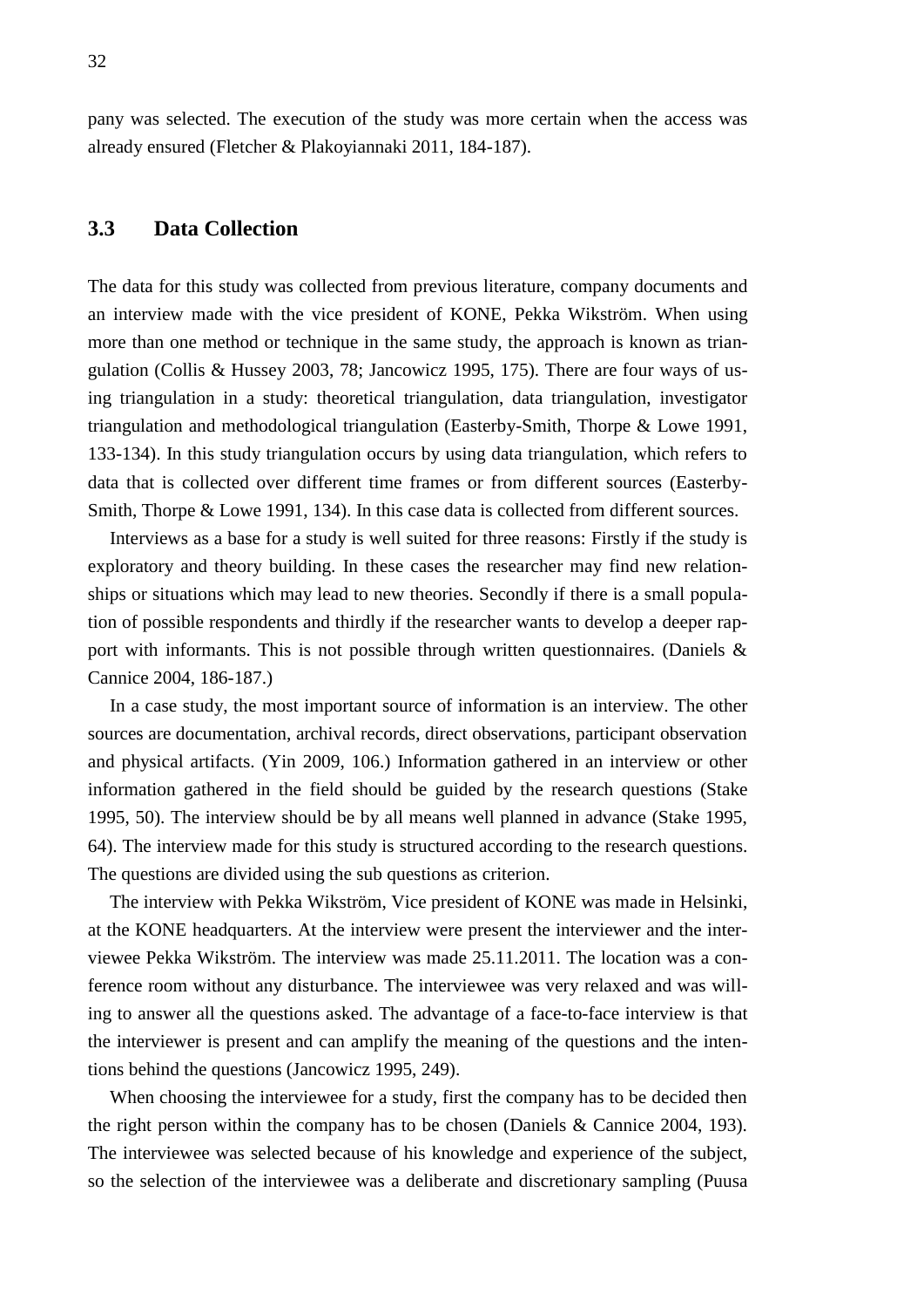pany was selected. The execution of the study was more certain when the access was already ensured (Fletcher & Plakoyiannaki 2011, 184-187).

## 3.3 Data Collection

The data for this study was collected from previous literature, company documents and an interview made with the vice president of KONE, Pekka Wikström. When using more than one method or technique in the same study, the approach is known as triangulation (Collis & Hussey 2003, 78; Jancowicz 1995, 175). There are four ways of using triangulation in a study: theoretical triangulation, data triangulation, investigator triangulation and methodological triangulation (Easterby-Smith, Thorpe & Lowe 1991, 133-134). In this study triangulation occurs by using data triangulation, which refers to data that is collected over different time frames or from different sources (Easterby-Smith, Thorpe & Lowe 1991, 134). In this case data is collected from different sources.

Interviews as a base for a study is well suited for three reasons: Firstly if the study is exploratory and theory building. In these cases the researcher may find new relationships or situations which may lead to new theories. Secondly if there is a small population of possible respondents and thirdly if the researcher wants to develop a deeper rapport with informants. This is not possible through written questionnaires. (Daniels & Cannice 2004, 186-187.)

In a case study, the most important source of information is an interview. The other sources are documentation, archival records, direct observations, participant observation and physical artifacts. (Yin 2009, 106.) Information gathered in an interview or other information gathered in the field should be guided by the research questions (Stake 1995, 50). The interview should be by all means well planned in advance (Stake 1995, 64). The interview made for this study is structured according to the research questions. The questions are divided using the sub questions as criterion.

The interview with Pekka Wikström, Vice president of KONE was made in Helsinki, at the KONE headquarters. At the interview were present the interviewer and the interviewee Pekka Wikström. The interview was made 25.11.2011. The location was a conference room without any disturbance. The interviewee was very relaxed and was willing to answer all the questions asked. The advantage of a face-to-face interview is that the interviewer is present and can amplify the meaning of the questions and the intentions behind the questions (Jancowicz 1995, 249).

When choosing the interviewee for a study, first the company has to be decided then the right person within the company has to be chosen (Daniels & Cannice 2004, 193). The interviewee was selected because of his knowledge and experience of the subject, so the selection of the interviewee was a deliberate and discretionary sampling (Puusa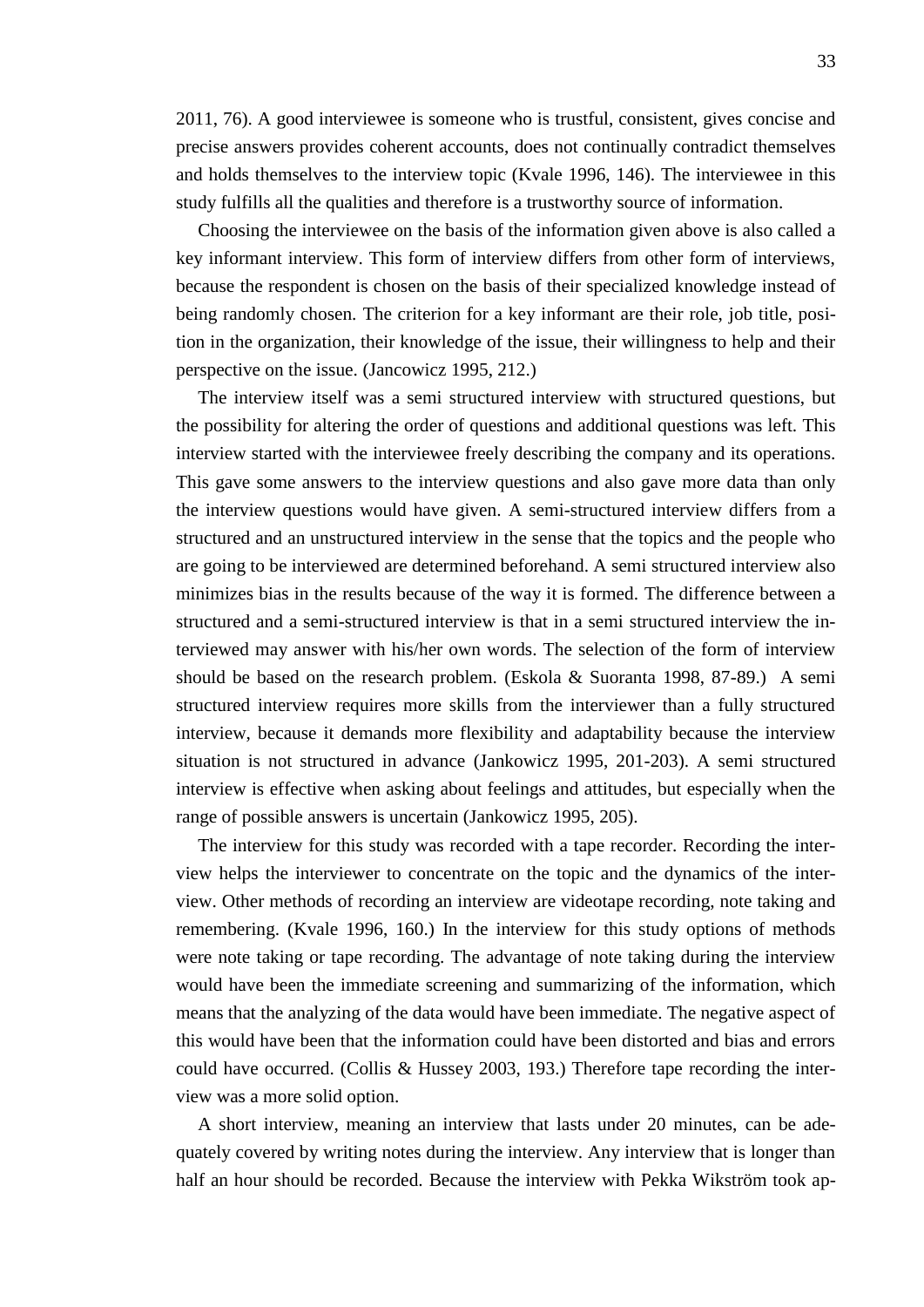2011, 76). A good interviewee is someone who is trustful, consistent, gives concise and precise answers provides coherent accounts, does not continually contradict themselves and holds themselves to the interview topic (Kvale 1996, 146). The interviewee in this study fulfills all the qualities and therefore is a trustworthy source of information.

Choosing the interviewee on the basis of the information given above is also called a key informant interview. This form of interview differs from other form of interviews, because the respondent is chosen on the basis of their specialized knowledge instead of being randomly chosen. The criterion for a key informant are their role, job title, position in the organization, their knowledge of the issue, their willingness to help and their perspective on the issue. (Jancowicz 1995, 212.)

The interview itself was a semi structured interview with structured questions, but the possibility for altering the order of questions and additional questions was left. This interview started with the interviewee freely describing the company and its operations. This gave some answers to the interview questions and also gave more data than only the interview questions would have given. A semi-structured interview differs from a structured and an unstructured interview in the sense that the topics and the people who are going to be interviewed are determined beforehand. A semi structured interview also minimizes bias in the results because of the way it is formed. The difference between a structured and a semi-structured interview is that in a semi structured interview the interviewed may answer with his/her own words. The selection of the form of interview should be based on the research problem. (Eskola & Suoranta 1998, 87-89.) A semi structured interview requires more skills from the interviewer than a fully structured interview, because it demands more flexibility and adaptability because the interview situation is not structured in advance (Jankowicz 1995, 201-203). A semi structured interview is effective when asking about feelings and attitudes, but especially when the range of possible answers is uncertain (Jankowicz 1995, 205).

The interview for this study was recorded with a tape recorder. Recording the interview helps the interviewer to concentrate on the topic and the dynamics of the interview. Other methods of recording an interview are videotape recording, note taking and remembering. (Kvale 1996, 160.) In the interview for this study options of methods were note taking or tape recording. The advantage of note taking during the interview would have been the immediate screening and summarizing of the information, which means that the analyzing of the data would have been immediate. The negative aspect of this would have been that the information could have been distorted and bias and errors could have occurred. (Collis & Hussey 2003, 193.) Therefore tape recording the interview was a more solid option.

A short interview, meaning an interview that lasts under 20 minutes, can be adequately covered by writing notes during the interview. Any interview that is longer than half an hour should be recorded. Because the interview with Pekka Wikström took ap-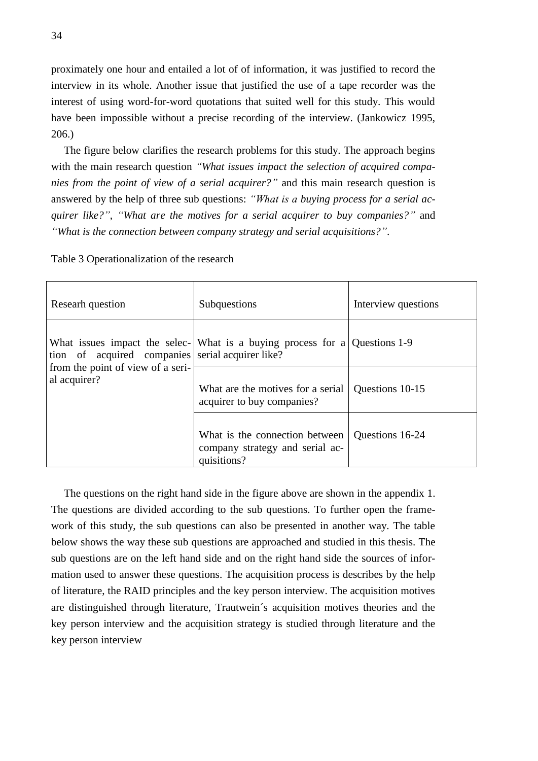proximately one hour and entailed a lot of of information, it was justified to record the interview in its whole. Another issue that justified the use of a tape recorder was the interest of using word-for-word quotations that suited well for this study. This would have been impossible without a precise recording of the interview. (Jankowicz 1995, 206.)

The figure below clarifies the research problems for this study. The approach begins with the main research question *"What issues impact the selection of acquired companies from the point of view of a serial acquirer?"* and this main research question is answered by the help of three sub questions: *"What is a buying process for a serial acquirer like?"*, *"What are the motives for a serial acquirer to buy companies?"* and *"What is the connection between company strategy and serial acquisitions?"*.

Table 3 Operationalization of the research

| Researh question | Subquestions | Interview questions |
|---|---|---|
| What issues impact the selection of acquired companies from the point of view of a serial acquirer? | What is a buying process for a serial acquirer like? | Questions 1-9 |
| | What are the motives for a serial acquirer to buy companies? | Questions 10-15 |
| | What is the connection between company strategy and serial acquisitions? | Questions 16-24 |

The questions on the right hand side in the figure above are shown in the appendix 1. The questions are divided according to the sub questions. To further open the framework of this study, the sub questions can also be presented in another way. The table below shows the way these sub questions are approached and studied in this thesis. The sub questions are on the left hand side and on the right hand side the sources of information used to answer these questions. The acquisition process is describes by the help of literature, the RAID principles and the key person interview. The acquisition motives are distinguished through literature, Trautwein´s acquisition motives theories and the key person interview and the acquisition strategy is studied through literature and the key person interview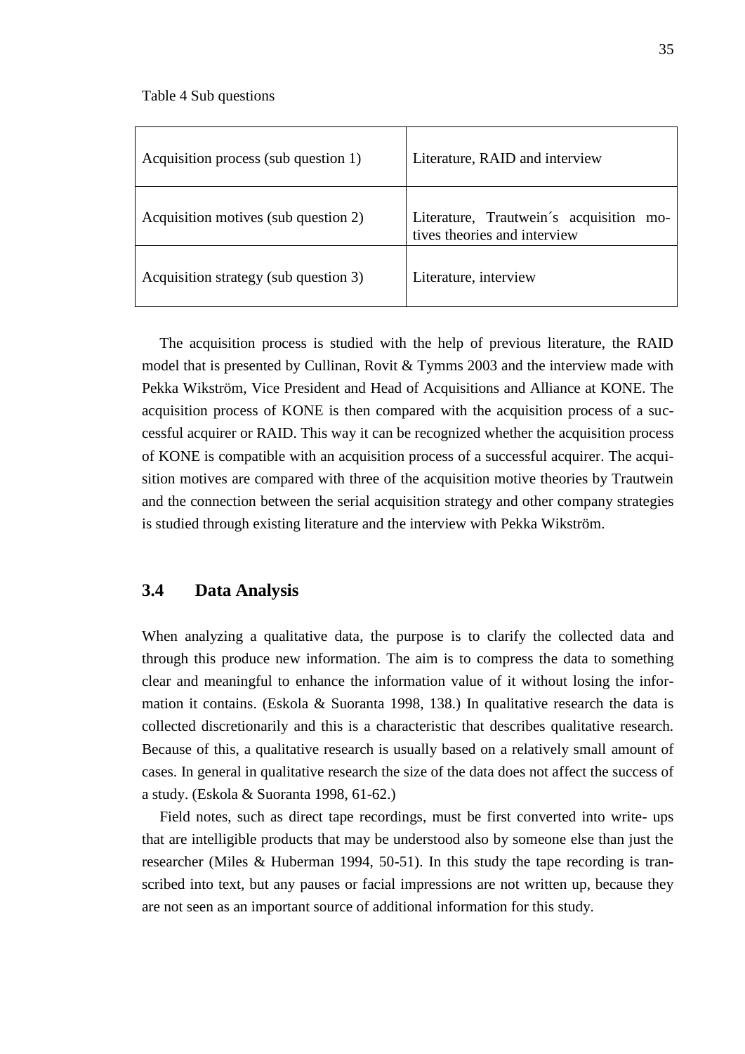Table 4 Sub questions

| Acquisition process (sub question 1) | Literature, RAID and interview |
|---|---|
| Acquisition motives (sub question 2) | Literature, Trautwein´s acquisition motives theories and interview |
| Acquisition strategy (sub question 3) | Literature, interview |

The acquisition process is studied with the help of previous literature, the RAID model that is presented by Cullinan, Rovit & Tymms 2003 and the interview made with Pekka Wikström, Vice President and Head of Acquisitions and Alliance at KONE. The acquisition process of KONE is then compared with the acquisition process of a successful acquirer or RAID. This way it can be recognized whether the acquisition process of KONE is compatible with an acquisition process of a successful acquirer. The acquisition motives are compared with three of the acquisition motive theories by Trautwein and the connection between the serial acquisition strategy and other company strategies is studied through existing literature and the interview with Pekka Wikström.

## 3.4 Data Analysis

When analyzing a qualitative data, the purpose is to clarify the collected data and through this produce new information. The aim is to compress the data to something clear and meaningful to enhance the information value of it without losing the information it contains. (Eskola & Suoranta 1998, 138.) In qualitative research the data is collected discretionarily and this is a characteristic that describes qualitative research. Because of this, a qualitative research is usually based on a relatively small amount of cases. In general in qualitative research the size of the data does not affect the success of a study. (Eskola & Suoranta 1998, 61-62.)

Field notes, such as direct tape recordings, must be first converted into write- ups that are intelligible products that may be understood also by someone else than just the researcher (Miles & Huberman 1994, 50-51). In this study the tape recording is transcribed into text, but any pauses or facial impressions are not written up, because they are not seen as an important source of additional information for this study.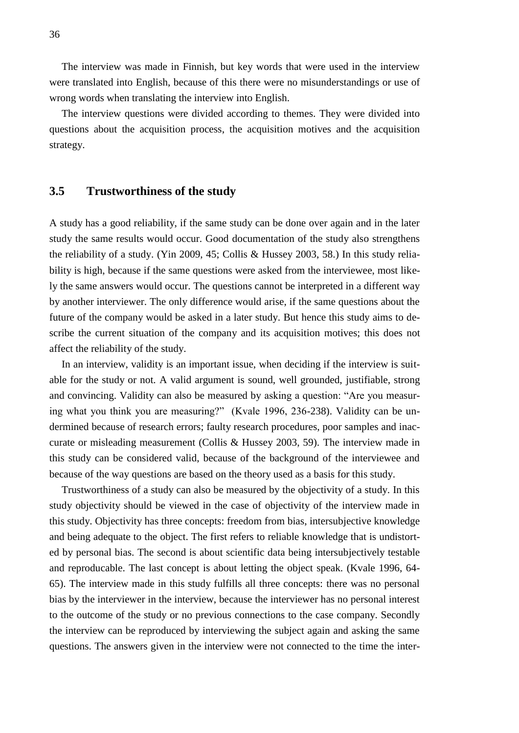The interview was made in Finnish, but key words that were used in the interview were translated into English, because of this there were no misunderstandings or use of wrong words when translating the interview into English.

The interview questions were divided according to themes. They were divided into questions about the acquisition process, the acquisition motives and the acquisition strategy.

## 3.5 Trustworthiness of the study

A study has a good reliability, if the same study can be done over again and in the later study the same results would occur. Good documentation of the study also strengthens the reliability of a study. (Yin 2009, 45; Collis & Hussey 2003, 58.) In this study reliability is high, because if the same questions were asked from the interviewee, most likely the same answers would occur. The questions cannot be interpreted in a different way by another interviewer. The only difference would arise, if the same questions about the future of the company would be asked in a later study. But hence this study aims to describe the current situation of the company and its acquisition motives; this does not affect the reliability of the study.

In an interview, validity is an important issue, when deciding if the interview is suitable for the study or not. A valid argument is sound, well grounded, justifiable, strong and convincing. Validity can also be measured by asking a question: "Are you measuring what you think you are measuring?" (Kvale 1996, 236-238). Validity can be undermined because of research errors; faulty research procedures, poor samples and inaccurate or misleading measurement (Collis & Hussey 2003, 59). The interview made in this study can be considered valid, because of the background of the interviewee and because of the way questions are based on the theory used as a basis for this study.

Trustworthiness of a study can also be measured by the objectivity of a study. In this study objectivity should be viewed in the case of objectivity of the interview made in this study. Objectivity has three concepts: freedom from bias, intersubjective knowledge and being adequate to the object. The first refers to reliable knowledge that is undistorted by personal bias. The second is about scientific data being intersubjectively testable and reproducable. The last concept is about letting the object speak. (Kvale 1996, 64-65). The interview made in this study fulfills all three concepts: there was no personal bias by the interviewer in the interview, because the interviewer has no personal interest to the outcome of the study or no previous connections to the case company. Secondly the interview can be reproduced by interviewing the subject again and asking the same questions. The answers given in the interview were not connected to the time the inter-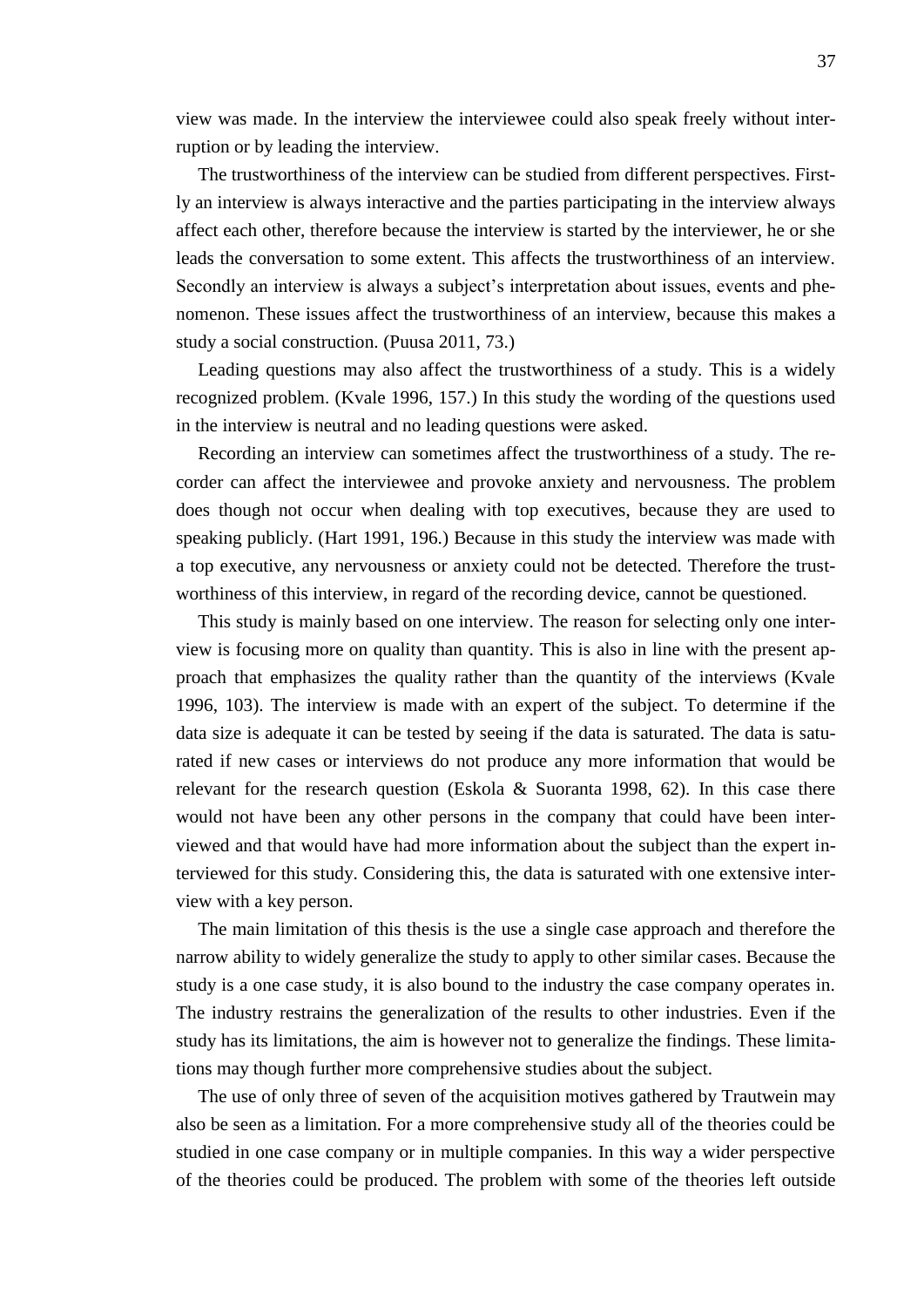view was made. In the interview the interviewee could also speak freely without interruption or by leading the interview.

The trustworthiness of the interview can be studied from different perspectives. Firstly an interview is always interactive and the parties participating in the interview always affect each other, therefore because the interview is started by the interviewer, he or she leads the conversation to some extent. This affects the trustworthiness of an interview. Secondly an interview is always a subject's interpretation about issues, events and phenomenon. These issues affect the trustworthiness of an interview, because this makes a study a social construction. (Puusa 2011, 73.)

Leading questions may also affect the trustworthiness of a study. This is a widely recognized problem. (Kvale 1996, 157.) In this study the wording of the questions used in the interview is neutral and no leading questions were asked.

Recording an interview can sometimes affect the trustworthiness of a study. The recorder can affect the interviewee and provoke anxiety and nervousness. The problem does though not occur when dealing with top executives, because they are used to speaking publicly. (Hart 1991, 196.) Because in this study the interview was made with a top executive, any nervousness or anxiety could not be detected. Therefore the trustworthiness of this interview, in regard of the recording device, cannot be questioned.

This study is mainly based on one interview. The reason for selecting only one interview is focusing more on quality than quantity. This is also in line with the present approach that emphasizes the quality rather than the quantity of the interviews (Kvale 1996, 103). The interview is made with an expert of the subject. To determine if the data size is adequate it can be tested by seeing if the data is saturated. The data is saturated if new cases or interviews do not produce any more information that would be relevant for the research question (Eskola & Suoranta 1998, 62). In this case there would not have been any other persons in the company that could have been interviewed and that would have had more information about the subject than the expert interviewed for this study. Considering this, the data is saturated with one extensive interview with a key person.

The main limitation of this thesis is the use a single case approach and therefore the narrow ability to widely generalize the study to apply to other similar cases. Because the study is a one case study, it is also bound to the industry the case company operates in. The industry restrains the generalization of the results to other industries. Even if the study has its limitations, the aim is however not to generalize the findings. These limitations may though further more comprehensive studies about the subject.

The use of only three of seven of the acquisition motives gathered by Trautwein may also be seen as a limitation. For a more comprehensive study all of the theories could be studied in one case company or in multiple companies. In this way a wider perspective of the theories could be produced. The problem with some of the theories left outside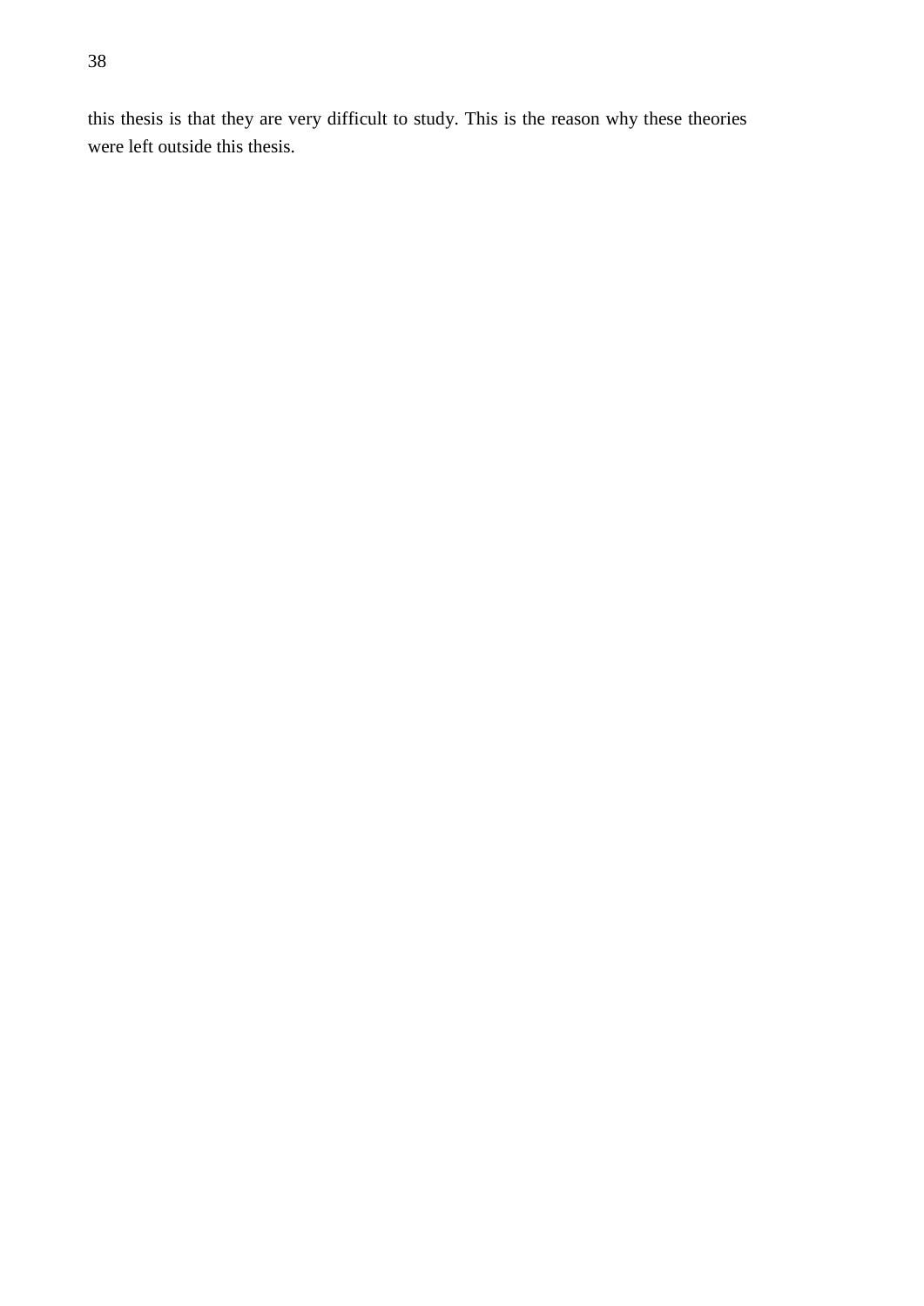this thesis is that they are very difficult to study. This is the reason why these theories were left outside this thesis.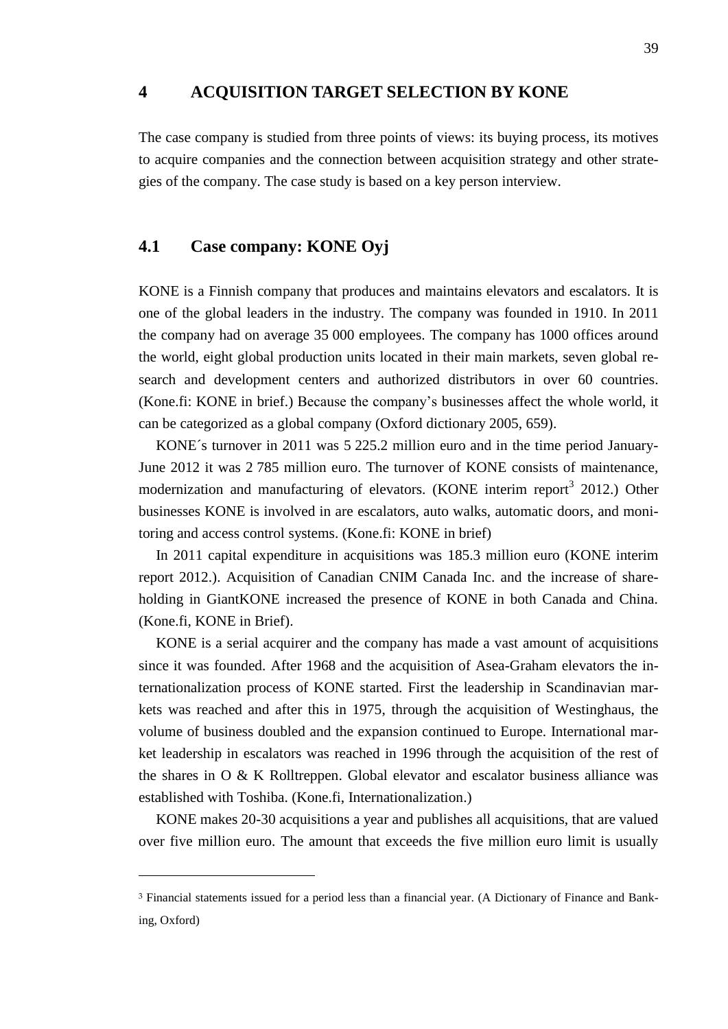# 4 ACQUISITION TARGET SELECTION BY KONE

The case company is studied from three points of views: its buying process, its motives to acquire companies and the connection between acquisition strategy and other strategies of the company. The case study is based on a key person interview.

## 4.1 Case company: KONE Oyj

KONE is a Finnish company that produces and maintains elevators and escalators. It is one of the global leaders in the industry. The company was founded in 1910. In 2011 the company had on average 35 000 employees. The company has 1000 offices around the world, eight global production units located in their main markets, seven global research and development centers and authorized distributors in over 60 countries. (Kone.fi: KONE in brief.) Because the company's businesses affect the whole world, it can be categorized as a global company (Oxford dictionary 2005, 659).

KONE´s turnover in 2011 was 5 225.2 million euro and in the time period January-June 2012 it was 2 785 million euro. The turnover of KONE consists of maintenance, modernization and manufacturing of elevators. (KONE interim report[3] 2012.) Other businesses KONE is involved in are escalators, auto walks, automatic doors, and monitoring and access control systems. (Kone.fi: KONE in brief)

In 2011 capital expenditure in acquisitions was 185.3 million euro (KONE interim report 2012.). Acquisition of Canadian CNIM Canada Inc. and the increase of shareholding in GiantKONE increased the presence of KONE in both Canada and China. (Kone.fi, KONE in Brief).

KONE is a serial acquirer and the company has made a vast amount of acquisitions since it was founded. After 1968 and the acquisition of Asea-Graham elevators the internationalization process of KONE started. First the leadership in Scandinavian markets was reached and after this in 1975, through the acquisition of Westinghaus, the volume of business doubled and the expansion continued to Europe. International market leadership in escalators was reached in 1996 through the acquisition of the rest of the shares in O & K Rolltreppen. Global elevator and escalator business alliance was established with Toshiba. (Kone.fi, Internationalization.)

KONE makes 20-30 acquisitions a year and publishes all acquisitions, that are valued over five million euro. The amount that exceeds the five million euro limit is usually

---

[3] Financial statements issued for a period less than a financial year. (A Dictionary of Finance and Banking, Oxford)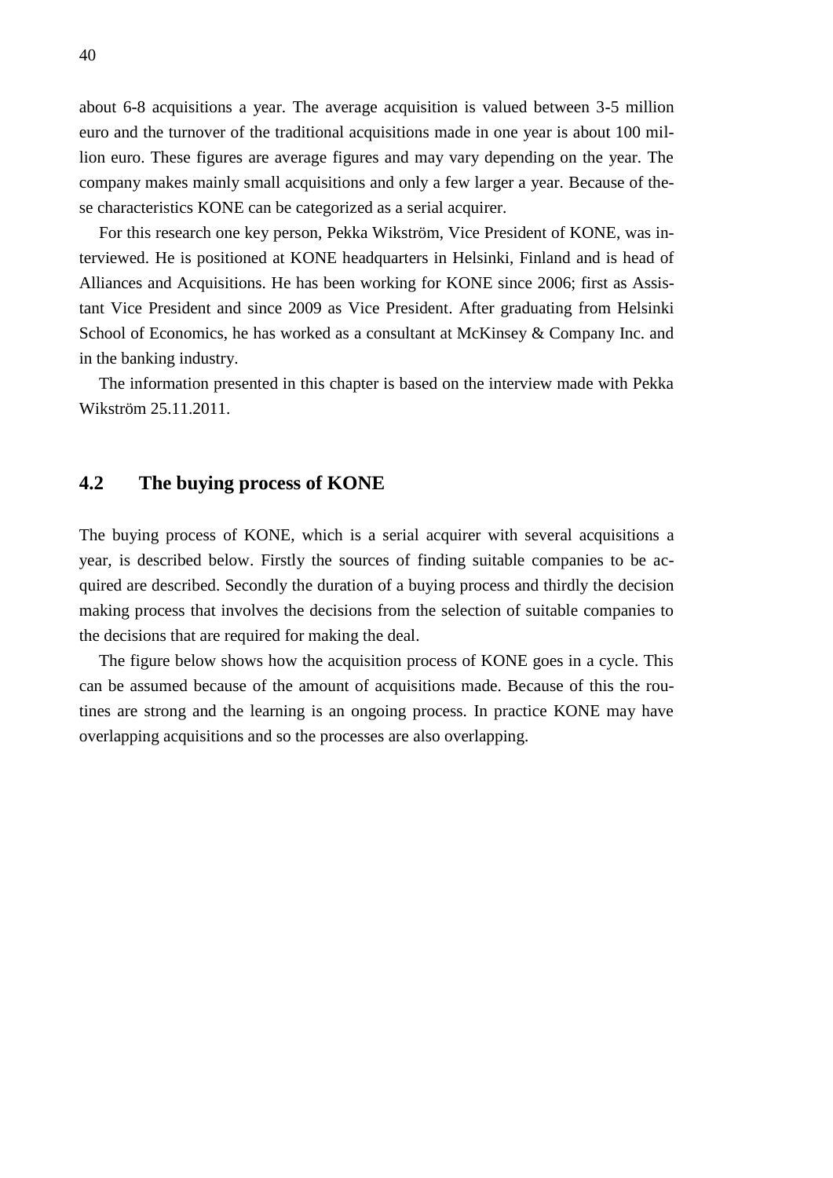about 6-8 acquisitions a year. The average acquisition is valued between 3-5 million euro and the turnover of the traditional acquisitions made in one year is about 100 million euro. These figures are average figures and may vary depending on the year. The company makes mainly small acquisitions and only a few larger a year. Because of these characteristics KONE can be categorized as a serial acquirer.

For this research one key person, Pekka Wikström, Vice President of KONE, was interviewed. He is positioned at KONE headquarters in Helsinki, Finland and is head of Alliances and Acquisitions. He has been working for KONE since 2006; first as Assistant Vice President and since 2009 as Vice President. After graduating from Helsinki School of Economics, he has worked as a consultant at McKinsey & Company Inc. and in the banking industry.

The information presented in this chapter is based on the interview made with Pekka Wikström 25.11.2011.

## 4.2 The buying process of KONE

The buying process of KONE, which is a serial acquirer with several acquisitions a year, is described below. Firstly the sources of finding suitable companies to be acquired are described. Secondly the duration of a buying process and thirdly the decision making process that involves the decisions from the selection of suitable companies to the decisions that are required for making the deal.

The figure below shows how the acquisition process of KONE goes in a cycle. This can be assumed because of the amount of acquisitions made. Because of this the routines are strong and the learning is an ongoing process. In practice KONE may have overlapping acquisitions and so the processes are also overlapping.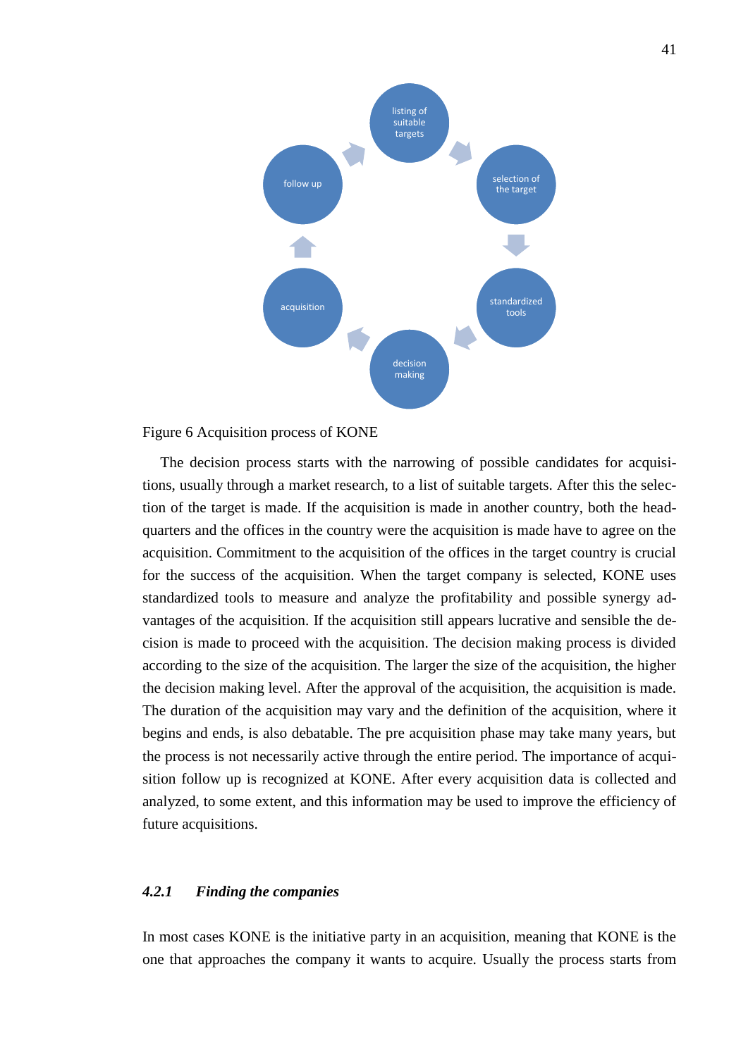listing of suitable targets

selection of the target

standardized tools

decision making

acquisition

follow up

Figure 6 Acquisition process of KONE

The decision process starts with the narrowing of possible candidates for acquisitions, usually through a market research, to a list of suitable targets. After this the selection of the target is made. If the acquisition is made in another country, both the headquarters and the offices in the country were the acquisition is made have to agree on the acquisition. Commitment to the acquisition of the offices in the target country is crucial for the success of the acquisition. When the target company is selected, KONE uses standardized tools to measure and analyze the profitability and possible synergy advantages of the acquisition. If the acquisition still appears lucrative and sensible the decision is made to proceed with the acquisition. The decision making process is divided according to the size of the acquisition. The larger the size of the acquisition, the higher the decision making level. After the approval of the acquisition, the acquisition is made. The duration of the acquisition may vary and the definition of the acquisition, where it begins and ends, is also debatable. The pre acquisition phase may take many years, but the process is not necessarily active through the entire period. The importance of acquisition follow up is recognized at KONE. After every acquisition data is collected and analyzed, to some extent, and this information may be used to improve the efficiency of future acquisitions.

### *4.2.1 Finding the companies*

In most cases KONE is the initiative party in an acquisition, meaning that KONE is the one that approaches the company it wants to acquire. Usually the process starts from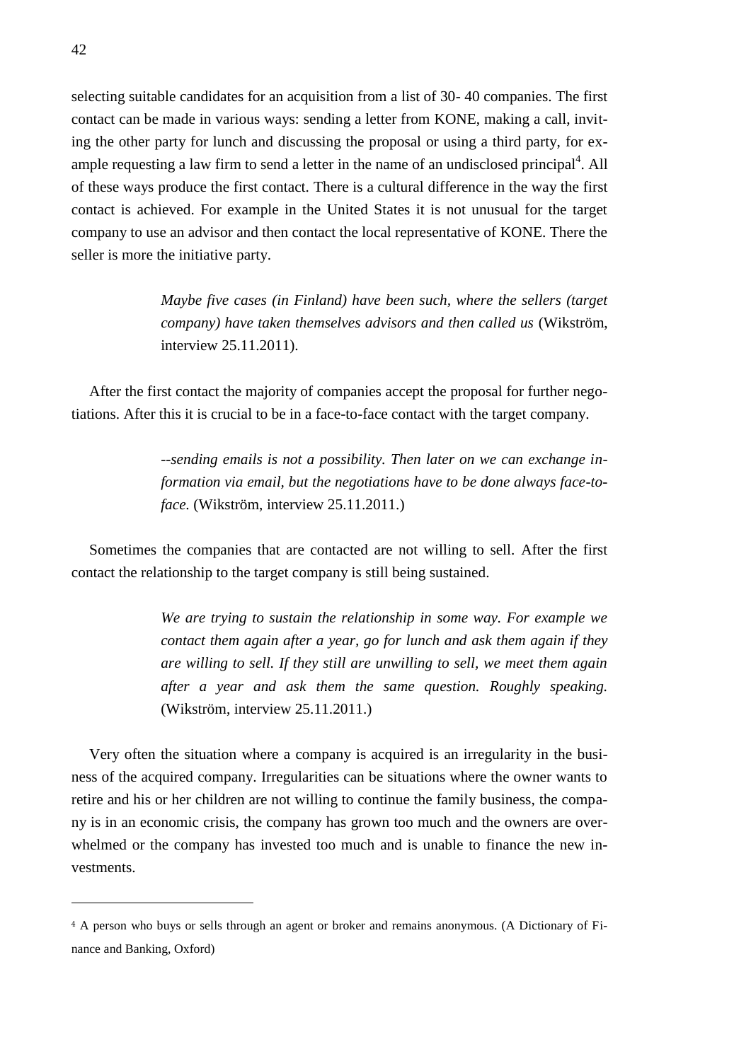selecting suitable candidates for an acquisition from a list of 30- 40 companies. The first contact can be made in various ways: sending a letter from KONE, making a call, inviting the other party for lunch and discussing the proposal or using a third party, for example requesting a law firm to send a letter in the name of an undisclosed principal[4]. All of these ways produce the first contact. There is a cultural difference in the way the first contact is achieved. For example in the United States it is not unusual for the target company to use an advisor and then contact the local representative of KONE. There the seller is more the initiative party.

> *Maybe five cases (in Finland) have been such, where the sellers (target company) have taken themselves advisors and then called us* (Wikström, interview 25.11.2011).

After the first contact the majority of companies accept the proposal for further negotiations. After this it is crucial to be in a face-to-face contact with the target company.

> *--sending emails is not a possibility. Then later on we can exchange information via email, but the negotiations have to be done always face-to-face.* (Wikström, interview 25.11.2011.)

Sometimes the companies that are contacted are not willing to sell. After the first contact the relationship to the target company is still being sustained.

> *We are trying to sustain the relationship in some way. For example we contact them again after a year, go for lunch and ask them again if they are willing to sell. If they still are unwilling to sell, we meet them again after a year and ask them the same question. Roughly speaking.* (Wikström, interview 25.11.2011.)

Very often the situation where a company is acquired is an irregularity in the business of the acquired company. Irregularities can be situations where the owner wants to retire and his or her children are not willing to continue the family business, the company is in an economic crisis, the company has grown too much and the owners are overwhelmed or the company has invested too much and is unable to finance the new investments.

---

[4] A person who buys or sells through an agent or broker and remains anonymous. (A Dictionary of Finance and Banking, Oxford)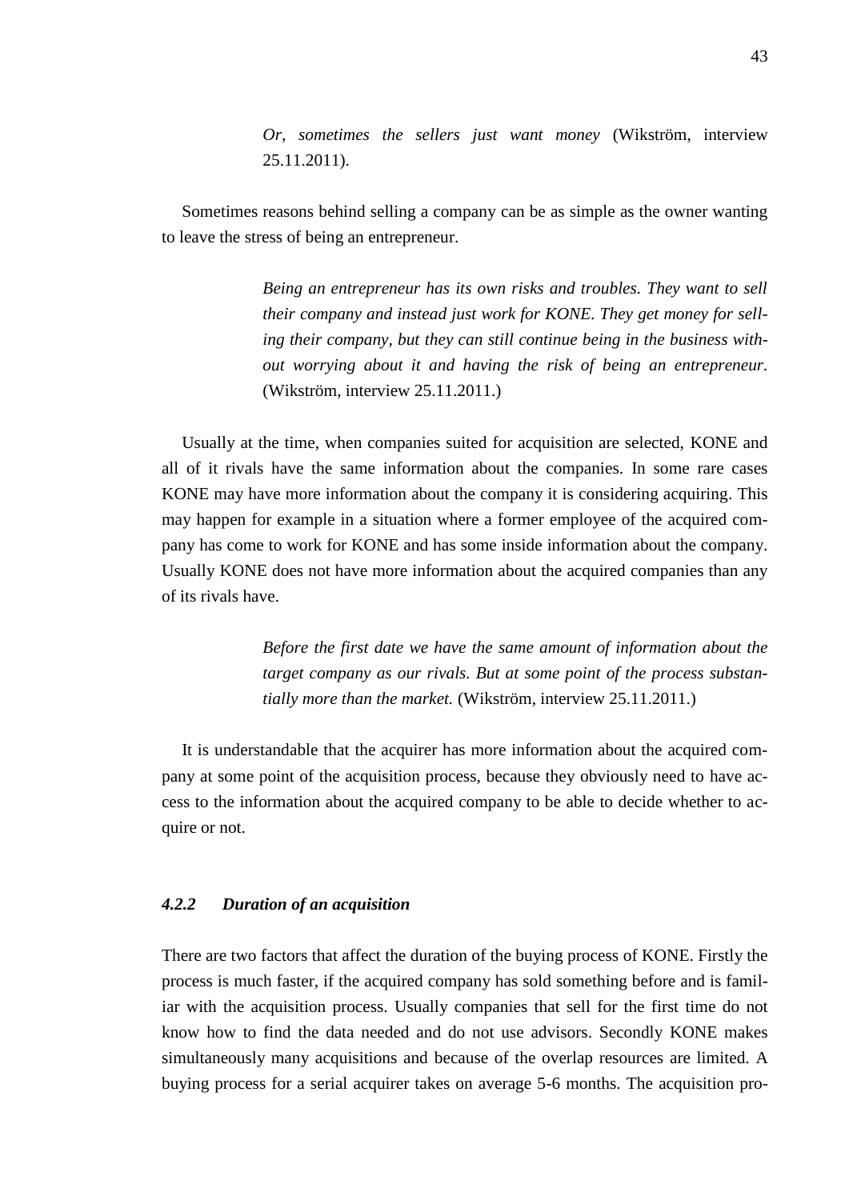> *Or, sometimes the sellers just want money* (Wikström, interview 25.11.2011).

Sometimes reasons behind selling a company can be as simple as the owner wanting to leave the stress of being an entrepreneur.

> *Being an entrepreneur has its own risks and troubles. They want to sell their company and instead just work for KONE. They get money for selling their company, but they can still continue being in the business without worrying about it and having the risk of being an entrepreneur.* (Wikström, interview 25.11.2011.)

Usually at the time, when companies suited for acquisition are selected, KONE and all of it rivals have the same information about the companies. In some rare cases KONE may have more information about the company it is considering acquiring. This may happen for example in a situation where a former employee of the acquired company has come to work for KONE and has some inside information about the company. Usually KONE does not have more information about the acquired companies than any of its rivals have.

> *Before the first date we have the same amount of information about the target company as our rivals. But at some point of the process substantially more than the market.* (Wikström, interview 25.11.2011.)

It is understandable that the acquirer has more information about the acquired company at some point of the acquisition process, because they obviously need to have access to the information about the acquired company to be able to decide whether to acquire or not.

### *4.2.2 Duration of an acquisition*

There are two factors that affect the duration of the buying process of KONE. Firstly the process is much faster, if the acquired company has sold something before and is familiar with the acquisition process. Usually companies that sell for the first time do not know how to find the data needed and do not use advisors. Secondly KONE makes simultaneously many acquisitions and because of the overlap resources are limited. A buying process for a serial acquirer takes on average 5-6 months. The acquisition pro-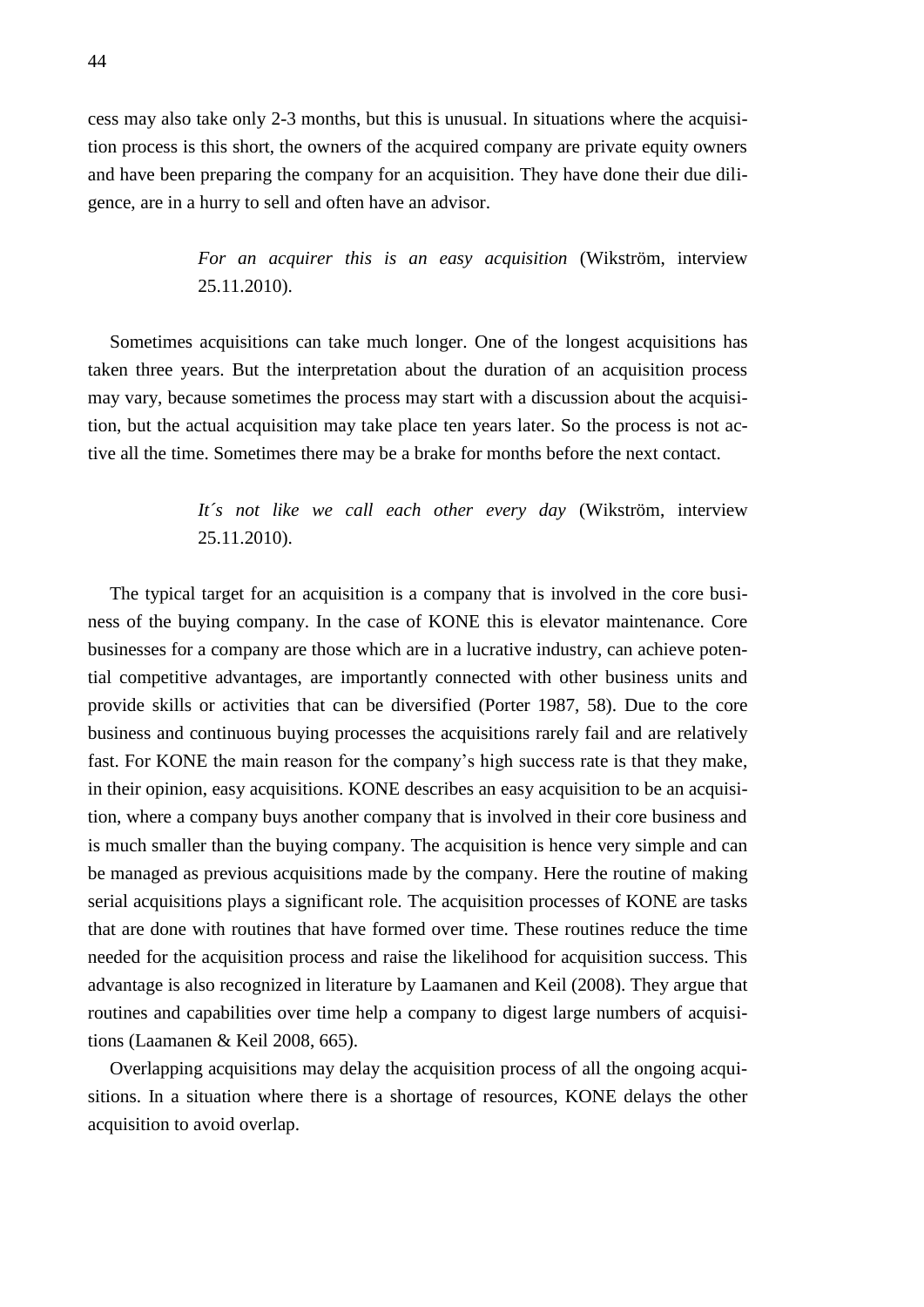cess may also take only 2-3 months, but this is unusual. In situations where the acquisition process is this short, the owners of the acquired company are private equity owners and have been preparing the company for an acquisition. They have done their due diligence, are in a hurry to sell and often have an advisor.

> *For an acquirer this is an easy acquisition* (Wikström, interview 25.11.2010).

Sometimes acquisitions can take much longer. One of the longest acquisitions has taken three years. But the interpretation about the duration of an acquisition process may vary, because sometimes the process may start with a discussion about the acquisition, but the actual acquisition may take place ten years later. So the process is not active all the time. Sometimes there may be a brake for months before the next contact.

> *It´s not like we call each other every day* (Wikström, interview 25.11.2010).

The typical target for an acquisition is a company that is involved in the core business of the buying company. In the case of KONE this is elevator maintenance. Core businesses for a company are those which are in a lucrative industry, can achieve potential competitive advantages, are importantly connected with other business units and provide skills or activities that can be diversified (Porter 1987, 58). Due to the core business and continuous buying processes the acquisitions rarely fail and are relatively fast. For KONE the main reason for the company's high success rate is that they make, in their opinion, easy acquisitions. KONE describes an easy acquisition to be an acquisition, where a company buys another company that is involved in their core business and is much smaller than the buying company. The acquisition is hence very simple and can be managed as previous acquisitions made by the company. Here the routine of making serial acquisitions plays a significant role. The acquisition processes of KONE are tasks that are done with routines that have formed over time. These routines reduce the time needed for the acquisition process and raise the likelihood for acquisition success. This advantage is also recognized in literature by Laamanen and Keil (2008). They argue that routines and capabilities over time help a company to digest large numbers of acquisitions (Laamanen & Keil 2008, 665).

Overlapping acquisitions may delay the acquisition process of all the ongoing acquisitions. In a situation where there is a shortage of resources, KONE delays the other acquisition to avoid overlap.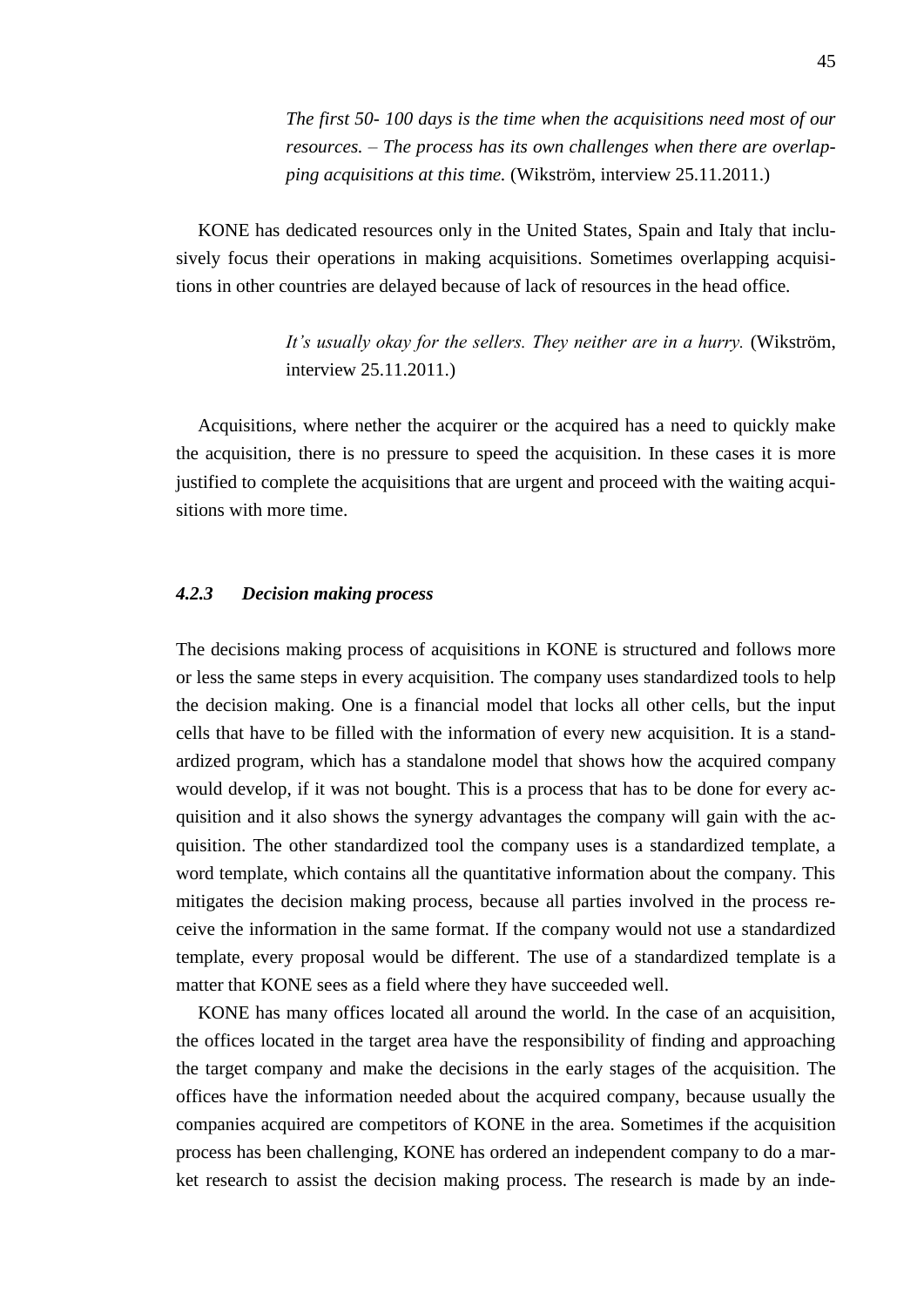> *The first 50- 100 days is the time when the acquisitions need most of our resources. – The process has its own challenges when there are overlapping acquisitions at this time.* (Wikström, interview 25.11.2011.)

KONE has dedicated resources only in the United States, Spain and Italy that inclusively focus their operations in making acquisitions. Sometimes overlapping acquisitions in other countries are delayed because of lack of resources in the head office.

> *It's usually okay for the sellers. They neither are in a hurry.* (Wikström, interview 25.11.2011.)

Acquisitions, where nether the acquirer or the acquired has a need to quickly make the acquisition, there is no pressure to speed the acquisition. In these cases it is more justified to complete the acquisitions that are urgent and proceed with the waiting acquisitions with more time.

### *4.2.3 Decision making process*

The decisions making process of acquisitions in KONE is structured and follows more or less the same steps in every acquisition. The company uses standardized tools to help the decision making. One is a financial model that locks all other cells, but the input cells that have to be filled with the information of every new acquisition. It is a standardized program, which has a standalone model that shows how the acquired company would develop, if it was not bought. This is a process that has to be done for every acquisition and it also shows the synergy advantages the company will gain with the acquisition. The other standardized tool the company uses is a standardized template, a word template, which contains all the quantitative information about the company. This mitigates the decision making process, because all parties involved in the process receive the information in the same format. If the company would not use a standardized template, every proposal would be different. The use of a standardized template is a matter that KONE sees as a field where they have succeeded well.

KONE has many offices located all around the world. In the case of an acquisition, the offices located in the target area have the responsibility of finding and approaching the target company and make the decisions in the early stages of the acquisition. The offices have the information needed about the acquired company, because usually the companies acquired are competitors of KONE in the area. Sometimes if the acquisition process has been challenging, KONE has ordered an independent company to do a market research to assist the decision making process. The research is made by an inde-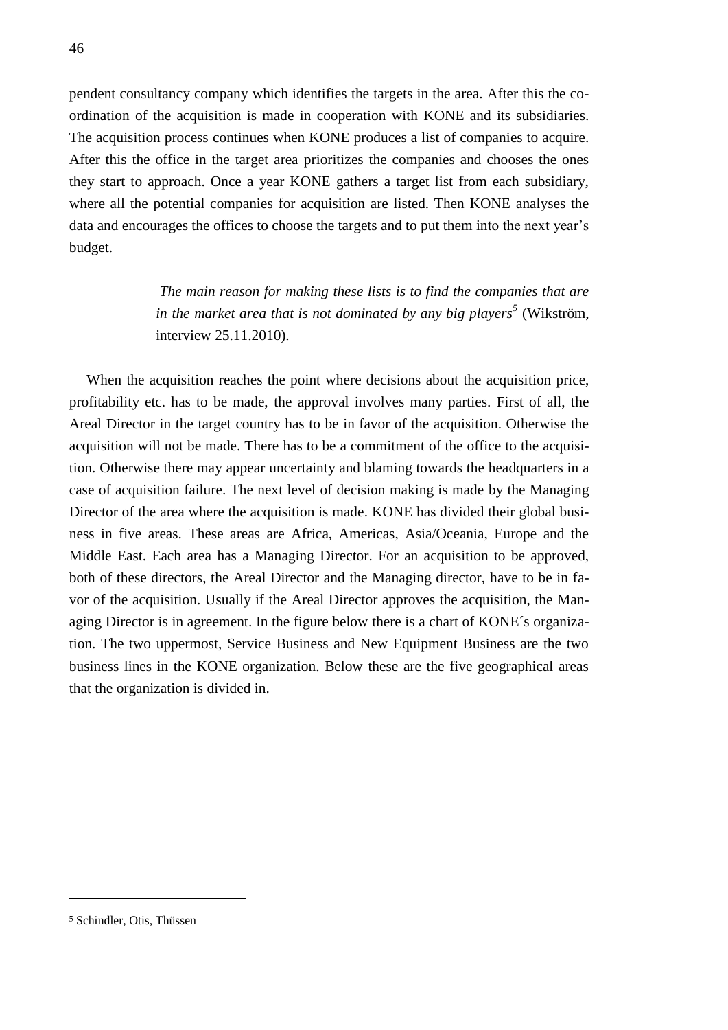pendent consultancy company which identifies the targets in the area. After this the co-ordination of the acquisition is made in cooperation with KONE and its subsidiaries. The acquisition process continues when KONE produces a list of companies to acquire. After this the office in the target area prioritizes the companies and chooses the ones they start to approach. Once a year KONE gathers a target list from each subsidiary, where all the potential companies for acquisition are listed. Then KONE analyses the data and encourages the offices to choose the targets and to put them into the next year's budget.

> *The main reason for making these lists is to find the companies that are in the market area that is not dominated by any big players*[5] (Wikström, interview 25.11.2010).

When the acquisition reaches the point where decisions about the acquisition price, profitability etc. has to be made, the approval involves many parties. First of all, the Areal Director in the target country has to be in favor of the acquisition. Otherwise the acquisition will not be made. There has to be a commitment of the office to the acquisition. Otherwise there may appear uncertainty and blaming towards the headquarters in a case of acquisition failure. The next level of decision making is made by the Managing Director of the area where the acquisition is made. KONE has divided their global business in five areas. These areas are Africa, Americas, Asia/Oceania, Europe and the Middle East. Each area has a Managing Director. For an acquisition to be approved, both of these directors, the Areal Director and the Managing director, have to be in favor of the acquisition. Usually if the Areal Director approves the acquisition, the Managing Director is in agreement. In the figure below there is a chart of KONE´s organization. The two uppermost, Service Business and New Equipment Business are the two business lines in the KONE organization. Below these are the five geographical areas that the organization is divided in.

[5] Schindler, Otis, Thüssen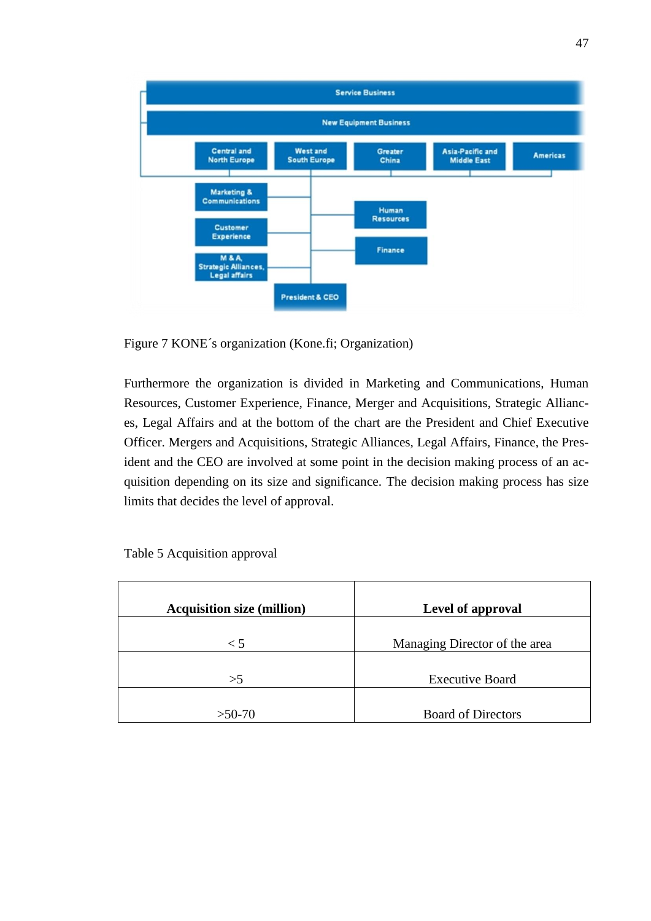Figure 7 KONE´s organization (Kone.fi; Organization)

Furthermore the organization is divided in Marketing and Communications, Human Resources, Customer Experience, Finance, Merger and Acquisitions, Strategic Alliances, Legal Affairs and at the bottom of the chart are the President and Chief Executive Officer. Mergers and Acquisitions, Strategic Alliances, Legal Affairs, Finance, the President and the CEO are involved at some point in the decision making process of an acquisition depending on its size and significance. The decision making process has size limits that decides the level of approval.

Table 5 Acquisition approval

| Acquisition size (million) | Level of approval |
|---|---|
| < 5 | Managing Director of the area |
| >5 | Executive Board |
| >50-70 | Board of Directors |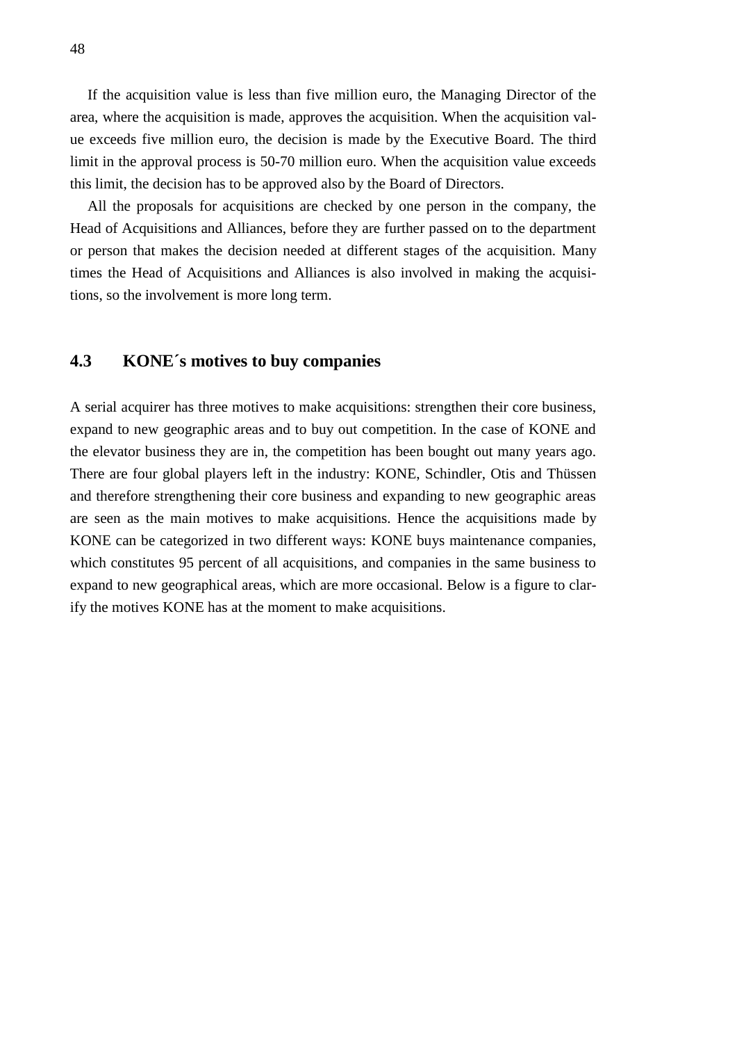If the acquisition value is less than five million euro, the Managing Director of the area, where the acquisition is made, approves the acquisition. When the acquisition value exceeds five million euro, the decision is made by the Executive Board. The third limit in the approval process is 50-70 million euro. When the acquisition value exceeds this limit, the decision has to be approved also by the Board of Directors.

All the proposals for acquisitions are checked by one person in the company, the Head of Acquisitions and Alliances, before they are further passed on to the department or person that makes the decision needed at different stages of the acquisition. Many times the Head of Acquisitions and Alliances is also involved in making the acquisitions, so the involvement is more long term.

## 4.3 KONE´s motives to buy companies

A serial acquirer has three motives to make acquisitions: strengthen their core business, expand to new geographic areas and to buy out competition. In the case of KONE and the elevator business they are in, the competition has been bought out many years ago. There are four global players left in the industry: KONE, Schindler, Otis and Thüssen and therefore strengthening their core business and expanding to new geographic areas are seen as the main motives to make acquisitions. Hence the acquisitions made by KONE can be categorized in two different ways: KONE buys maintenance companies, which constitutes 95 percent of all acquisitions, and companies in the same business to expand to new geographical areas, which are more occasional. Below is a figure to clarify the motives KONE has at the moment to make acquisitions.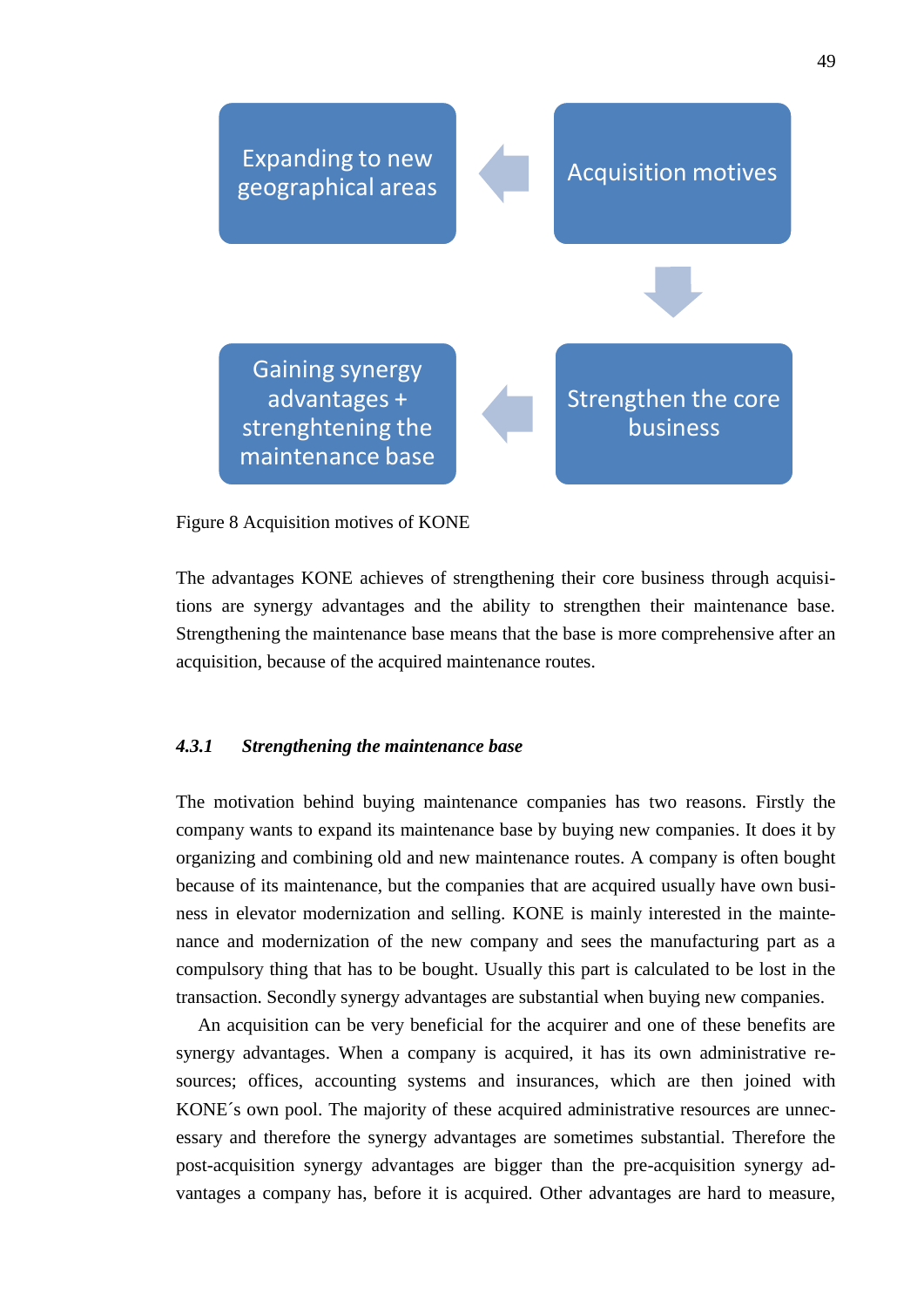Expanding to new geographical areas

Acquisition motives

Gaining synergy advantages + strenghtening the maintenance base

Strengthen the core business

Figure 8 Acquisition motives of KONE

The advantages KONE achieves of strengthening their core business through acquisitions are synergy advantages and the ability to strengthen their maintenance base. Strengthening the maintenance base means that the base is more comprehensive after an acquisition, because of the acquired maintenance routes.

### *4.3.1 Strengthening the maintenance base*

The motivation behind buying maintenance companies has two reasons. Firstly the company wants to expand its maintenance base by buying new companies. It does it by organizing and combining old and new maintenance routes. A company is often bought because of its maintenance, but the companies that are acquired usually have own business in elevator modernization and selling. KONE is mainly interested in the maintenance and modernization of the new company and sees the manufacturing part as a compulsory thing that has to be bought. Usually this part is calculated to be lost in the transaction. Secondly synergy advantages are substantial when buying new companies.

An acquisition can be very beneficial for the acquirer and one of these benefits are synergy advantages. When a company is acquired, it has its own administrative resources; offices, accounting systems and insurances, which are then joined with KONE´s own pool. The majority of these acquired administrative resources are unnecessary and therefore the synergy advantages are sometimes substantial. Therefore the post-acquisition synergy advantages are bigger than the pre-acquisition synergy advantages a company has, before it is acquired. Other advantages are hard to measure,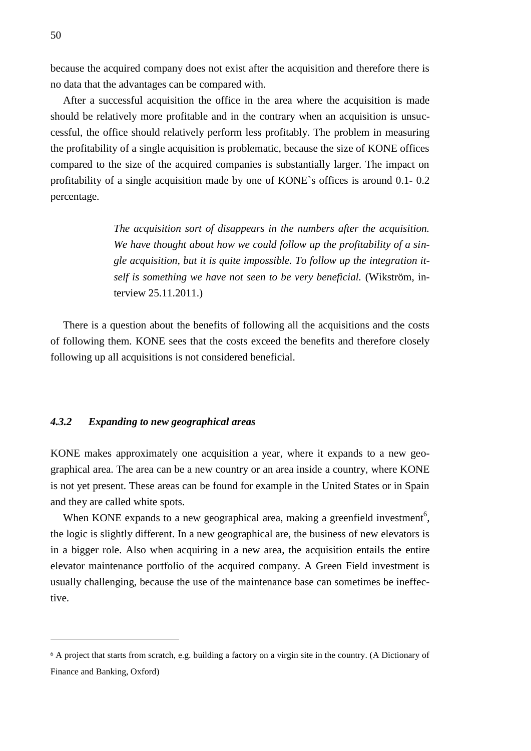because the acquired company does not exist after the acquisition and therefore there is no data that the advantages can be compared with.

After a successful acquisition the office in the area where the acquisition is made should be relatively more profitable and in the contrary when an acquisition is unsuccessful, the office should relatively perform less profitably. The problem in measuring the profitability of a single acquisition is problematic, because the size of KONE offices compared to the size of the acquired companies is substantially larger. The impact on profitability of a single acquisition made by one of KONE`s offices is around 0.1- 0.2 percentage.

> *The acquisition sort of disappears in the numbers after the acquisition. We have thought about how we could follow up the profitability of a single acquisition, but it is quite impossible. To follow up the integration itself is something we have not seen to be very beneficial.* (Wikström, interview 25.11.2011.)

There is a question about the benefits of following all the acquisitions and the costs of following them. KONE sees that the costs exceed the benefits and therefore closely following up all acquisitions is not considered beneficial.

### *4.3.2 Expanding to new geographical areas*

KONE makes approximately one acquisition a year, where it expands to a new geographical area. The area can be a new country or an area inside a country, where KONE is not yet present. These areas can be found for example in the United States or in Spain and they are called white spots.

When KONE expands to a new geographical area, making a greenfield investment[6], the logic is slightly different. In a new geographical are, the business of new elevators is in a bigger role. Also when acquiring in a new area, the acquisition entails the entire elevator maintenance portfolio of the acquired company. A Green Field investment is usually challenging, because the use of the maintenance base can sometimes be ineffective.

---

[6] A project that starts from scratch, e.g. building a factory on a virgin site in the country. (A Dictionary of Finance and Banking, Oxford)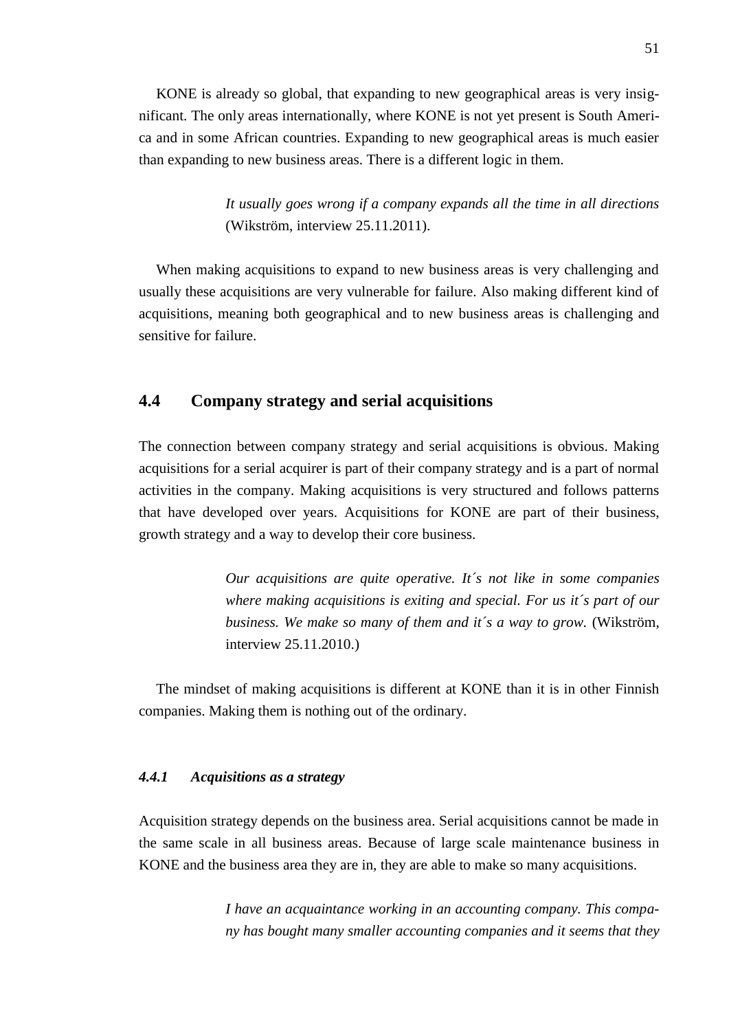KONE is already so global, that expanding to new geographical areas is very insignificant. The only areas internationally, where KONE is not yet present is South America and in some African countries. Expanding to new geographical areas is much easier than expanding to new business areas. There is a different logic in them.

> *It usually goes wrong if a company expands all the time in all directions* (Wikström, interview 25.11.2011).

When making acquisitions to expand to new business areas is very challenging and usually these acquisitions are very vulnerable for failure. Also making different kind of acquisitions, meaning both geographical and to new business areas is challenging and sensitive for failure.

## 4.4 Company strategy and serial acquisitions

The connection between company strategy and serial acquisitions is obvious. Making acquisitions for a serial acquirer is part of their company strategy and is a part of normal activities in the company. Making acquisitions is very structured and follows patterns that have developed over years. Acquisitions for KONE are part of their business, growth strategy and a way to develop their core business.

> *Our acquisitions are quite operative. It´s not like in some companies where making acquisitions is exiting and special. For us it´s part of our business. We make so many of them and it´s a way to grow.* (Wikström, interview 25.11.2010.)

The mindset of making acquisitions is different at KONE than it is in other Finnish companies. Making them is nothing out of the ordinary.

### *4.4.1 Acquisitions as a strategy*

Acquisition strategy depends on the business area. Serial acquisitions cannot be made in the same scale in all business areas. Because of large scale maintenance business in KONE and the business area they are in, they are able to make so many acquisitions.

> *I have an acquaintance working in an accounting company. This company has bought many smaller accounting companies and it seems that they*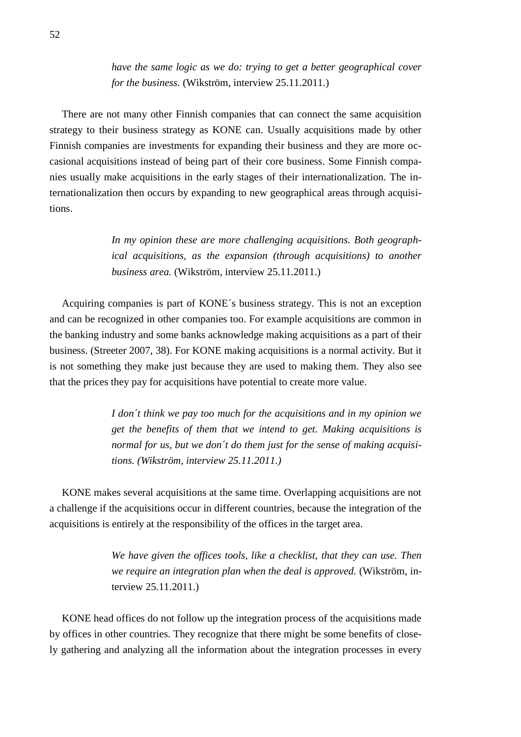> *have the same logic as we do: trying to get a better geographical cover for the business.* (Wikström, interview 25.11.2011.)

There are not many other Finnish companies that can connect the same acquisition strategy to their business strategy as KONE can. Usually acquisitions made by other Finnish companies are investments for expanding their business and they are more occasional acquisitions instead of being part of their core business. Some Finnish companies usually make acquisitions in the early stages of their internationalization. The internationalization then occurs by expanding to new geographical areas through acquisitions.

> *In my opinion these are more challenging acquisitions. Both geographical acquisitions, as the expansion (through acquisitions) to another business area.* (Wikström, interview 25.11.2011.)

Acquiring companies is part of KONE´s business strategy. This is not an exception and can be recognized in other companies too. For example acquisitions are common in the banking industry and some banks acknowledge making acquisitions as a part of their business. (Streeter 2007, 38). For KONE making acquisitions is a normal activity. But it is not something they make just because they are used to making them. They also see that the prices they pay for acquisitions have potential to create more value.

> *I don´t think we pay too much for the acquisitions and in my opinion we get the benefits of them that we intend to get. Making acquisitions is normal for us, but we don´t do them just for the sense of making acquisitions. (Wikström, interview 25.11.2011.)*

KONE makes several acquisitions at the same time. Overlapping acquisitions are not a challenge if the acquisitions occur in different countries, because the integration of the acquisitions is entirely at the responsibility of the offices in the target area.

> *We have given the offices tools, like a checklist, that they can use. Then we require an integration plan when the deal is approved.* (Wikström, interview 25.11.2011.)

KONE head offices do not follow up the integration process of the acquisitions made by offices in other countries. They recognize that there might be some benefits of closely gathering and analyzing all the information about the integration processes in every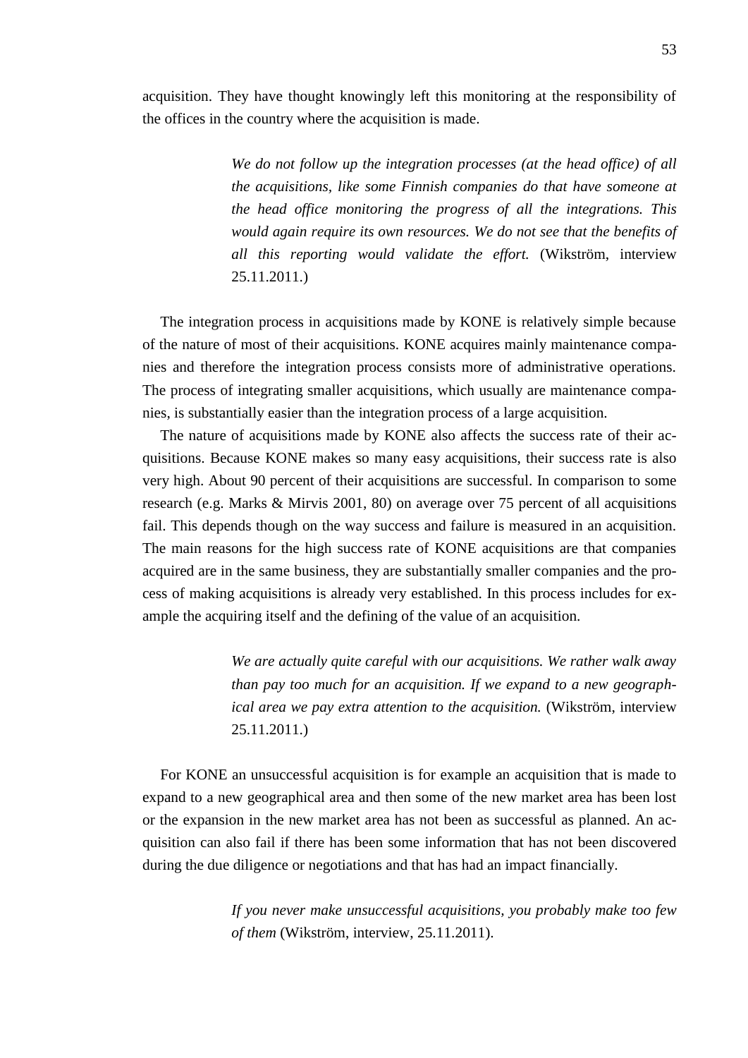acquisition. They have thought knowingly left this monitoring at the responsibility of the offices in the country where the acquisition is made.

> *We do not follow up the integration processes (at the head office) of all the acquisitions, like some Finnish companies do that have someone at the head office monitoring the progress of all the integrations. This would again require its own resources. We do not see that the benefits of all this reporting would validate the effort.* (Wikström, interview 25.11.2011.)

The integration process in acquisitions made by KONE is relatively simple because of the nature of most of their acquisitions. KONE acquires mainly maintenance companies and therefore the integration process consists more of administrative operations. The process of integrating smaller acquisitions, which usually are maintenance companies, is substantially easier than the integration process of a large acquisition.

The nature of acquisitions made by KONE also affects the success rate of their acquisitions. Because KONE makes so many easy acquisitions, their success rate is also very high. About 90 percent of their acquisitions are successful. In comparison to some research (e.g. Marks & Mirvis 2001, 80) on average over 75 percent of all acquisitions fail. This depends though on the way success and failure is measured in an acquisition. The main reasons for the high success rate of KONE acquisitions are that companies acquired are in the same business, they are substantially smaller companies and the process of making acquisitions is already very established. In this process includes for example the acquiring itself and the defining of the value of an acquisition.

> *We are actually quite careful with our acquisitions. We rather walk away than pay too much for an acquisition. If we expand to a new geographical area we pay extra attention to the acquisition.* (Wikström, interview 25.11.2011.)

For KONE an unsuccessful acquisition is for example an acquisition that is made to expand to a new geographical area and then some of the new market area has been lost or the expansion in the new market area has not been as successful as planned. An acquisition can also fail if there has been some information that has not been discovered during the due diligence or negotiations and that has had an impact financially.

> *If you never make unsuccessful acquisitions, you probably make too few of them* (Wikström, interview, 25.11.2011).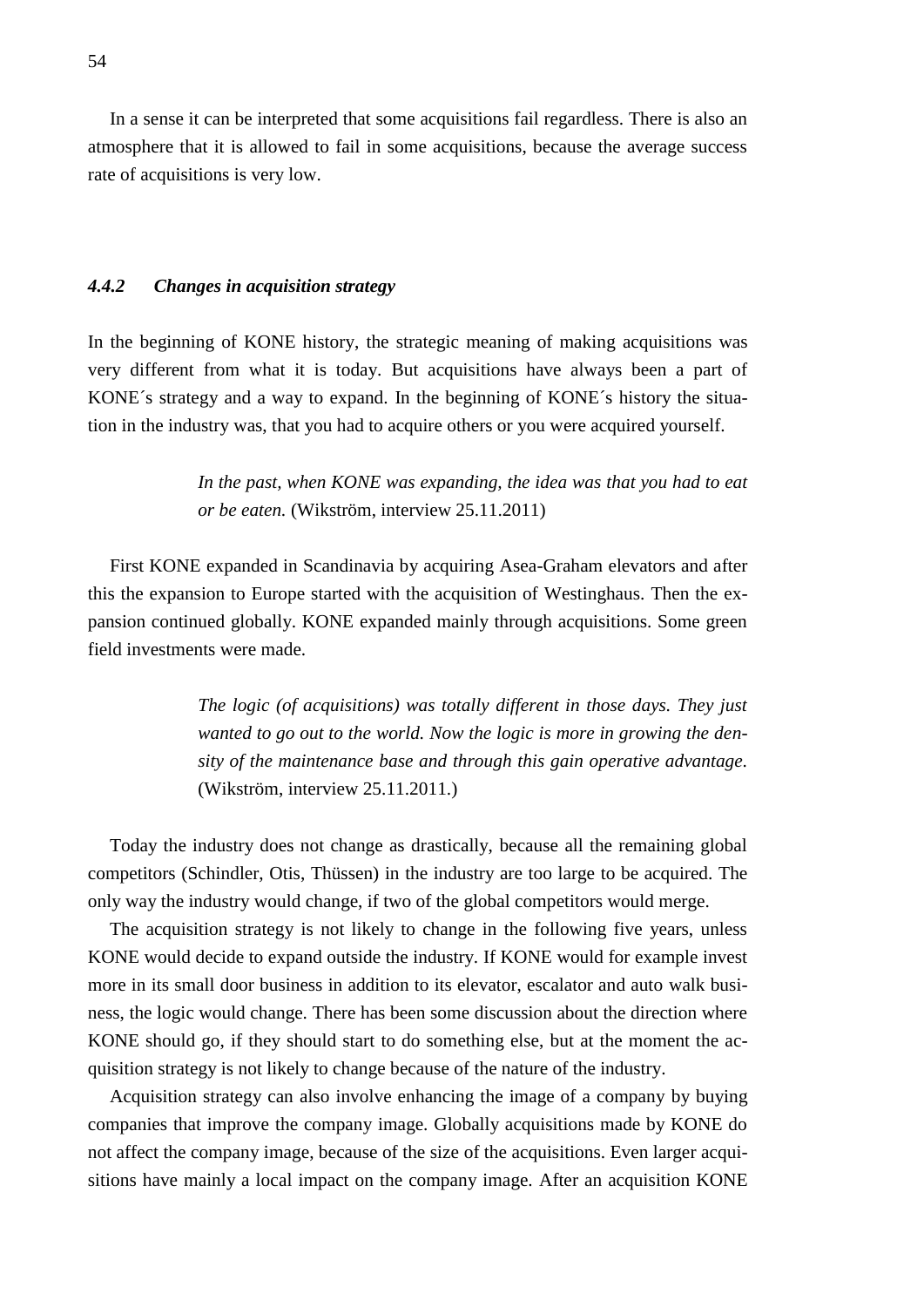In a sense it can be interpreted that some acquisitions fail regardless. There is also an atmosphere that it is allowed to fail in some acquisitions, because the average success rate of acquisitions is very low.

### *4.4.2 Changes in acquisition strategy*

In the beginning of KONE history, the strategic meaning of making acquisitions was very different from what it is today. But acquisitions have always been a part of KONE´s strategy and a way to expand. In the beginning of KONE´s history the situation in the industry was, that you had to acquire others or you were acquired yourself.

> *In the past, when KONE was expanding, the idea was that you had to eat or be eaten.* (Wikström, interview 25.11.2011)

First KONE expanded in Scandinavia by acquiring Asea-Graham elevators and after this the expansion to Europe started with the acquisition of Westinghaus. Then the expansion continued globally. KONE expanded mainly through acquisitions. Some green field investments were made.

> *The logic (of acquisitions) was totally different in those days. They just wanted to go out to the world. Now the logic is more in growing the density of the maintenance base and through this gain operative advantage.* (Wikström, interview 25.11.2011.)

Today the industry does not change as drastically, because all the remaining global competitors (Schindler, Otis, Thüssen) in the industry are too large to be acquired. The only way the industry would change, if two of the global competitors would merge.

The acquisition strategy is not likely to change in the following five years, unless KONE would decide to expand outside the industry. If KONE would for example invest more in its small door business in addition to its elevator, escalator and auto walk business, the logic would change. There has been some discussion about the direction where KONE should go, if they should start to do something else, but at the moment the acquisition strategy is not likely to change because of the nature of the industry.

Acquisition strategy can also involve enhancing the image of a company by buying companies that improve the company image. Globally acquisitions made by KONE do not affect the company image, because of the size of the acquisitions. Even larger acquisitions have mainly a local impact on the company image. After an acquisition KONE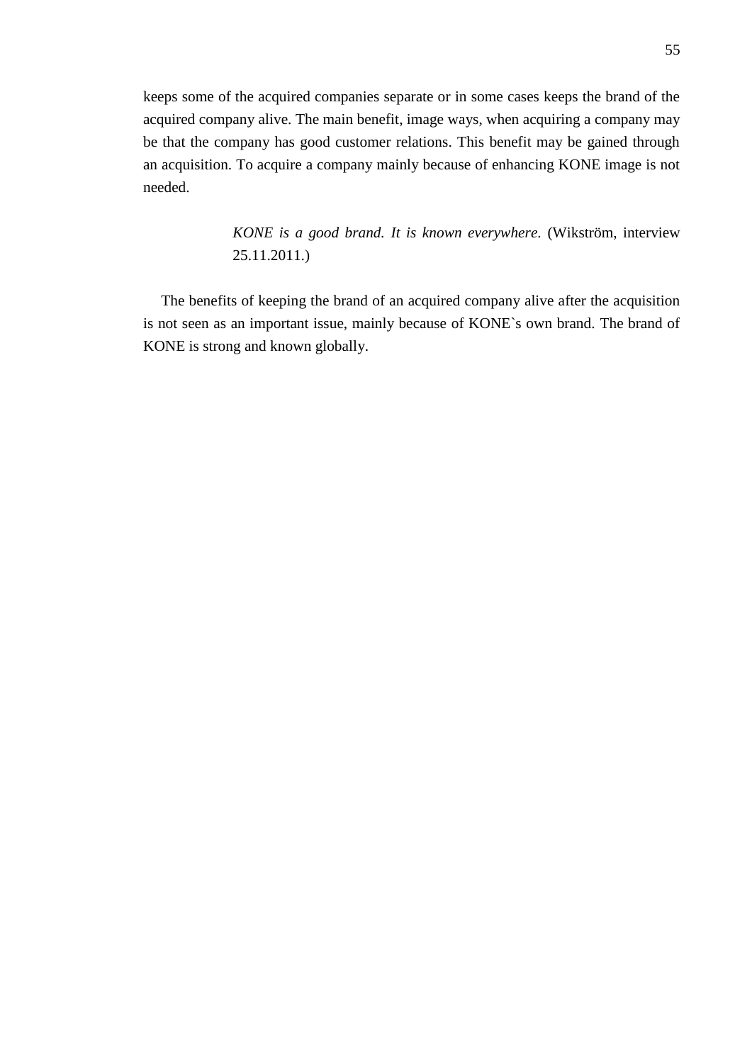keeps some of the acquired companies separate or in some cases keeps the brand of the acquired company alive. The main benefit, image ways, when acquiring a company may be that the company has good customer relations. This benefit may be gained through an acquisition. To acquire a company mainly because of enhancing KONE image is not needed.

> *KONE is a good brand. It is known everywhere.* (Wikström, interview 25.11.2011.)

The benefits of keeping the brand of an acquired company alive after the acquisition is not seen as an important issue, mainly because of KONE`s own brand. The brand of KONE is strong and known globally.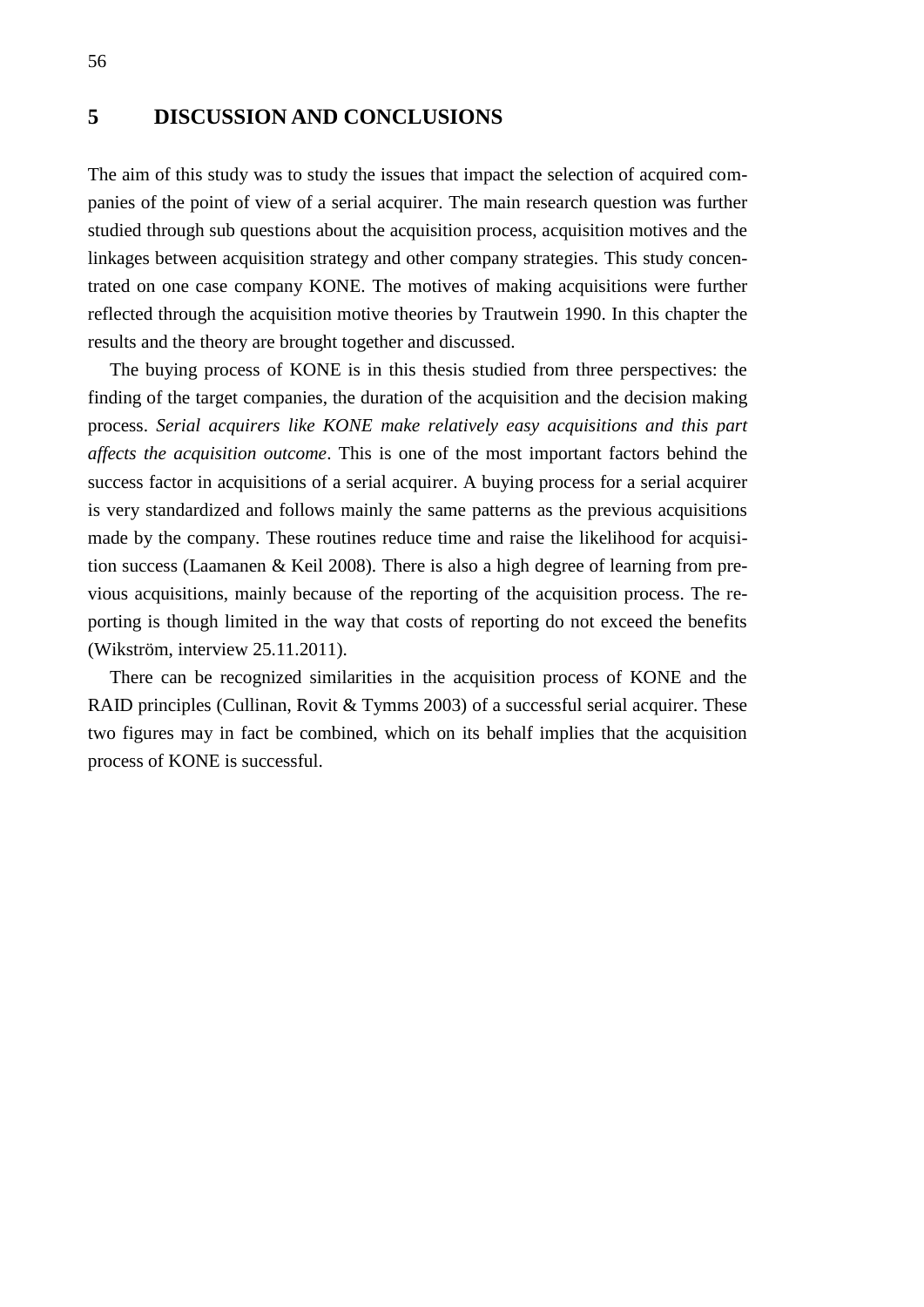# 5 DISCUSSION AND CONCLUSIONS

The aim of this study was to study the issues that impact the selection of acquired companies of the point of view of a serial acquirer. The main research question was further studied through sub questions about the acquisition process, acquisition motives and the linkages between acquisition strategy and other company strategies. This study concentrated on one case company KONE. The motives of making acquisitions were further reflected through the acquisition motive theories by Trautwein 1990. In this chapter the results and the theory are brought together and discussed.

The buying process of KONE is in this thesis studied from three perspectives: the finding of the target companies, the duration of the acquisition and the decision making process. *Serial acquirers like KONE make relatively easy acquisitions and this part affects the acquisition outcome*. This is one of the most important factors behind the success factor in acquisitions of a serial acquirer. A buying process for a serial acquirer is very standardized and follows mainly the same patterns as the previous acquisitions made by the company. These routines reduce time and raise the likelihood for acquisition success (Laamanen & Keil 2008). There is also a high degree of learning from previous acquisitions, mainly because of the reporting of the acquisition process. The reporting is though limited in the way that costs of reporting do not exceed the benefits (Wikström, interview 25.11.2011).

There can be recognized similarities in the acquisition process of KONE and the RAID principles (Cullinan, Rovit & Tymms 2003) of a successful serial acquirer. These two figures may in fact be combined, which on its behalf implies that the acquisition process of KONE is successful.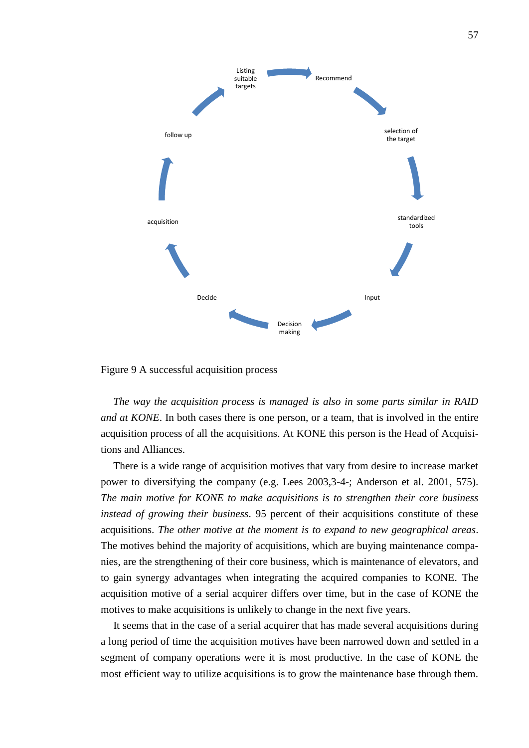Listing suitable targets → Recommend → selection of the target → standardized tools → Input → Decision making → Decide → acquisition → follow up → Listing suitable targets

Figure 9 A successful acquisition process

*The way the acquisition process is managed is also in some parts similar in RAID and at KONE*. In both cases there is one person, or a team, that is involved in the entire acquisition process of all the acquisitions. At KONE this person is the Head of Acquisitions and Alliances.

There is a wide range of acquisition motives that vary from desire to increase market power to diversifying the company (e.g. Lees 2003,3-4-; Anderson et al. 2001, 575). *The main motive for KONE to make acquisitions is to strengthen their core business instead of growing their business*. 95 percent of their acquisitions constitute of these acquisitions. *The other motive at the moment is to expand to new geographical areas*. The motives behind the majority of acquisitions, which are buying maintenance companies, are the strengthening of their core business, which is maintenance of elevators, and to gain synergy advantages when integrating the acquired companies to KONE. The acquisition motive of a serial acquirer differs over time, but in the case of KONE the motives to make acquisitions is unlikely to change in the next five years.

It seems that in the case of a serial acquirer that has made several acquisitions during a long period of time the acquisition motives have been narrowed down and settled in a segment of company operations were it is most productive. In the case of KONE the most efficient way to utilize acquisitions is to grow the maintenance base through them.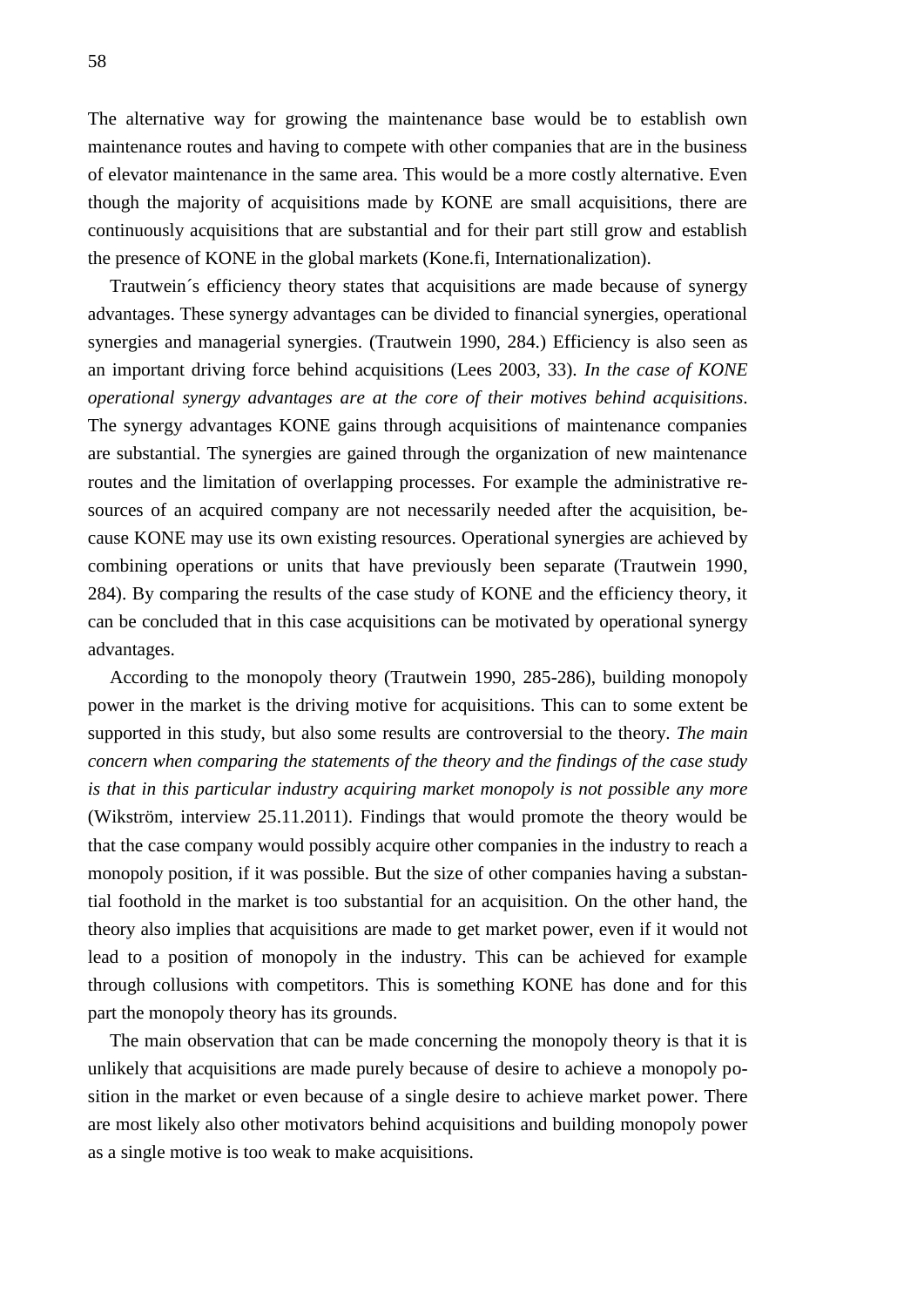The alternative way for growing the maintenance base would be to establish own maintenance routes and having to compete with other companies that are in the business of elevator maintenance in the same area. This would be a more costly alternative. Even though the majority of acquisitions made by KONE are small acquisitions, there are continuously acquisitions that are substantial and for their part still grow and establish the presence of KONE in the global markets (Kone.fi, Internationalization).

Trautwein´s efficiency theory states that acquisitions are made because of synergy advantages. These synergy advantages can be divided to financial synergies, operational synergies and managerial synergies. (Trautwein 1990, 284.) Efficiency is also seen as an important driving force behind acquisitions (Lees 2003, 33). *In the case of KONE operational synergy advantages are at the core of their motives behind acquisitions*. The synergy advantages KONE gains through acquisitions of maintenance companies are substantial. The synergies are gained through the organization of new maintenance routes and the limitation of overlapping processes. For example the administrative resources of an acquired company are not necessarily needed after the acquisition, because KONE may use its own existing resources. Operational synergies are achieved by combining operations or units that have previously been separate (Trautwein 1990, 284). By comparing the results of the case study of KONE and the efficiency theory, it can be concluded that in this case acquisitions can be motivated by operational synergy advantages.

According to the monopoly theory (Trautwein 1990, 285-286), building monopoly power in the market is the driving motive for acquisitions. This can to some extent be supported in this study, but also some results are controversial to the theory. *The main concern when comparing the statements of the theory and the findings of the case study is that in this particular industry acquiring market monopoly is not possible any more* (Wikström, interview 25.11.2011). Findings that would promote the theory would be that the case company would possibly acquire other companies in the industry to reach a monopoly position, if it was possible. But the size of other companies having a substantial foothold in the market is too substantial for an acquisition. On the other hand, the theory also implies that acquisitions are made to get market power, even if it would not lead to a position of monopoly in the industry. This can be achieved for example through collusions with competitors. This is something KONE has done and for this part the monopoly theory has its grounds.

The main observation that can be made concerning the monopoly theory is that it is unlikely that acquisitions are made purely because of desire to achieve a monopoly position in the market or even because of a single desire to achieve market power. There are most likely also other motivators behind acquisitions and building monopoly power as a single motive is too weak to make acquisitions.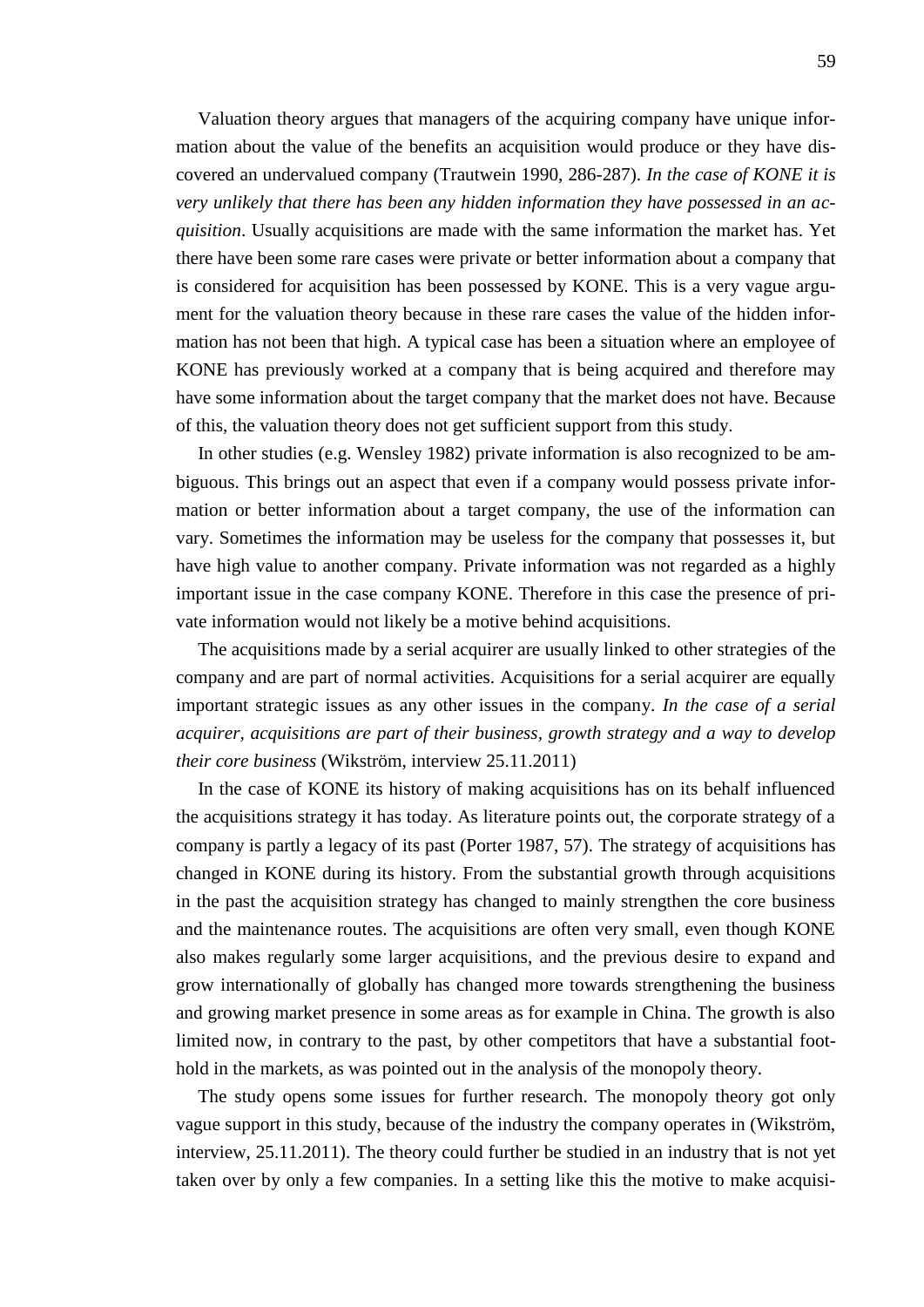Valuation theory argues that managers of the acquiring company have unique information about the value of the benefits an acquisition would produce or they have discovered an undervalued company (Trautwein 1990, 286-287). *In the case of KONE it is very unlikely that there has been any hidden information they have possessed in an acquisition*. Usually acquisitions are made with the same information the market has. Yet there have been some rare cases were private or better information about a company that is considered for acquisition has been possessed by KONE. This is a very vague argument for the valuation theory because in these rare cases the value of the hidden information has not been that high. A typical case has been a situation where an employee of KONE has previously worked at a company that is being acquired and therefore may have some information about the target company that the market does not have. Because of this, the valuation theory does not get sufficient support from this study.

In other studies (e.g. Wensley 1982) private information is also recognized to be ambiguous. This brings out an aspect that even if a company would possess private information or better information about a target company, the use of the information can vary. Sometimes the information may be useless for the company that possesses it, but have high value to another company. Private information was not regarded as a highly important issue in the case company KONE. Therefore in this case the presence of private information would not likely be a motive behind acquisitions.

The acquisitions made by a serial acquirer are usually linked to other strategies of the company and are part of normal activities. Acquisitions for a serial acquirer are equally important strategic issues as any other issues in the company. *In the case of a serial acquirer, acquisitions are part of their business, growth strategy and a way to develop their core business* (Wikström, interview 25.11.2011)

In the case of KONE its history of making acquisitions has on its behalf influenced the acquisitions strategy it has today. As literature points out, the corporate strategy of a company is partly a legacy of its past (Porter 1987, 57). The strategy of acquisitions has changed in KONE during its history. From the substantial growth through acquisitions in the past the acquisition strategy has changed to mainly strengthen the core business and the maintenance routes. The acquisitions are often very small, even though KONE also makes regularly some larger acquisitions, and the previous desire to expand and grow internationally of globally has changed more towards strengthening the business and growing market presence in some areas as for example in China. The growth is also limited now, in contrary to the past, by other competitors that have a substantial foothold in the markets, as was pointed out in the analysis of the monopoly theory.

The study opens some issues for further research. The monopoly theory got only vague support in this study, because of the industry the company operates in (Wikström, interview, 25.11.2011). The theory could further be studied in an industry that is not yet taken over by only a few companies. In a setting like this the motive to make acquisi-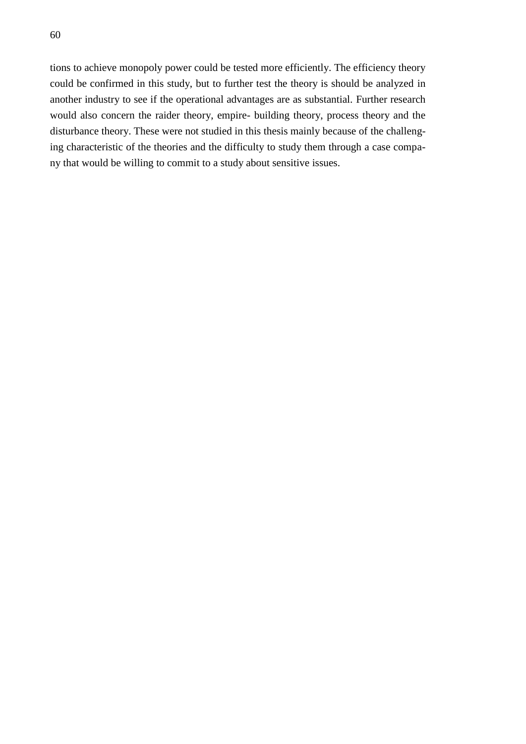tions to achieve monopoly power could be tested more efficiently. The efficiency theory could be confirmed in this study, but to further test the theory is should be analyzed in another industry to see if the operational advantages are as substantial. Further research would also concern the raider theory, empire- building theory, process theory and the disturbance theory. These were not studied in this thesis mainly because of the challenging characteristic of the theories and the difficulty to study them through a case company that would be willing to commit to a study about sensitive issues.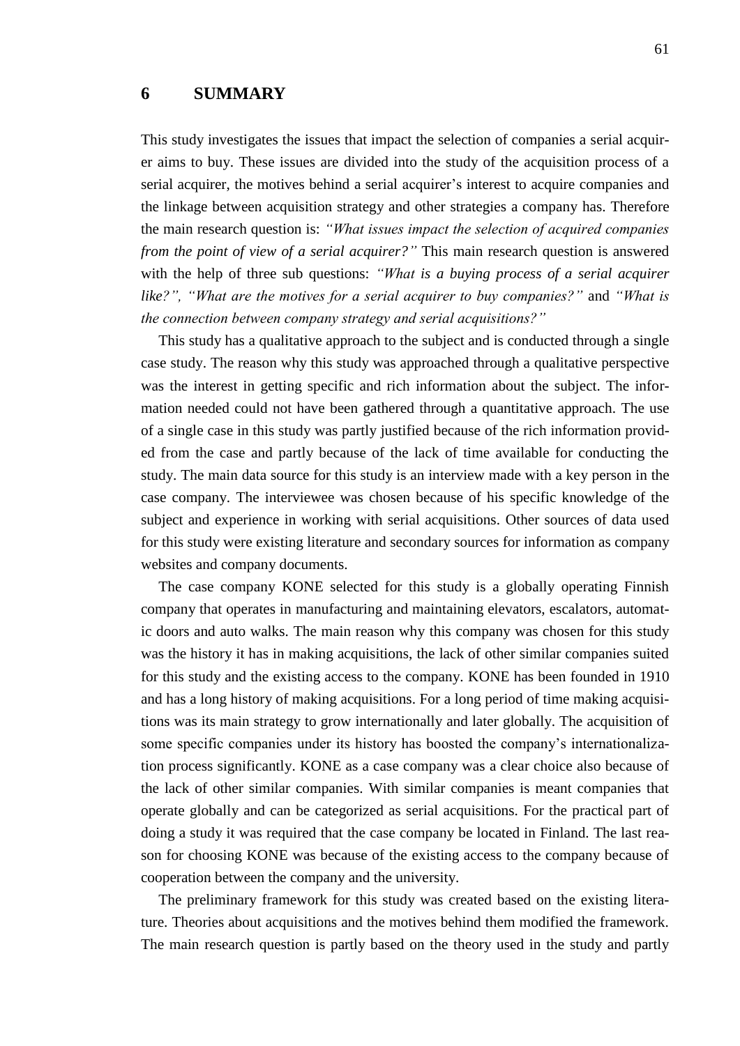# 6 SUMMARY

This study investigates the issues that impact the selection of companies a serial acquirer aims to buy. These issues are divided into the study of the acquisition process of a serial acquirer, the motives behind a serial acquirer's interest to acquire companies and the linkage between acquisition strategy and other strategies a company has. Therefore the main research question is: *"What issues impact the selection of acquired companies from the point of view of a serial acquirer?"* This main research question is answered with the help of three sub questions: *"What is a buying process of a serial acquirer like?", "What are the motives for a serial acquirer to buy companies?"* and *"What is the connection between company strategy and serial acquisitions?"*

This study has a qualitative approach to the subject and is conducted through a single case study. The reason why this study was approached through a qualitative perspective was the interest in getting specific and rich information about the subject. The information needed could not have been gathered through a quantitative approach. The use of a single case in this study was partly justified because of the rich information provided from the case and partly because of the lack of time available for conducting the study. The main data source for this study is an interview made with a key person in the case company. The interviewee was chosen because of his specific knowledge of the subject and experience in working with serial acquisitions. Other sources of data used for this study were existing literature and secondary sources for information as company websites and company documents.

The case company KONE selected for this study is a globally operating Finnish company that operates in manufacturing and maintaining elevators, escalators, automatic doors and auto walks. The main reason why this company was chosen for this study was the history it has in making acquisitions, the lack of other similar companies suited for this study and the existing access to the company. KONE has been founded in 1910 and has a long history of making acquisitions. For a long period of time making acquisitions was its main strategy to grow internationally and later globally. The acquisition of some specific companies under its history has boosted the company's internationalization process significantly. KONE as a case company was a clear choice also because of the lack of other similar companies. With similar companies is meant companies that operate globally and can be categorized as serial acquisitions. For the practical part of doing a study it was required that the case company be located in Finland. The last reason for choosing KONE was because of the existing access to the company because of cooperation between the company and the university.

The preliminary framework for this study was created based on the existing literature. Theories about acquisitions and the motives behind them modified the framework. The main research question is partly based on the theory used in the study and partly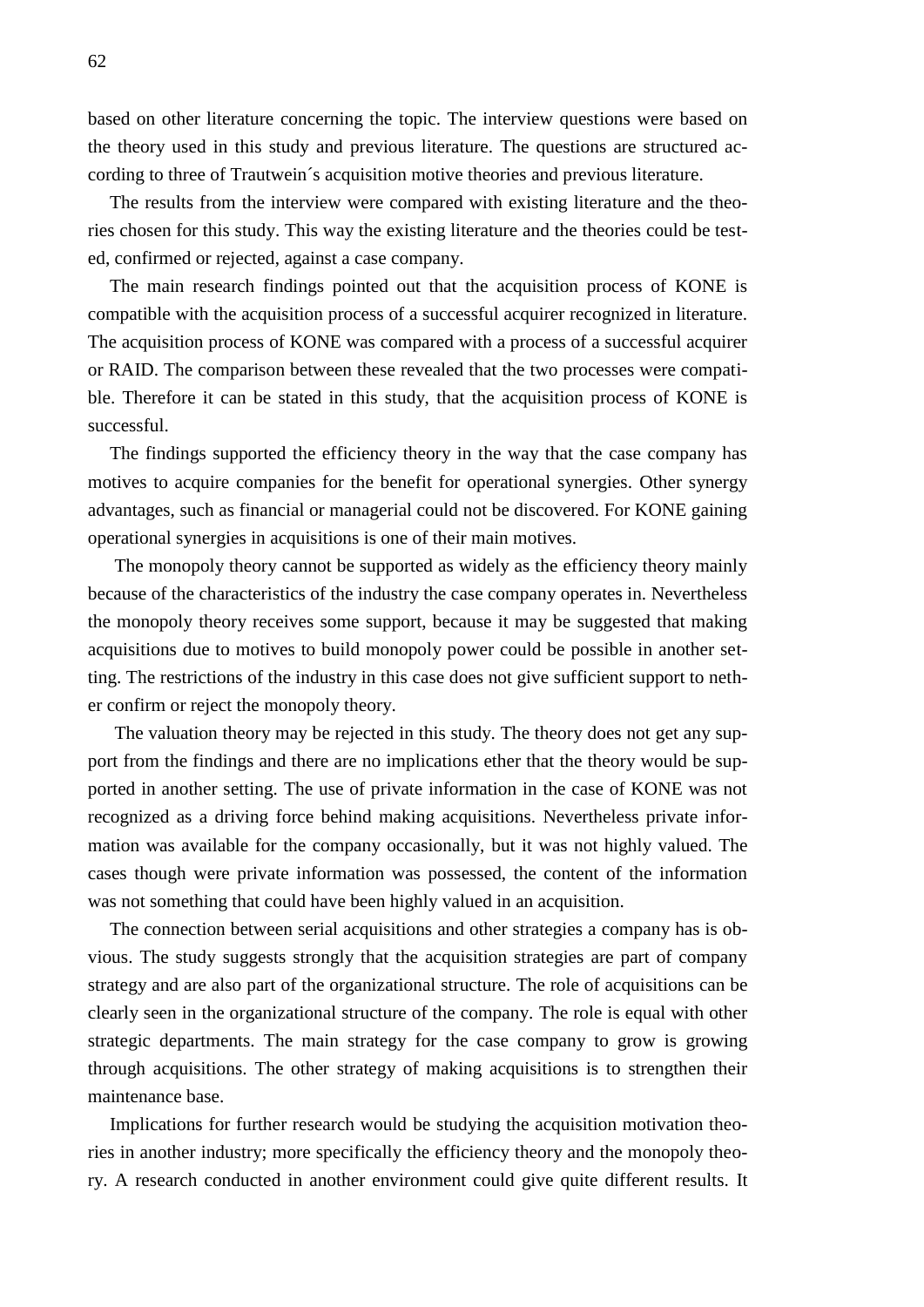based on other literature concerning the topic. The interview questions were based on the theory used in this study and previous literature. The questions are structured according to three of Trautwein´s acquisition motive theories and previous literature.

The results from the interview were compared with existing literature and the theories chosen for this study. This way the existing literature and the theories could be tested, confirmed or rejected, against a case company.

The main research findings pointed out that the acquisition process of KONE is compatible with the acquisition process of a successful acquirer recognized in literature. The acquisition process of KONE was compared with a process of a successful acquirer or RAID. The comparison between these revealed that the two processes were compatible. Therefore it can be stated in this study, that the acquisition process of KONE is successful.

The findings supported the efficiency theory in the way that the case company has motives to acquire companies for the benefit for operational synergies. Other synergy advantages, such as financial or managerial could not be discovered. For KONE gaining operational synergies in acquisitions is one of their main motives.

The monopoly theory cannot be supported as widely as the efficiency theory mainly because of the characteristics of the industry the case company operates in. Nevertheless the monopoly theory receives some support, because it may be suggested that making acquisitions due to motives to build monopoly power could be possible in another setting. The restrictions of the industry in this case does not give sufficient support to nether confirm or reject the monopoly theory.

The valuation theory may be rejected in this study. The theory does not get any support from the findings and there are no implications ether that the theory would be supported in another setting. The use of private information in the case of KONE was not recognized as a driving force behind making acquisitions. Nevertheless private information was available for the company occasionally, but it was not highly valued. The cases though were private information was possessed, the content of the information was not something that could have been highly valued in an acquisition.

The connection between serial acquisitions and other strategies a company has is obvious. The study suggests strongly that the acquisition strategies are part of company strategy and are also part of the organizational structure. The role of acquisitions can be clearly seen in the organizational structure of the company. The role is equal with other strategic departments. The main strategy for the case company to grow is growing through acquisitions. The other strategy of making acquisitions is to strengthen their maintenance base.

Implications for further research would be studying the acquisition motivation theories in another industry; more specifically the efficiency theory and the monopoly theory. A research conducted in another environment could give quite different results. It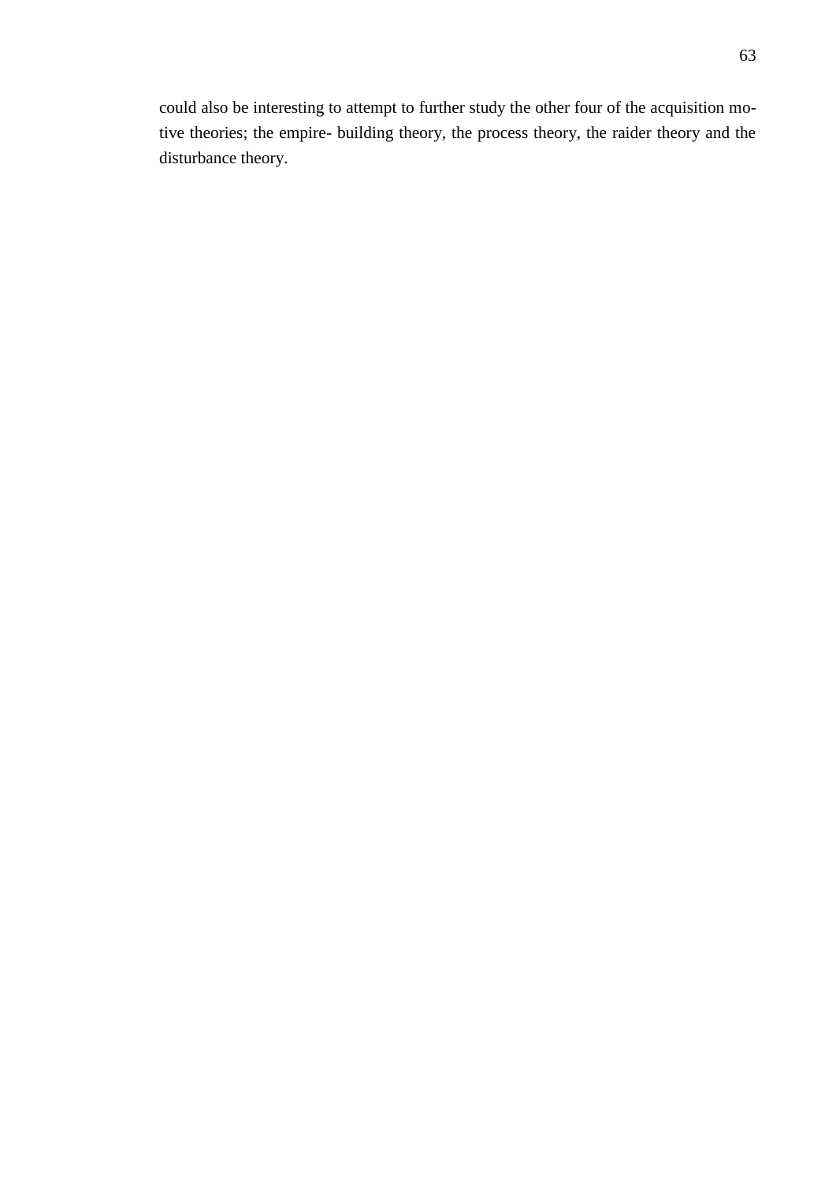could also be interesting to attempt to further study the other four of the acquisition motive theories; the empire- building theory, the process theory, the raider theory and the disturbance theory.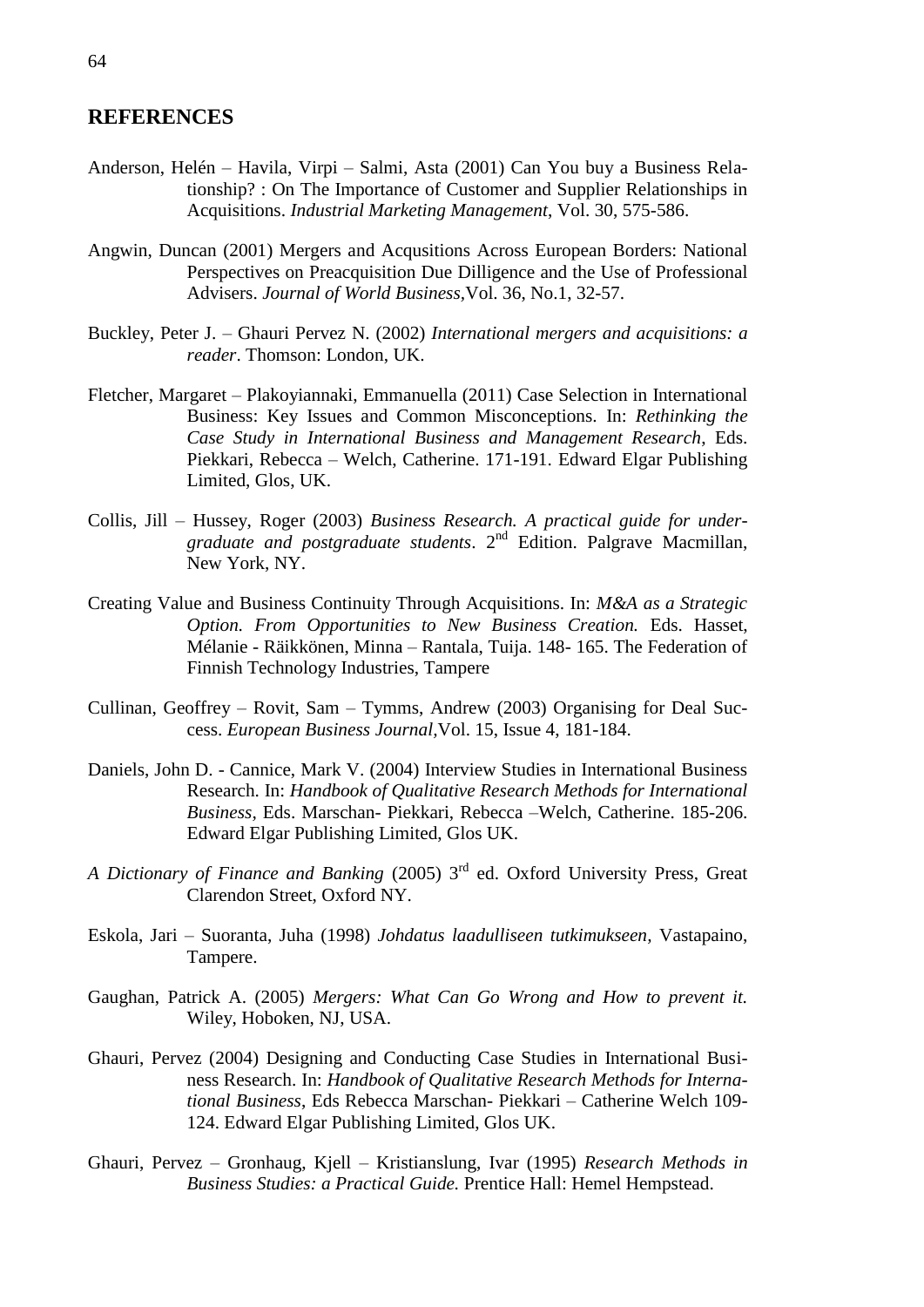## REFERENCES

Anderson, Helén – Havila, Virpi – Salmi, Asta (2001) Can You buy a Business Relationship? : On The Importance of Customer and Supplier Relationships in Acquisitions. *Industrial Marketing Management*, Vol. 30, 575-586.

Angwin, Duncan (2001) Mergers and Acqusitions Across European Borders: National Perspectives on Preacquisition Due Dilligence and the Use of Professional Advisers. *Journal of World Business,*Vol. 36, No.1, 32-57.

Buckley, Peter J. – Ghauri Pervez N. (2002) *International mergers and acquisitions: a reader*. Thomson: London, UK.

Fletcher, Margaret – Plakoyiannaki, Emmanuella (2011) Case Selection in International Business: Key Issues and Common Misconceptions. In: *Rethinking the Case Study in International Business and Management Research*, Eds. Piekkari, Rebecca – Welch, Catherine. 171-191. Edward Elgar Publishing Limited, Glos, UK.

Collis, Jill – Hussey, Roger (2003) *Business Research. A practical guide for undergraduate and postgraduate students*. 2nd Edition. Palgrave Macmillan, New York, NY.

Creating Value and Business Continuity Through Acquisitions. In: *M&A as a Strategic Option. From Opportunities to New Business Creation.* Eds. Hasset, Mélanie - Räikkönen, Minna – Rantala, Tuija. 148- 165. The Federation of Finnish Technology Industries, Tampere

Cullinan, Geoffrey – Rovit, Sam – Tymms, Andrew (2003) Organising for Deal Success. *European Business Journal,*Vol. 15, Issue 4, 181-184.

Daniels, John D. - Cannice, Mark V. (2004) Interview Studies in International Business Research. In: *Handbook of Qualitative Research Methods for International Business*, Eds. Marschan- Piekkari, Rebecca –Welch, Catherine. 185-206. Edward Elgar Publishing Limited, Glos UK.

*A Dictionary of Finance and Banking* (2005) 3rd ed. Oxford University Press, Great Clarendon Street, Oxford NY.

Eskola, Jari – Suoranta, Juha (1998) *Johdatus laadulliseen tutkimukseen,* Vastapaino, Tampere.

Gaughan, Patrick A. (2005) *Mergers: What Can Go Wrong and How to prevent it.* Wiley, Hoboken, NJ, USA.

Ghauri, Pervez (2004) Designing and Conducting Case Studies in International Business Research. In: *Handbook of Qualitative Research Methods for International Business*, Eds Rebecca Marschan- Piekkari – Catherine Welch 109-124. Edward Elgar Publishing Limited, Glos UK.

Ghauri, Pervez – Gronhaug, Kjell – Kristianslung, Ivar (1995) *Research Methods in Business Studies: a Practical Guide.* Prentice Hall: Hemel Hempstead.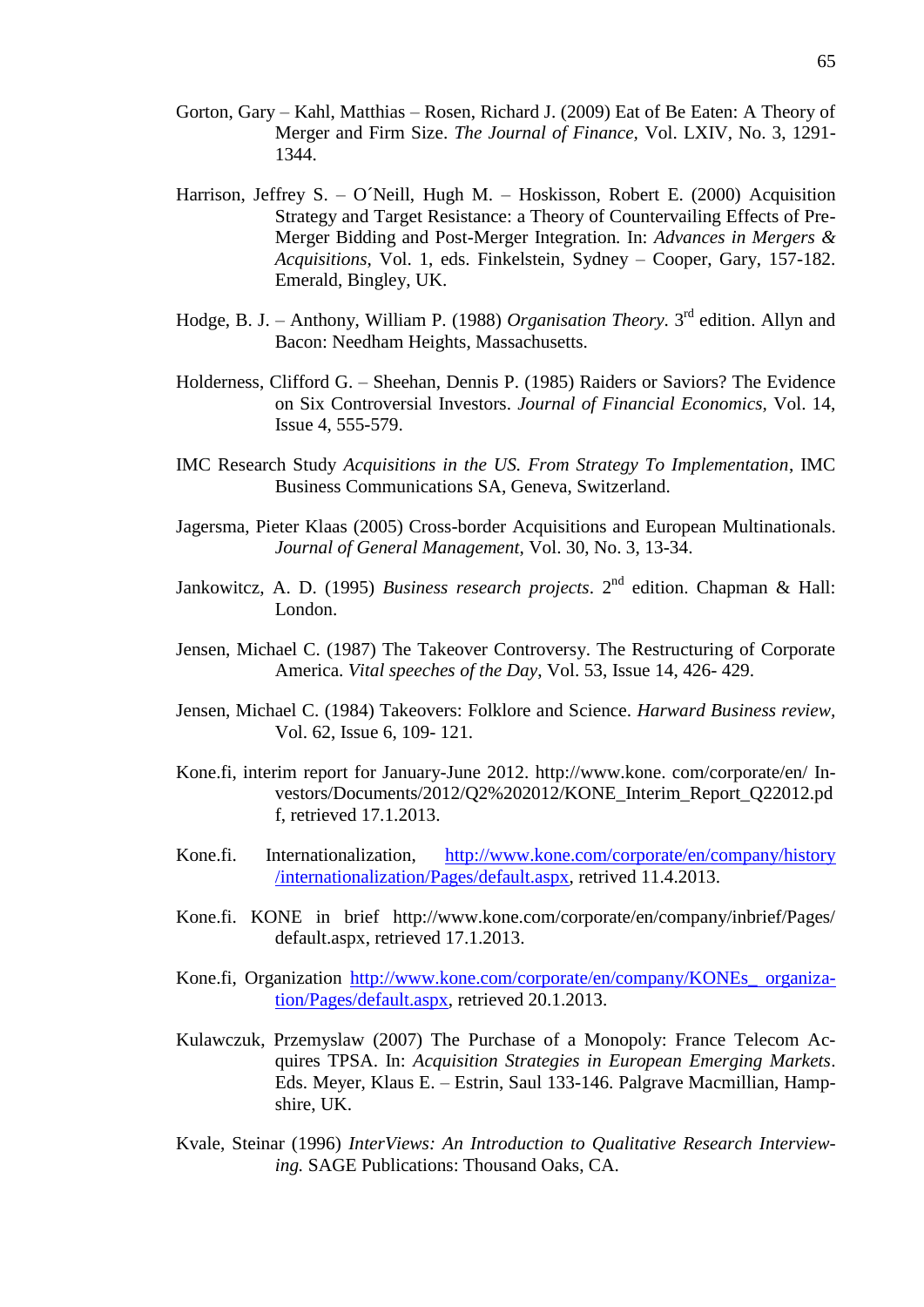Gorton, Gary – Kahl, Matthias – Rosen, Richard J. (2009) Eat of Be Eaten: A Theory of Merger and Firm Size. *The Journal of Finance*, Vol. LXIV, No. 3, 1291-1344.

Harrison, Jeffrey S. – O´Neill, Hugh M. – Hoskisson, Robert E. (2000) Acquisition Strategy and Target Resistance: a Theory of Countervailing Effects of Pre-Merger Bidding and Post-Merger Integration. In: *Advances in Mergers & Acquisitions*, Vol. 1, eds. Finkelstein, Sydney – Cooper, Gary, 157-182. Emerald, Bingley, UK.

Hodge, B. J. – Anthony, William P. (1988) *Organisation Theory*. 3rd edition. Allyn and Bacon: Needham Heights, Massachusetts.

Holderness, Clifford G. – Sheehan, Dennis P. (1985) Raiders or Saviors? The Evidence on Six Controversial Investors. *Journal of Financial Economics*, Vol. 14, Issue 4, 555-579.

IMC Research Study *Acquisitions in the US. From Strategy To Implementation*, IMC Business Communications SA, Geneva, Switzerland.

Jagersma, Pieter Klaas (2005) Cross-border Acquisitions and European Multinationals. *Journal of General Management*, Vol. 30, No. 3, 13-34.

Jankowitcz, A. D. (1995) *Business research projects*. 2nd edition. Chapman & Hall: London.

Jensen, Michael C. (1987) The Takeover Controversy. The Restructuring of Corporate America. *Vital speeches of the Day*, Vol. 53, Issue 14, 426- 429.

Jensen, Michael C. (1984) Takeovers: Folklore and Science. *Harward Business review*, Vol. 62, Issue 6, 109- 121.

Kone.fi, interim report for January-June 2012. http://www.kone. com/corporate/en/ Investors/Documents/2012/Q2%202012/KONE_Interim_Report_Q22012.pdf, retrieved 17.1.2013.

Kone.fi. Internationalization, http://www.kone.com/corporate/en/company/history/internationalization/Pages/default.aspx, retrived 11.4.2013.

Kone.fi. KONE in brief http://www.kone.com/corporate/en/company/inbrief/Pages/default.aspx, retrieved 17.1.2013.

Kone.fi, Organization http://www.kone.com/corporate/en/company/KONEs_ organization/Pages/default.aspx, retrieved 20.1.2013.

Kulawczuk, Przemyslaw (2007) The Purchase of a Monopoly: France Telecom Acquires TPSA. In: *Acquisition Strategies in European Emerging Markets*. Eds. Meyer, Klaus E. – Estrin, Saul 133-146. Palgrave Macmillian, Hampshire, UK.

Kvale, Steinar (1996) *InterViews: An Introduction to Qualitative Research Interviewing.* SAGE Publications: Thousand Oaks, CA.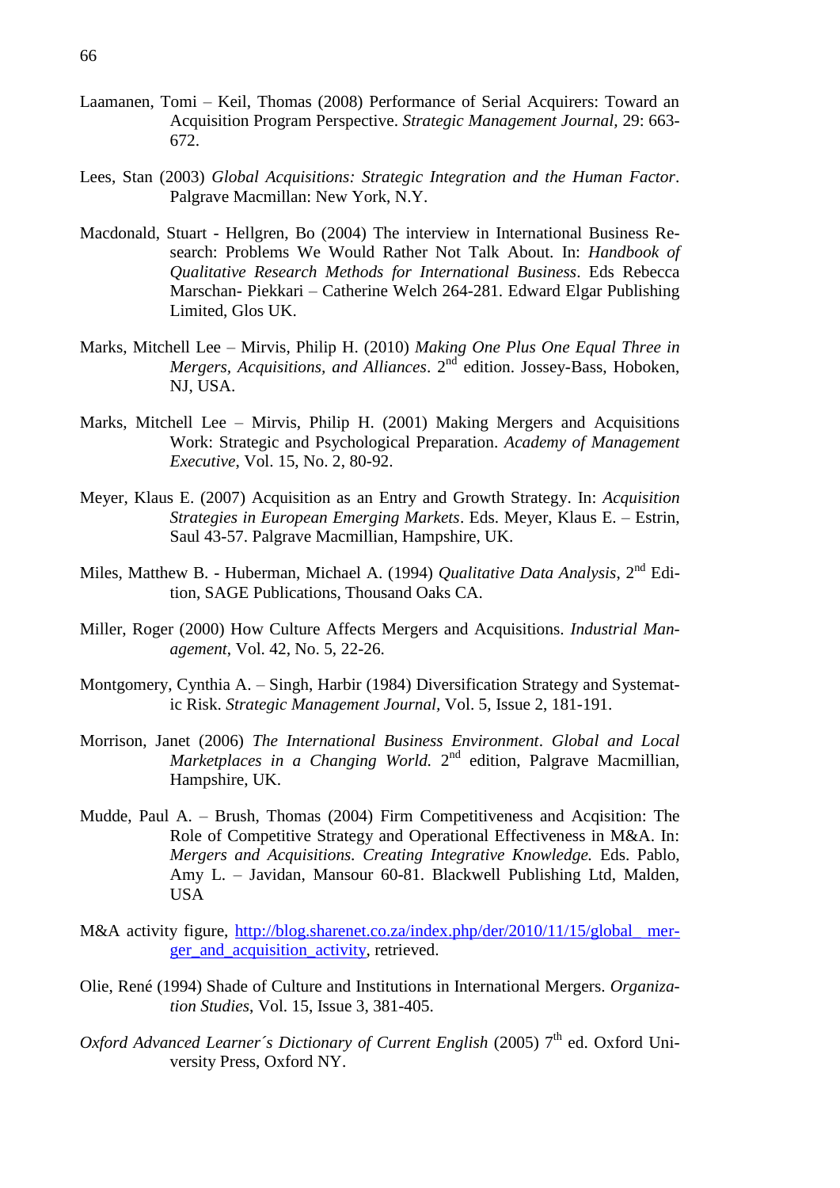Laamanen, Tomi – Keil, Thomas (2008) Performance of Serial Acquirers: Toward an Acquisition Program Perspective. *Strategic Management Journal*, 29: 663-672.

Lees, Stan (2003) *Global Acquisitions: Strategic Integration and the Human Factor*. Palgrave Macmillan: New York, N.Y.

Macdonald, Stuart - Hellgren, Bo (2004) The interview in International Business Research: Problems We Would Rather Not Talk About. In: *Handbook of Qualitative Research Methods for International Business*. Eds Rebecca Marschan- Piekkari – Catherine Welch 264-281. Edward Elgar Publishing Limited, Glos UK.

Marks, Mitchell Lee – Mirvis, Philip H. (2010) *Making One Plus One Equal Three in Mergers, Acquisitions, and Alliances*. 2nd edition. Jossey-Bass, Hoboken, NJ, USA.

Marks, Mitchell Lee – Mirvis, Philip H. (2001) Making Mergers and Acquisitions Work: Strategic and Psychological Preparation. *Academy of Management Executive*, Vol. 15, No. 2, 80-92.

Meyer, Klaus E. (2007) Acquisition as an Entry and Growth Strategy. In: *Acquisition Strategies in European Emerging Markets*. Eds. Meyer, Klaus E. – Estrin, Saul 43-57. Palgrave Macmillian, Hampshire, UK.

Miles, Matthew B. - Huberman, Michael A. (1994) *Qualitative Data Analysis*, 2nd Edition, SAGE Publications, Thousand Oaks CA.

Miller, Roger (2000) How Culture Affects Mergers and Acquisitions. *Industrial Management*, Vol. 42, No. 5, 22-26.

Montgomery, Cynthia A. – Singh, Harbir (1984) Diversification Strategy and Systematic Risk. *Strategic Management Journal*, Vol. 5, Issue 2, 181-191.

Morrison, Janet (2006) *The International Business Environment*. *Global and Local Marketplaces in a Changing World.* 2nd edition, Palgrave Macmillian, Hampshire, UK.

Mudde, Paul A. – Brush, Thomas (2004) Firm Competitiveness and Acqisition: The Role of Competitive Strategy and Operational Effectiveness in M&A. In: *Mergers and Acquisitions. Creating Integrative Knowledge.* Eds. Pablo, Amy L. – Javidan, Mansour 60-81. Blackwell Publishing Ltd, Malden, USA

M&A activity figure, [http://blog.sharenet.co.za/index.php/der/2010/11/15/global_merger_and_acquisition_activity](http://blog.sharenet.co.za/index.php/der/2010/11/15/global_merger_and_acquisition_activity), retrieved.

Olie, René (1994) Shade of Culture and Institutions in International Mergers. *Organization Studies*, Vol. 15, Issue 3, 381-405.

*Oxford Advanced Learner´s Dictionary of Current English* (2005) 7th ed. Oxford University Press, Oxford NY.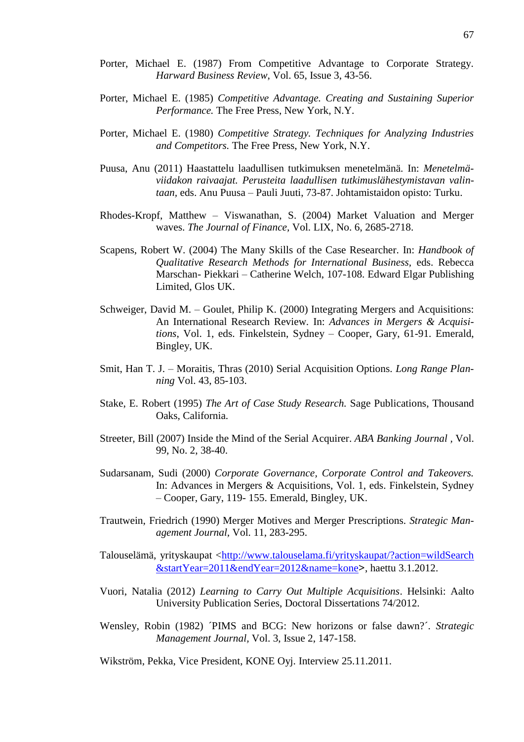Porter, Michael E. (1987) From Competitive Advantage to Corporate Strategy. *Harward Business Review*, Vol. 65, Issue 3, 43-56.

Porter, Michael E. (1985) *Competitive Advantage. Creating and Sustaining Superior Performance.* The Free Press, New York, N.Y.

Porter, Michael E. (1980) *Competitive Strategy. Techniques for Analyzing Industries and Competitors.* The Free Press, New York, N.Y.

Puusa, Anu (2011) Haastattelu laadullisen tutkimuksen menetelmänä. In: *Menetelmä-viidakon raivaajat. Perusteita laadullisen tutkimuslähestymistavan valintaan*, eds. Anu Puusa – Pauli Juuti, 73-87. Johtamistaidon opisto: Turku.

Rhodes-Kropf, Matthew – Viswanathan, S. (2004) Market Valuation and Merger waves. *The Journal of Finance,* Vol. LIX, No. 6, 2685-2718.

Scapens, Robert W. (2004) The Many Skills of the Case Researcher. In: *Handbook of Qualitative Research Methods for International Business*, eds. Rebecca Marschan- Piekkari – Catherine Welch, 107-108. Edward Elgar Publishing Limited, Glos UK.

Schweiger, David M. – Goulet, Philip K. (2000) Integrating Mergers and Acquisitions: An International Research Review. In: *Advances in Mergers & Acquisitions*, Vol. 1, eds. Finkelstein, Sydney – Cooper, Gary, 61-91. Emerald, Bingley, UK.

Smit, Han T. J. – Moraitis, Thras (2010) Serial Acquisition Options. *Long Range Planning* Vol. 43, 85-103.

Stake, E. Robert (1995) *The Art of Case Study Research.* Sage Publications, Thousand Oaks, California.

Streeter, Bill (2007) Inside the Mind of the Serial Acquirer. *ABA Banking Journal* , Vol. 99, No. 2, 38-40.

Sudarsanam, Sudi (2000) *Corporate Governance, Corporate Control and Takeovers.* In: Advances in Mergers & Acquisitions, Vol. 1, eds. Finkelstein, Sydney – Cooper, Gary, 119- 155. Emerald, Bingley, UK.

Trautwein, Friedrich (1990) Merger Motives and Merger Prescriptions. *Strategic Management Journal*, Vol. 11, 283-295.

Talouselämä, yrityskaupat <http://www.talouselama.fi/yrityskaupat/?action=wildSearch&startYear=2011&endYear=2012&name=kone>, haettu 3.1.2012.

Vuori, Natalia (2012) *Learning to Carry Out Multiple Acquisitions*. Helsinki: Aalto University Publication Series, Doctoral Dissertations 74/2012.

Wensley, Robin (1982) ´PIMS and BCG: New horizons or false dawn?´. *Strategic Management Journal*, Vol. 3, Issue 2, 147-158.

Wikström, Pekka, Vice President, KONE Oyj. Interview 25.11.2011.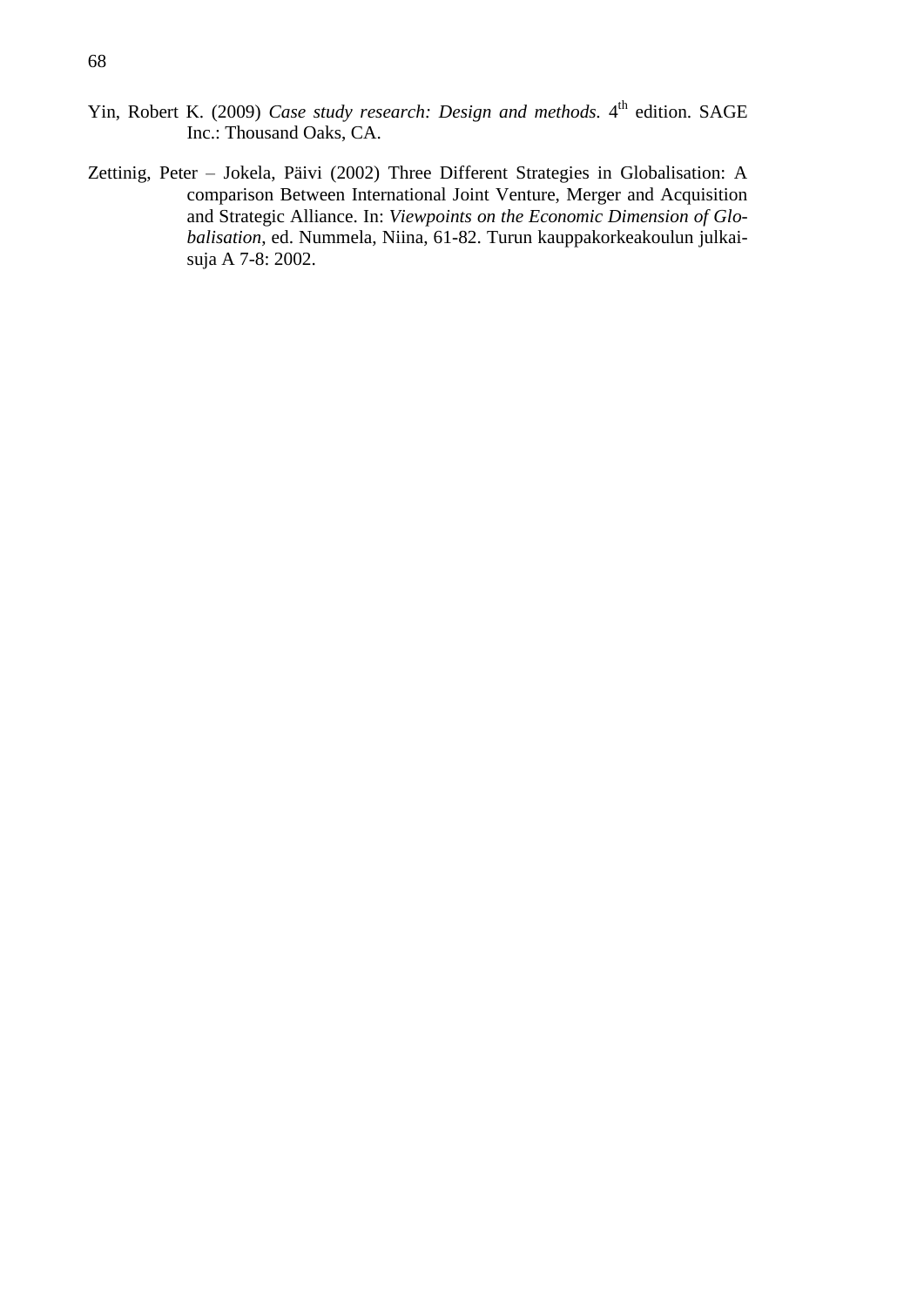Yin, Robert K. (2009) *Case study research: Design and methods.* 4$^{th}$ edition. SAGE Inc.: Thousand Oaks, CA.

Zettinig, Peter – Jokela, Päivi (2002) Three Different Strategies in Globalisation: A comparison Between International Joint Venture, Merger and Acquisition and Strategic Alliance. In: *Viewpoints on the Economic Dimension of Globalisation,* ed. Nummela, Niina, 61-82. Turun kauppakorkeakoulun julkaisuja A 7-8: 2002.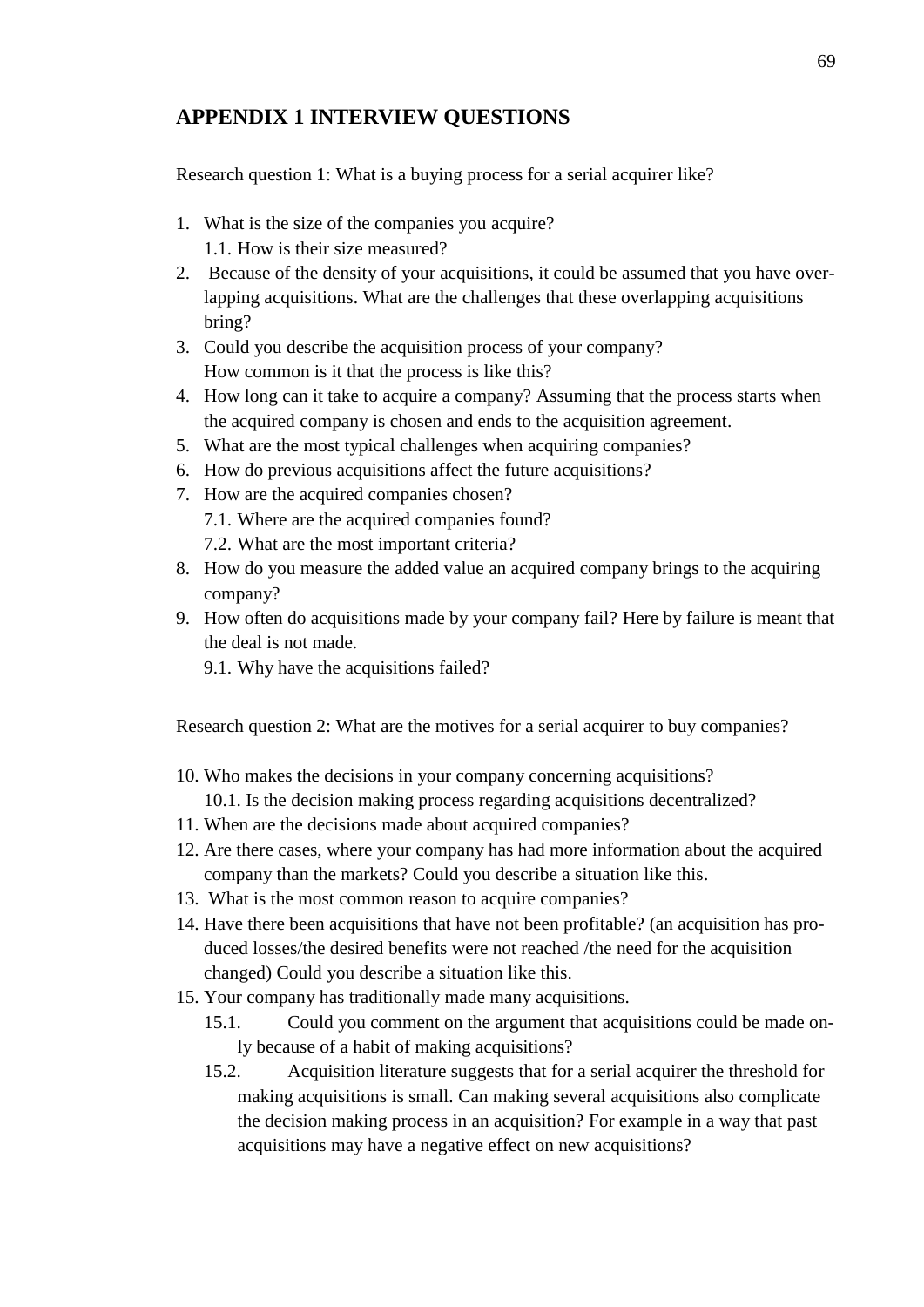## APPENDIX 1 INTERVIEW QUESTIONS

Research question 1: What is a buying process for a serial acquirer like?

1. What is the size of the companies you acquire?
   1.1. How is their size measured?
2. Because of the density of your acquisitions, it could be assumed that you have overlapping acquisitions. What are the challenges that these overlapping acquisitions bring?
3. Could you describe the acquisition process of your company?
   How common is it that the process is like this?
4. How long can it take to acquire a company? Assuming that the process starts when the acquired company is chosen and ends to the acquisition agreement.
5. What are the most typical challenges when acquiring companies?
6. How do previous acquisitions affect the future acquisitions?
7. How are the acquired companies chosen?
   7.1. Where are the acquired companies found?
   7.2. What are the most important criteria?
8. How do you measure the added value an acquired company brings to the acquiring company?
9. How often do acquisitions made by your company fail? Here by failure is meant that the deal is not made.
   9.1. Why have the acquisitions failed?

Research question 2: What are the motives for a serial acquirer to buy companies?

10. Who makes the decisions in your company concerning acquisitions?
    10.1. Is the decision making process regarding acquisitions decentralized?
11. When are the decisions made about acquired companies?
12. Are there cases, where your company has had more information about the acquired company than the markets? Could you describe a situation like this.
13. What is the most common reason to acquire companies?
14. Have there been acquisitions that have not been profitable? (an acquisition has produced losses/the desired benefits were not reached /the need for the acquisition changed) Could you describe a situation like this.
15. Your company has traditionally made many acquisitions.
    15.1. Could you comment on the argument that acquisitions could be made only because of a habit of making acquisitions?
    15.2. Acquisition literature suggests that for a serial acquirer the threshold for making acquisitions is small. Can making several acquisitions also complicate the decision making process in an acquisition? For example in a way that past acquisitions may have a negative effect on new acquisitions?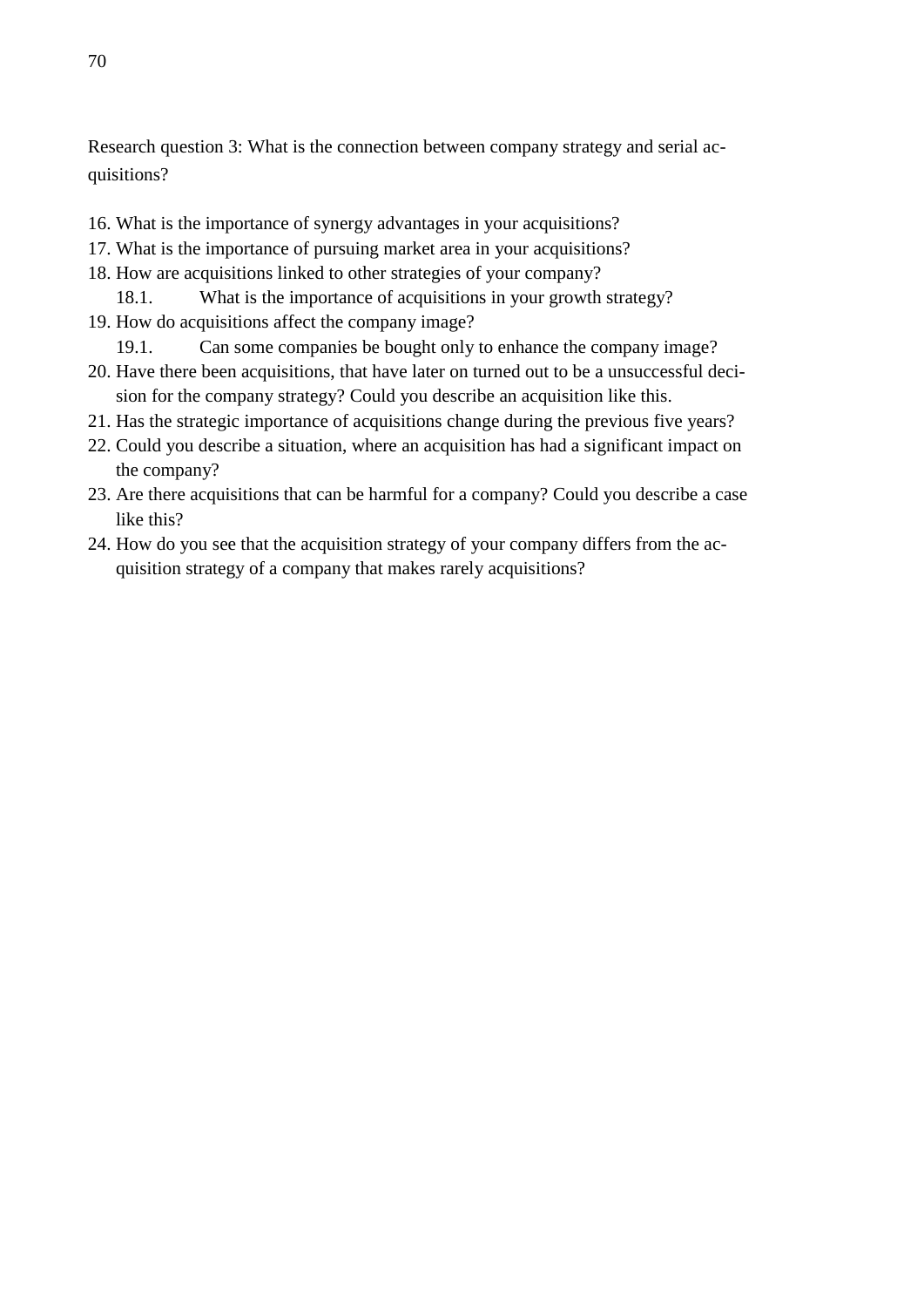Research question 3: What is the connection between company strategy and serial acquisitions?

16. What is the importance of synergy advantages in your acquisitions?
17. What is the importance of pursuing market area in your acquisitions?
18. How are acquisitions linked to other strategies of your company?
    18.1. What is the importance of acquisitions in your growth strategy?
19. How do acquisitions affect the company image?
    19.1. Can some companies be bought only to enhance the company image?
20. Have there been acquisitions, that have later on turned out to be a unsuccessful decision for the company strategy? Could you describe an acquisition like this.
21. Has the strategic importance of acquisitions change during the previous five years?
22. Could you describe a situation, where an acquisition has had a significant impact on the company?
23. Are there acquisitions that can be harmful for a company? Could you describe a case like this?
24. How do you see that the acquisition strategy of your company differs from the acquisition strategy of a company that makes rarely acquisitions?